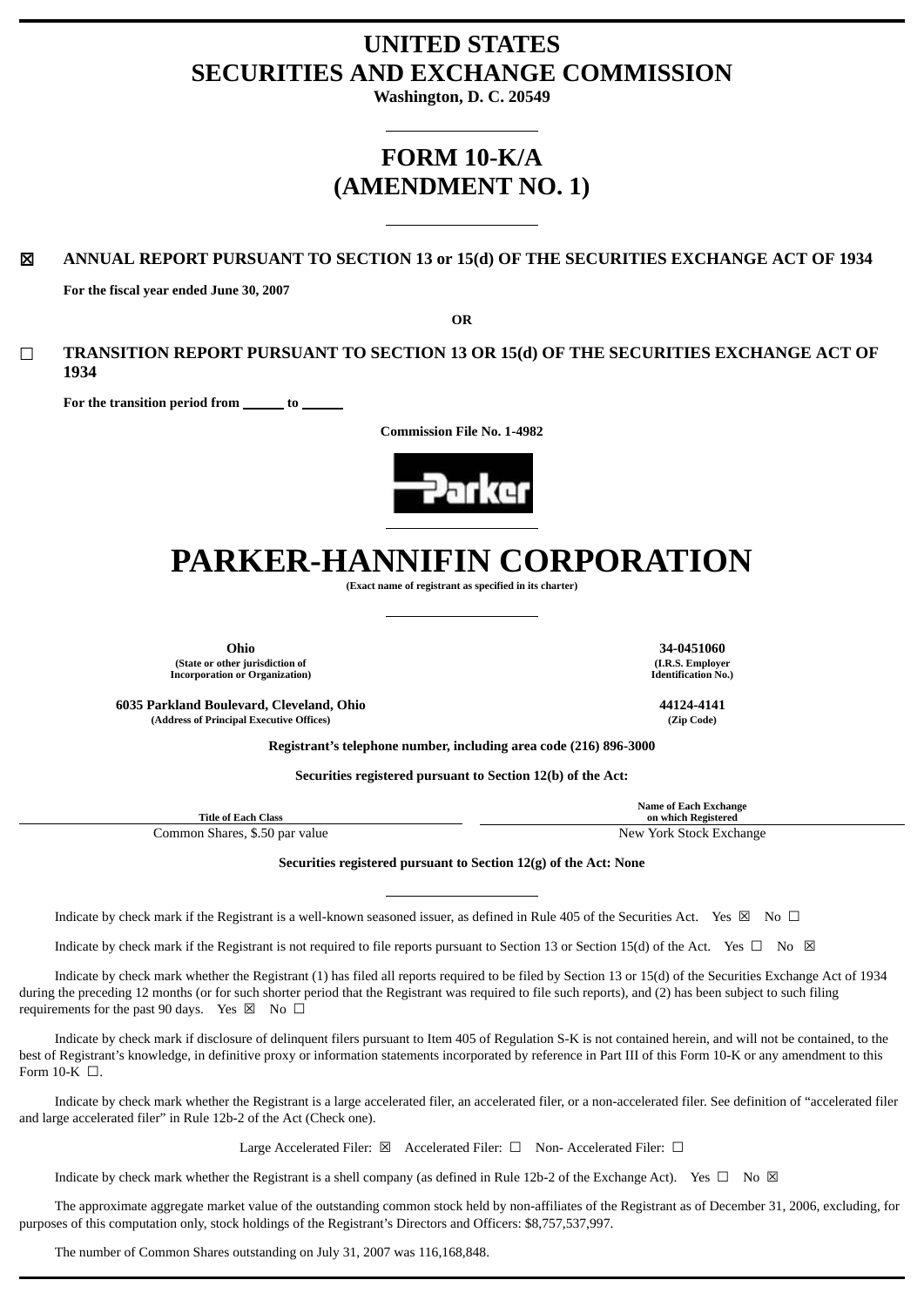# UNITED STATES
# SECURITIES AND EXCHANGE COMMISSION

**Washington, D. C. 20549**

# FORM 10-K/A
# (AMENDMENT NO. 1)

☒ **ANNUAL REPORT PURSUANT TO SECTION 13 or 15(d) OF THE SECURITIES EXCHANGE ACT OF 1934**

**For the fiscal year ended June 30, 2007**

**OR**

☐ **TRANSITION REPORT PURSUANT TO SECTION 13 OR 15(d) OF THE SECURITIES EXCHANGE ACT OF 1934**

**For the transition period from ______ to ______**

**Commission File No. 1-4982**

# PARKER-HANNIFIN CORPORATION

**(Exact name of registrant as specified in its charter)**

| | |
|---|---|
| **Ohio**<br>**(State or other jurisdiction of Incorporation or Organization)** | **34-0451060**<br>**(I.R.S. Employer Identification No.)** |
| **6035 Parkland Boulevard, Cleveland, Ohio**<br>**(Address of Principal Executive Offices)** | **44124-4141**<br>**(Zip Code)** |

**Registrant's telephone number, including area code (216) 896-3000**

**Securities registered pursuant to Section 12(b) of the Act:**

| Title of Each Class | Name of Each Exchange on which Registered |
|---|---|
| Common Shares, $.50 par value | New York Stock Exchange |

**Securities registered pursuant to Section 12(g) of the Act: None**

Indicate by check mark if the Registrant is a well-known seasoned issuer, as defined in Rule 405 of the Securities Act. Yes ☒ No ☐

Indicate by check mark if the Registrant is not required to file reports pursuant to Section 13 or Section 15(d) of the Act. Yes ☐ No ☒

Indicate by check mark whether the Registrant (1) has filed all reports required to be filed by Section 13 or 15(d) of the Securities Exchange Act of 1934 during the preceding 12 months (or for such shorter period that the Registrant was required to file such reports), and (2) has been subject to such filing requirements for the past 90 days. Yes ☒ No ☐

Indicate by check mark if disclosure of delinquent filers pursuant to Item 405 of Regulation S-K is not contained herein, and will not be contained, to the best of Registrant's knowledge, in definitive proxy or information statements incorporated by reference in Part III of this Form 10-K or any amendment to this Form 10-K ☐.

Indicate by check mark whether the Registrant is a large accelerated filer, an accelerated filer, or a non-accelerated filer. See definition of "accelerated filer and large accelerated filer" in Rule 12b-2 of the Act (Check one).

Large Accelerated Filer: ☒ Accelerated Filer: ☐ Non- Accelerated Filer: ☐

Indicate by check mark whether the Registrant is a shell company (as defined in Rule 12b-2 of the Exchange Act). Yes ☐ No ☒

The approximate aggregate market value of the outstanding common stock held by non-affiliates of the Registrant as of December 31, 2006, excluding, for purposes of this computation only, stock holdings of the Registrant's Directors and Officers: $8,757,537,997.

The number of Common Shares outstanding on July 31, 2007 was 116,168,848.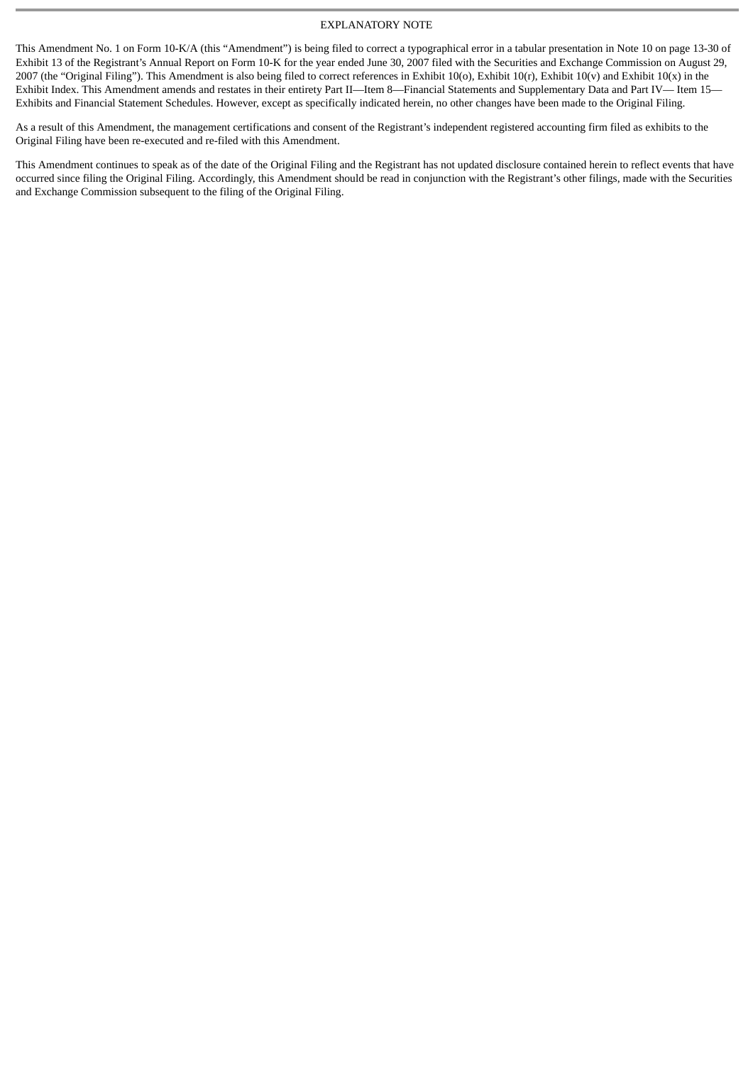## EXPLANATORY NOTE

This Amendment No. 1 on Form 10-K/A (this "Amendment") is being filed to correct a typographical error in a tabular presentation in Note 10 on page 13-30 of Exhibit 13 of the Registrant's Annual Report on Form 10-K for the year ended June 30, 2007 filed with the Securities and Exchange Commission on August 29, 2007 (the "Original Filing"). This Amendment is also being filed to correct references in Exhibit 10(o), Exhibit 10(r), Exhibit 10(v) and Exhibit 10(x) in the Exhibit Index. This Amendment amends and restates in their entirety Part II—Item 8—Financial Statements and Supplementary Data and Part IV— Item 15—Exhibits and Financial Statement Schedules. However, except as specifically indicated herein, no other changes have been made to the Original Filing.

As a result of this Amendment, the management certifications and consent of the Registrant's independent registered accounting firm filed as exhibits to the Original Filing have been re-executed and re-filed with this Amendment.

This Amendment continues to speak as of the date of the Original Filing and the Registrant has not updated disclosure contained herein to reflect events that have occurred since filing the Original Filing. Accordingly, this Amendment should be read in conjunction with the Registrant's other filings, made with the Securities and Exchange Commission subsequent to the filing of the Original Filing.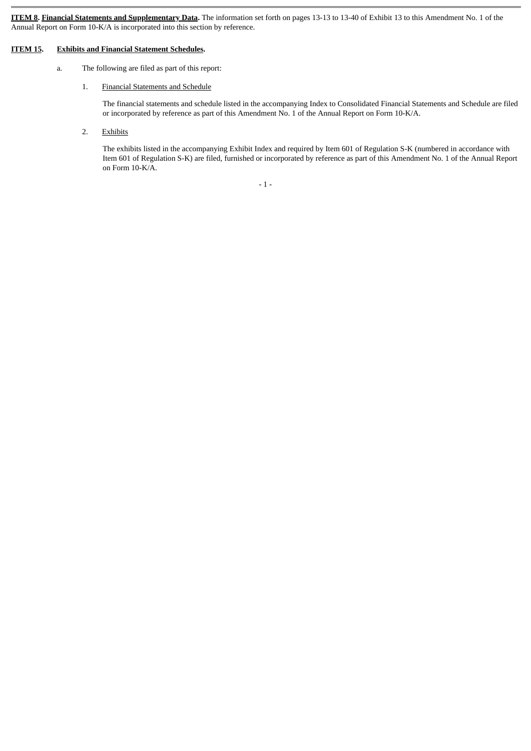**ITEM 8. Financial Statements and Supplementary Data.** The information set forth on pages 13-13 to 13-40 of Exhibit 13 to this Amendment No. 1 of the Annual Report on Form 10-K/A is incorporated into this section by reference.

**ITEM 15. Exhibits and Financial Statement Schedules.**

a. The following are filed as part of this report:

1. Financial Statements and Schedule

   The financial statements and schedule listed in the accompanying Index to Consolidated Financial Statements and Schedule are filed or incorporated by reference as part of this Amendment No. 1 of the Annual Report on Form 10-K/A.

2. Exhibits

   The exhibits listed in the accompanying Exhibit Index and required by Item 601 of Regulation S-K (numbered in accordance with Item 601 of Regulation S-K) are filed, furnished or incorporated by reference as part of this Amendment No. 1 of the Annual Report on Form 10-K/A.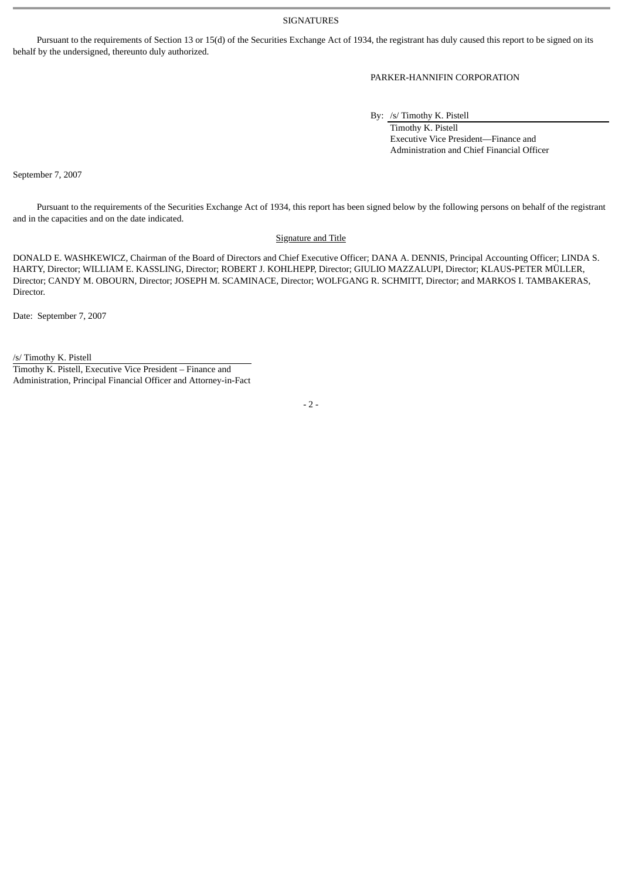SIGNATURES

Pursuant to the requirements of Section 13 or 15(d) of the Securities Exchange Act of 1934, the registrant has duly caused this report to be signed on its behalf by the undersigned, thereunto duly authorized.

PARKER-HANNIFIN CORPORATION

By: /s/ Timothy K. Pistell
Timothy K. Pistell
Executive Vice President—Finance and Administration and Chief Financial Officer

September 7, 2007

Pursuant to the requirements of the Securities Exchange Act of 1934, this report has been signed below by the following persons on behalf of the registrant and in the capacities and on the date indicated.

Signature and Title

DONALD E. WASHKEWICZ, Chairman of the Board of Directors and Chief Executive Officer; DANA A. DENNIS, Principal Accounting Officer; LINDA S. HARTY, Director; WILLIAM E. KASSLING, Director; ROBERT J. KOHLHEPP, Director; GIULIO MAZZALUPI, Director; KLAUS-PETER MÜLLER, Director; CANDY M. OBOURN, Director; JOSEPH M. SCAMINACE, Director; WOLFGANG R. SCHMITT, Director; and MARKOS I. TAMBAKERAS, Director.

Date: September 7, 2007

/s/ Timothy K. Pistell
Timothy K. Pistell, Executive Vice President – Finance and Administration, Principal Financial Officer and Attorney-in-Fact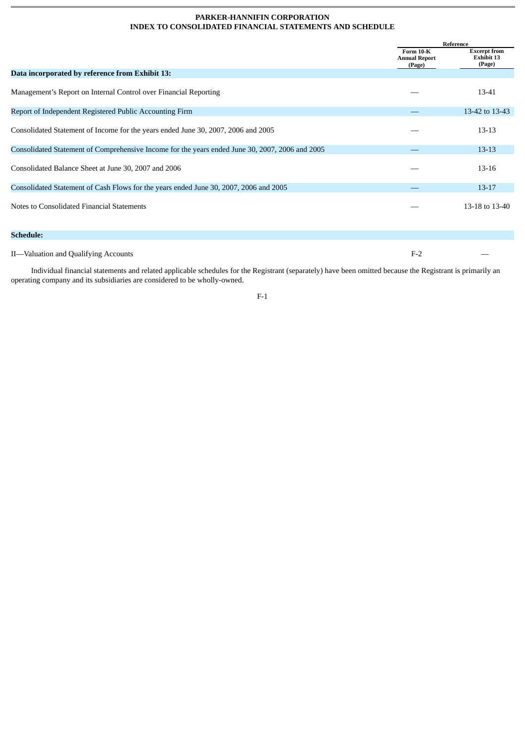# PARKER-HANNIFIN CORPORATION
## INDEX TO CONSOLIDATED FINANCIAL STATEMENTS AND SCHEDULE

| | Reference | |
|---|---|---|
| | Form 10-K Annual Report (Page) | Excerpt from Exhibit 13 (Page) |
| **Data incorporated by reference from Exhibit 13:** | | |
| Management's Report on Internal Control over Financial Reporting | — | 13-41 |
| Report of Independent Registered Public Accounting Firm | — | 13-42 to 13-43 |
| Consolidated Statement of Income for the years ended June 30, 2007, 2006 and 2005 | — | 13-13 |
| Consolidated Statement of Comprehensive Income for the years ended June 30, 2007, 2006 and 2005 | — | 13-13 |
| Consolidated Balance Sheet at June 30, 2007 and 2006 | — | 13-16 |
| Consolidated Statement of Cash Flows for the years ended June 30, 2007, 2006 and 2005 | — | 13-17 |
| Notes to Consolidated Financial Statements | — | 13-18 to 13-40 |
| **Schedule:** | | |
| II—Valuation and Qualifying Accounts | F-2 | — |

Individual financial statements and related applicable schedules for the Registrant (separately) have been omitted because the Registrant is primarily an operating company and its subsidiaries are considered to be wholly-owned.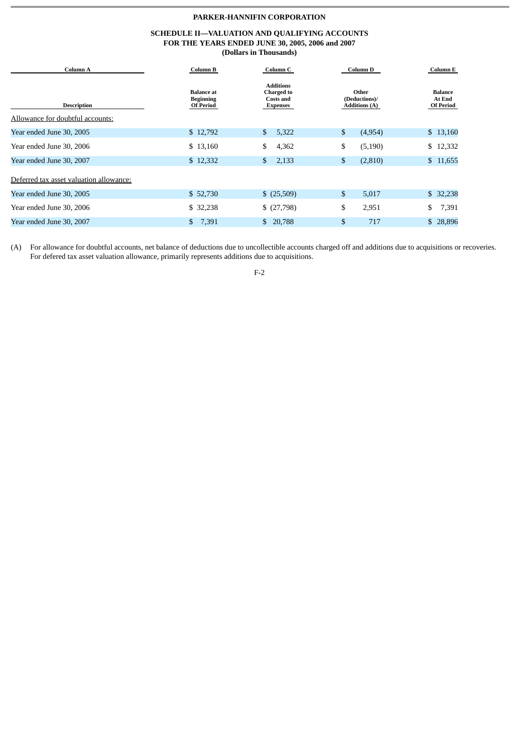**PARKER-HANNIFIN CORPORATION**

**SCHEDULE II—VALUATION AND QUALIFYING ACCOUNTS**
**FOR THE YEARS ENDED JUNE 30, 2005, 2006 and 2007**
**(Dollars in Thousands)**

| Column A | Column B | Column C | Column D | Column E |
|---|---|---|---|---|
| **Description** | **Balance at Beginning Of Period** | **Additions Charged to Costs and Expenses** | **Other (Deductions)/ Additions (A)** | **Balance At End Of Period** |
| Allowance for doubtful accounts: | | | | |
| Year ended June 30, 2005 | $ 12,792 | $ 5,322 | $ (4,954) | $ 13,160 |
| Year ended June 30, 2006 | $ 13,160 | $ 4,362 | $ (5,190) | $ 12,332 |
| Year ended June 30, 2007 | $ 12,332 | $ 2,133 | $ (2,810) | $ 11,655 |
| Deferred tax asset valuation allowance: | | | | |
| Year ended June 30, 2005 | $ 52,730 | $ (25,509) | $ 5,017 | $ 32,238 |
| Year ended June 30, 2006 | $ 32,238 | $ (27,798) | $ 2,951 | $ 7,391 |
| Year ended June 30, 2007 | $ 7,391 | $ 20,788 | $ 717 | $ 28,896 |

(A) For allowance for doubtful accounts, net balance of deductions due to uncollectible accounts charged off and additions due to acquisitions or recoveries. For defered tax asset valuation allowance, primarily represents additions due to acquisitions.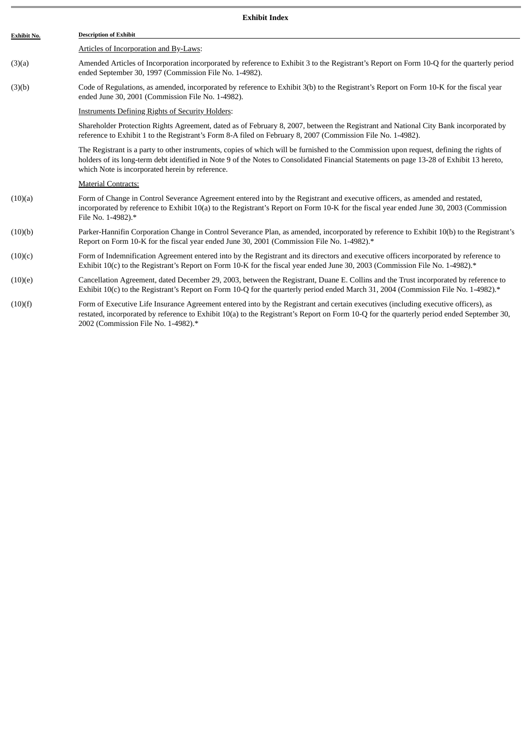## Exhibit Index

| Exhibit No. | Description of Exhibit |
|---|---|
| | Articles of Incorporation and By-Laws: |
| (3)(a) | Amended Articles of Incorporation incorporated by reference to Exhibit 3 to the Registrant's Report on Form 10-Q for the quarterly period ended September 30, 1997 (Commission File No. 1-4982). |
| (3)(b) | Code of Regulations, as amended, incorporated by reference to Exhibit 3(b) to the Registrant's Report on Form 10-K for the fiscal year ended June 30, 2001 (Commission File No. 1-4982). |
| | Instruments Defining Rights of Security Holders: |
| | Shareholder Protection Rights Agreement, dated as of February 8, 2007, between the Registrant and National City Bank incorporated by reference to Exhibit 1 to the Registrant's Form 8-A filed on February 8, 2007 (Commission File No. 1-4982). |
| | The Registrant is a party to other instruments, copies of which will be furnished to the Commission upon request, defining the rights of holders of its long-term debt identified in Note 9 of the Notes to Consolidated Financial Statements on page 13-28 of Exhibit 13 hereto, which Note is incorporated herein by reference. |
| | Material Contracts: |
| (10)(a) | Form of Change in Control Severance Agreement entered into by the Registrant and executive officers, as amended and restated, incorporated by reference to Exhibit 10(a) to the Registrant's Report on Form 10-K for the fiscal year ended June 30, 2003 (Commission File No. 1-4982).* |
| (10)(b) | Parker-Hannifin Corporation Change in Control Severance Plan, as amended, incorporated by reference to Exhibit 10(b) to the Registrant's Report on Form 10-K for the fiscal year ended June 30, 2001 (Commission File No. 1-4982).* |
| (10)(c) | Form of Indemnification Agreement entered into by the Registrant and its directors and executive officers incorporated by reference to Exhibit 10(c) to the Registrant's Report on Form 10-K for the fiscal year ended June 30, 2003 (Commission File No. 1-4982).* |
| (10)(e) | Cancellation Agreement, dated December 29, 2003, between the Registrant, Duane E. Collins and the Trust incorporated by reference to Exhibit 10(c) to the Registrant's Report on Form 10-Q for the quarterly period ended March 31, 2004 (Commission File No. 1-4982).* |
| (10)(f) | Form of Executive Life Insurance Agreement entered into by the Registrant and certain executives (including executive officers), as restated, incorporated by reference to Exhibit 10(a) to the Registrant's Report on Form 10-Q for the quarterly period ended September 30, 2002 (Commission File No. 1-4982).* |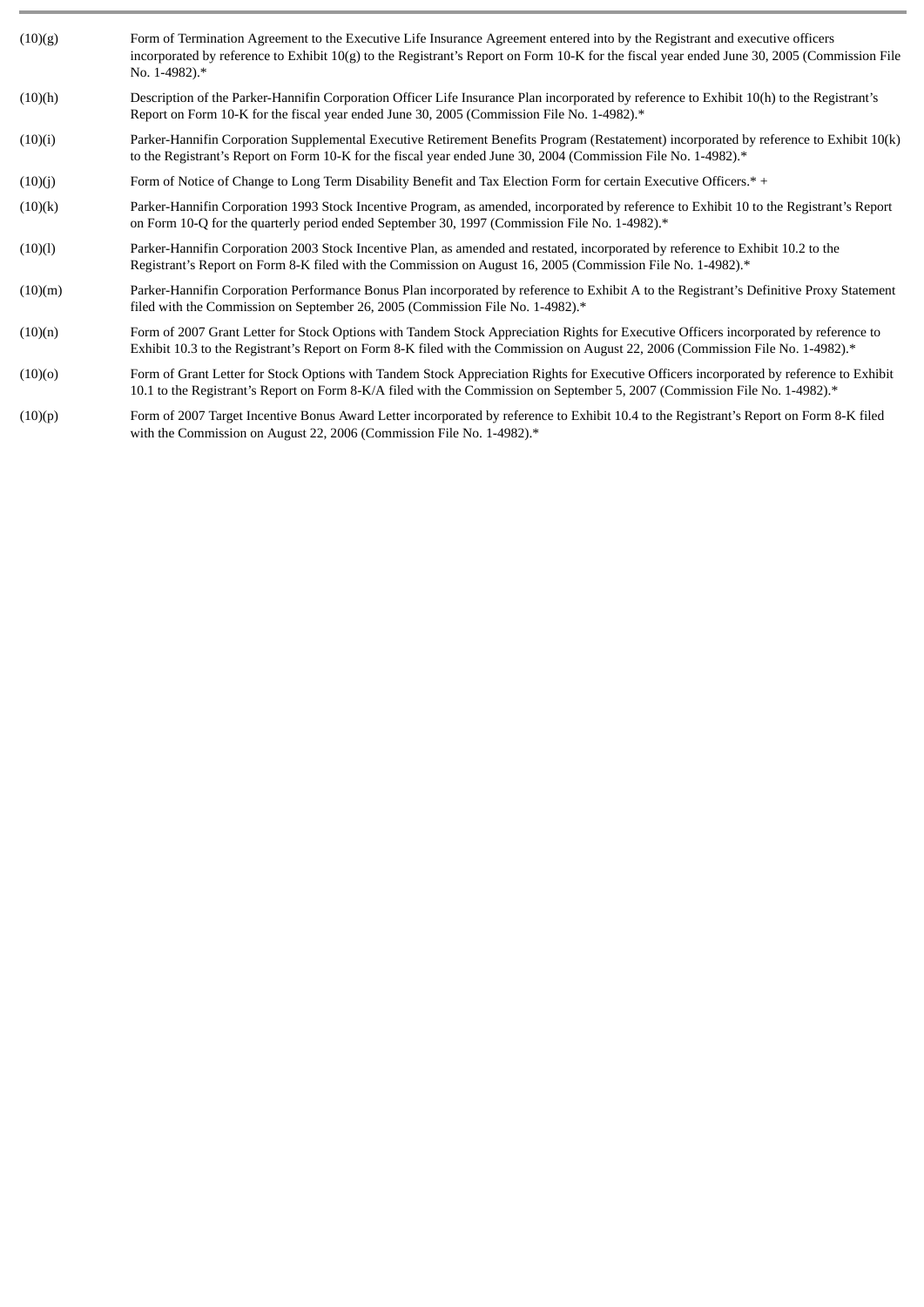| | |
|---|---|
| (10)(g) | Form of Termination Agreement to the Executive Life Insurance Agreement entered into by the Registrant and executive officers incorporated by reference to Exhibit 10(g) to the Registrant's Report on Form 10-K for the fiscal year ended June 30, 2005 (Commission File No. 1-4982).* |
| (10)(h) | Description of the Parker-Hannifin Corporation Officer Life Insurance Plan incorporated by reference to Exhibit 10(h) to the Registrant's Report on Form 10-K for the fiscal year ended June 30, 2005 (Commission File No. 1-4982).* |
| (10)(i) | Parker-Hannifin Corporation Supplemental Executive Retirement Benefits Program (Restatement) incorporated by reference to Exhibit 10(k) to the Registrant's Report on Form 10-K for the fiscal year ended June 30, 2004 (Commission File No. 1-4982).* |
| (10)(j) | Form of Notice of Change to Long Term Disability Benefit and Tax Election Form for certain Executive Officers.* + |
| (10)(k) | Parker-Hannifin Corporation 1993 Stock Incentive Program, as amended, incorporated by reference to Exhibit 10 to the Registrant's Report on Form 10-Q for the quarterly period ended September 30, 1997 (Commission File No. 1-4982).* |
| (10)(l) | Parker-Hannifin Corporation 2003 Stock Incentive Plan, as amended and restated, incorporated by reference to Exhibit 10.2 to the Registrant's Report on Form 8-K filed with the Commission on August 16, 2005 (Commission File No. 1-4982).* |
| (10)(m) | Parker-Hannifin Corporation Performance Bonus Plan incorporated by reference to Exhibit A to the Registrant's Definitive Proxy Statement filed with the Commission on September 26, 2005 (Commission File No. 1-4982).* |
| (10)(n) | Form of 2007 Grant Letter for Stock Options with Tandem Stock Appreciation Rights for Executive Officers incorporated by reference to Exhibit 10.3 to the Registrant's Report on Form 8-K filed with the Commission on August 22, 2006 (Commission File No. 1-4982).* |
| (10)(o) | Form of Grant Letter for Stock Options with Tandem Stock Appreciation Rights for Executive Officers incorporated by reference to Exhibit 10.1 to the Registrant's Report on Form 8-K/A filed with the Commission on September 5, 2007 (Commission File No. 1-4982).* |
| (10)(p) | Form of 2007 Target Incentive Bonus Award Letter incorporated by reference to Exhibit 10.4 to the Registrant's Report on Form 8-K filed with the Commission on August 22, 2006 (Commission File No. 1-4982).* |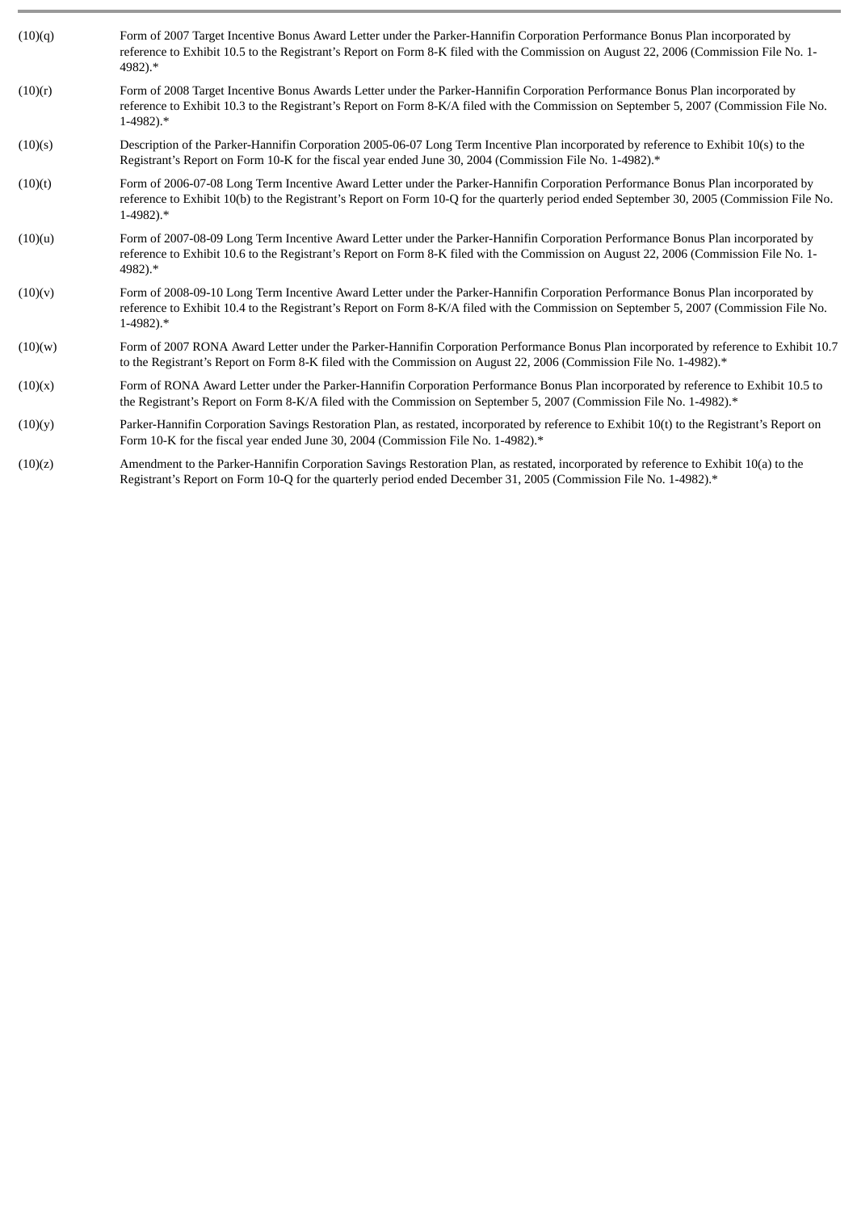| | |
|---|---|
| (10)(q) | Form of 2007 Target Incentive Bonus Award Letter under the Parker-Hannifin Corporation Performance Bonus Plan incorporated by reference to Exhibit 10.5 to the Registrant's Report on Form 8-K filed with the Commission on August 22, 2006 (Commission File No. 1-4982).* |
| (10)(r) | Form of 2008 Target Incentive Bonus Awards Letter under the Parker-Hannifin Corporation Performance Bonus Plan incorporated by reference to Exhibit 10.3 to the Registrant's Report on Form 8-K/A filed with the Commission on September 5, 2007 (Commission File No. 1-4982).* |
| (10)(s) | Description of the Parker-Hannifin Corporation 2005-06-07 Long Term Incentive Plan incorporated by reference to Exhibit 10(s) to the Registrant's Report on Form 10-K for the fiscal year ended June 30, 2004 (Commission File No. 1-4982).* |
| (10)(t) | Form of 2006-07-08 Long Term Incentive Award Letter under the Parker-Hannifin Corporation Performance Bonus Plan incorporated by reference to Exhibit 10(b) to the Registrant's Report on Form 10-Q for the quarterly period ended September 30, 2005 (Commission File No. 1-4982).* |
| (10)(u) | Form of 2007-08-09 Long Term Incentive Award Letter under the Parker-Hannifin Corporation Performance Bonus Plan incorporated by reference to Exhibit 10.6 to the Registrant's Report on Form 8-K filed with the Commission on August 22, 2006 (Commission File No. 1-4982).* |
| (10)(v) | Form of 2008-09-10 Long Term Incentive Award Letter under the Parker-Hannifin Corporation Performance Bonus Plan incorporated by reference to Exhibit 10.4 to the Registrant's Report on Form 8-K/A filed with the Commission on September 5, 2007 (Commission File No. 1-4982).* |
| (10)(w) | Form of 2007 RONA Award Letter under the Parker-Hannifin Corporation Performance Bonus Plan incorporated by reference to Exhibit 10.7 to the Registrant's Report on Form 8-K filed with the Commission on August 22, 2006 (Commission File No. 1-4982).* |
| (10)(x) | Form of RONA Award Letter under the Parker-Hannifin Corporation Performance Bonus Plan incorporated by reference to Exhibit 10.5 to the Registrant's Report on Form 8-K/A filed with the Commission on September 5, 2007 (Commission File No. 1-4982).* |
| (10)(y) | Parker-Hannifin Corporation Savings Restoration Plan, as restated, incorporated by reference to Exhibit 10(t) to the Registrant's Report on Form 10-K for the fiscal year ended June 30, 2004 (Commission File No. 1-4982).* |
| (10)(z) | Amendment to the Parker-Hannifin Corporation Savings Restoration Plan, as restated, incorporated by reference to Exhibit 10(a) to the Registrant's Report on Form 10-Q for the quarterly period ended December 31, 2005 (Commission File No. 1-4982).* |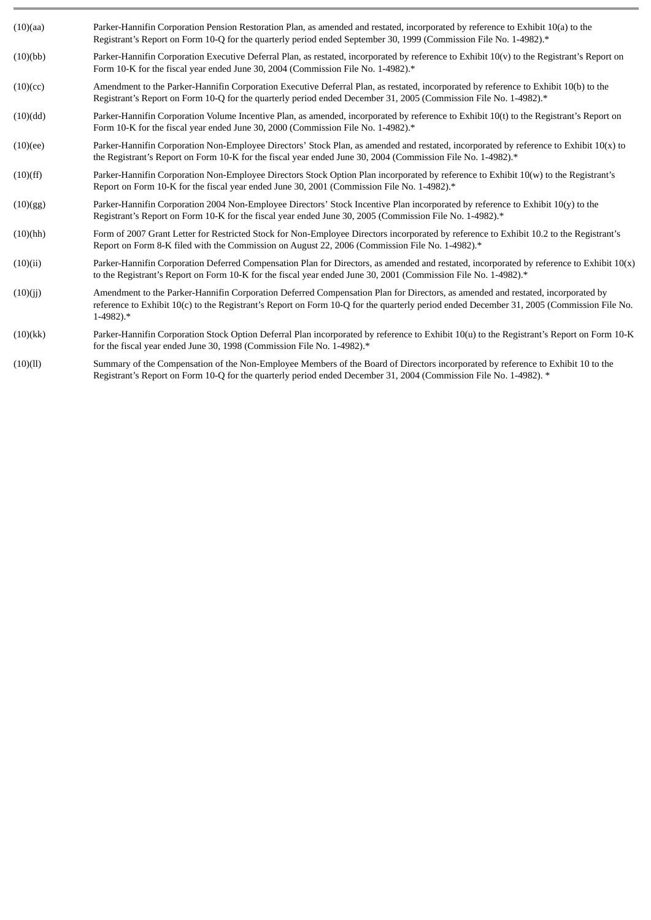| | |
|---|---|
| (10)(aa) | Parker-Hannifin Corporation Pension Restoration Plan, as amended and restated, incorporated by reference to Exhibit 10(a) to the Registrant's Report on Form 10-Q for the quarterly period ended September 30, 1999 (Commission File No. 1-4982).* |
| (10)(bb) | Parker-Hannifin Corporation Executive Deferral Plan, as restated, incorporated by reference to Exhibit 10(v) to the Registrant's Report on Form 10-K for the fiscal year ended June 30, 2004 (Commission File No. 1-4982).* |
| (10)(cc) | Amendment to the Parker-Hannifin Corporation Executive Deferral Plan, as restated, incorporated by reference to Exhibit 10(b) to the Registrant's Report on Form 10-Q for the quarterly period ended December 31, 2005 (Commission File No. 1-4982).* |
| (10)(dd) | Parker-Hannifin Corporation Volume Incentive Plan, as amended, incorporated by reference to Exhibit 10(t) to the Registrant's Report on Form 10-K for the fiscal year ended June 30, 2000 (Commission File No. 1-4982).* |
| (10)(ee) | Parker-Hannifin Corporation Non-Employee Directors' Stock Plan, as amended and restated, incorporated by reference to Exhibit 10(x) to the Registrant's Report on Form 10-K for the fiscal year ended June 30, 2004 (Commission File No. 1-4982).* |
| (10)(ff) | Parker-Hannifin Corporation Non-Employee Directors Stock Option Plan incorporated by reference to Exhibit 10(w) to the Registrant's Report on Form 10-K for the fiscal year ended June 30, 2001 (Commission File No. 1-4982).* |
| (10)(gg) | Parker-Hannifin Corporation 2004 Non-Employee Directors' Stock Incentive Plan incorporated by reference to Exhibit 10(y) to the Registrant's Report on Form 10-K for the fiscal year ended June 30, 2005 (Commission File No. 1-4982).* |
| (10)(hh) | Form of 2007 Grant Letter for Restricted Stock for Non-Employee Directors incorporated by reference to Exhibit 10.2 to the Registrant's Report on Form 8-K filed with the Commission on August 22, 2006 (Commission File No. 1-4982).* |
| (10)(ii) | Parker-Hannifin Corporation Deferred Compensation Plan for Directors, as amended and restated, incorporated by reference to Exhibit 10(x) to the Registrant's Report on Form 10-K for the fiscal year ended June 30, 2001 (Commission File No. 1-4982).* |
| (10)(jj) | Amendment to the Parker-Hannifin Corporation Deferred Compensation Plan for Directors, as amended and restated, incorporated by reference to Exhibit 10(c) to the Registrant's Report on Form 10-Q for the quarterly period ended December 31, 2005 (Commission File No. 1-4982).* |
| (10)(kk) | Parker-Hannifin Corporation Stock Option Deferral Plan incorporated by reference to Exhibit 10(u) to the Registrant's Report on Form 10-K for the fiscal year ended June 30, 1998 (Commission File No. 1-4982).* |
| (10)(ll) | Summary of the Compensation of the Non-Employee Members of the Board of Directors incorporated by reference to Exhibit 10 to the Registrant's Report on Form 10-Q for the quarterly period ended December 31, 2004 (Commission File No. 1-4982). * |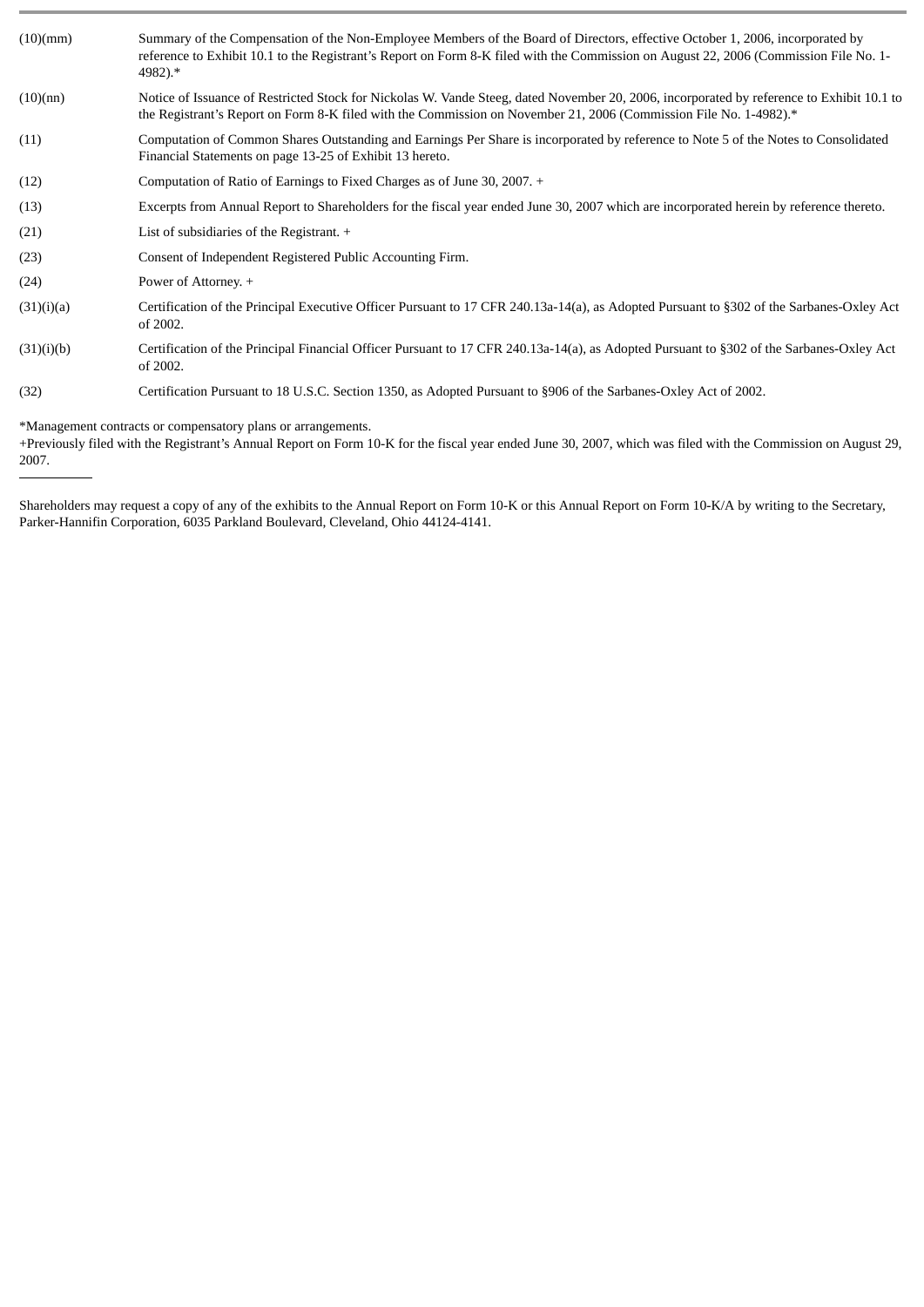| | |
|---|---|
| (10)(mm) | Summary of the Compensation of the Non-Employee Members of the Board of Directors, effective October 1, 2006, incorporated by reference to Exhibit 10.1 to the Registrant's Report on Form 8-K filed with the Commission on August 22, 2006 (Commission File No. 1-4982).* |
| (10)(nn) | Notice of Issuance of Restricted Stock for Nickolas W. Vande Steeg, dated November 20, 2006, incorporated by reference to Exhibit 10.1 to the Registrant's Report on Form 8-K filed with the Commission on November 21, 2006 (Commission File No. 1-4982).* |
| (11) | Computation of Common Shares Outstanding and Earnings Per Share is incorporated by reference to Note 5 of the Notes to Consolidated Financial Statements on page 13-25 of Exhibit 13 hereto. |
| (12) | Computation of Ratio of Earnings to Fixed Charges as of June 30, 2007. + |
| (13) | Excerpts from Annual Report to Shareholders for the fiscal year ended June 30, 2007 which are incorporated herein by reference thereto. |
| (21) | List of subsidiaries of the Registrant. + |
| (23) | Consent of Independent Registered Public Accounting Firm. |
| (24) | Power of Attorney. + |
| (31)(i)(a) | Certification of the Principal Executive Officer Pursuant to 17 CFR 240.13a-14(a), as Adopted Pursuant to §302 of the Sarbanes-Oxley Act of 2002. |
| (31)(i)(b) | Certification of the Principal Financial Officer Pursuant to 17 CFR 240.13a-14(a), as Adopted Pursuant to §302 of the Sarbanes-Oxley Act of 2002. |
| (32) | Certification Pursuant to 18 U.S.C. Section 1350, as Adopted Pursuant to §906 of the Sarbanes-Oxley Act of 2002. |

*Management contracts or compensatory plans or arrangements.

+Previously filed with the Registrant's Annual Report on Form 10-K for the fiscal year ended June 30, 2007, which was filed with the Commission on August 29, 2007.

---

Shareholders may request a copy of any of the exhibits to the Annual Report on Form 10-K or this Annual Report on Form 10-K/A by writing to the Secretary, Parker-Hannifin Corporation, 6035 Parkland Boulevard, Cleveland, Ohio 44124-4141.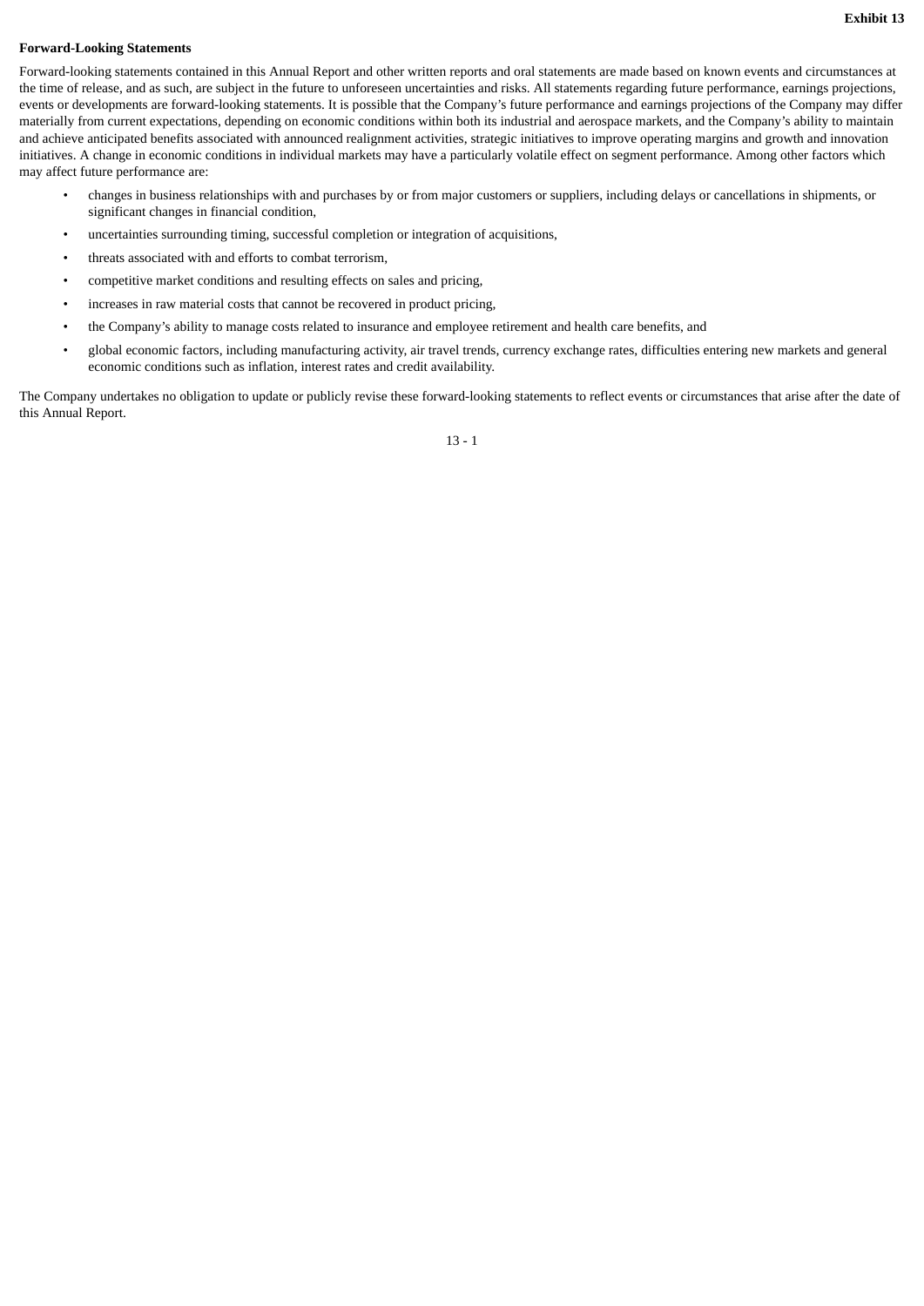**Exhibit 13**

## Forward-Looking Statements

Forward-looking statements contained in this Annual Report and other written reports and oral statements are made based on known events and circumstances at the time of release, and as such, are subject in the future to unforeseen uncertainties and risks. All statements regarding future performance, earnings projections, events or developments are forward-looking statements. It is possible that the Company's future performance and earnings projections of the Company may differ materially from current expectations, depending on economic conditions within both its industrial and aerospace markets, and the Company's ability to maintain and achieve anticipated benefits associated with announced realignment activities, strategic initiatives to improve operating margins and growth and innovation initiatives. A change in economic conditions in individual markets may have a particularly volatile effect on segment performance. Among other factors which may affect future performance are:

- changes in business relationships with and purchases by or from major customers or suppliers, including delays or cancellations in shipments, or significant changes in financial condition,
- uncertainties surrounding timing, successful completion or integration of acquisitions,
- threats associated with and efforts to combat terrorism,
- competitive market conditions and resulting effects on sales and pricing,
- increases in raw material costs that cannot be recovered in product pricing,
- the Company's ability to manage costs related to insurance and employee retirement and health care benefits, and
- global economic factors, including manufacturing activity, air travel trends, currency exchange rates, difficulties entering new markets and general economic conditions such as inflation, interest rates and credit availability.

The Company undertakes no obligation to update or publicly revise these forward-looking statements to reflect events or circumstances that arise after the date of this Annual Report.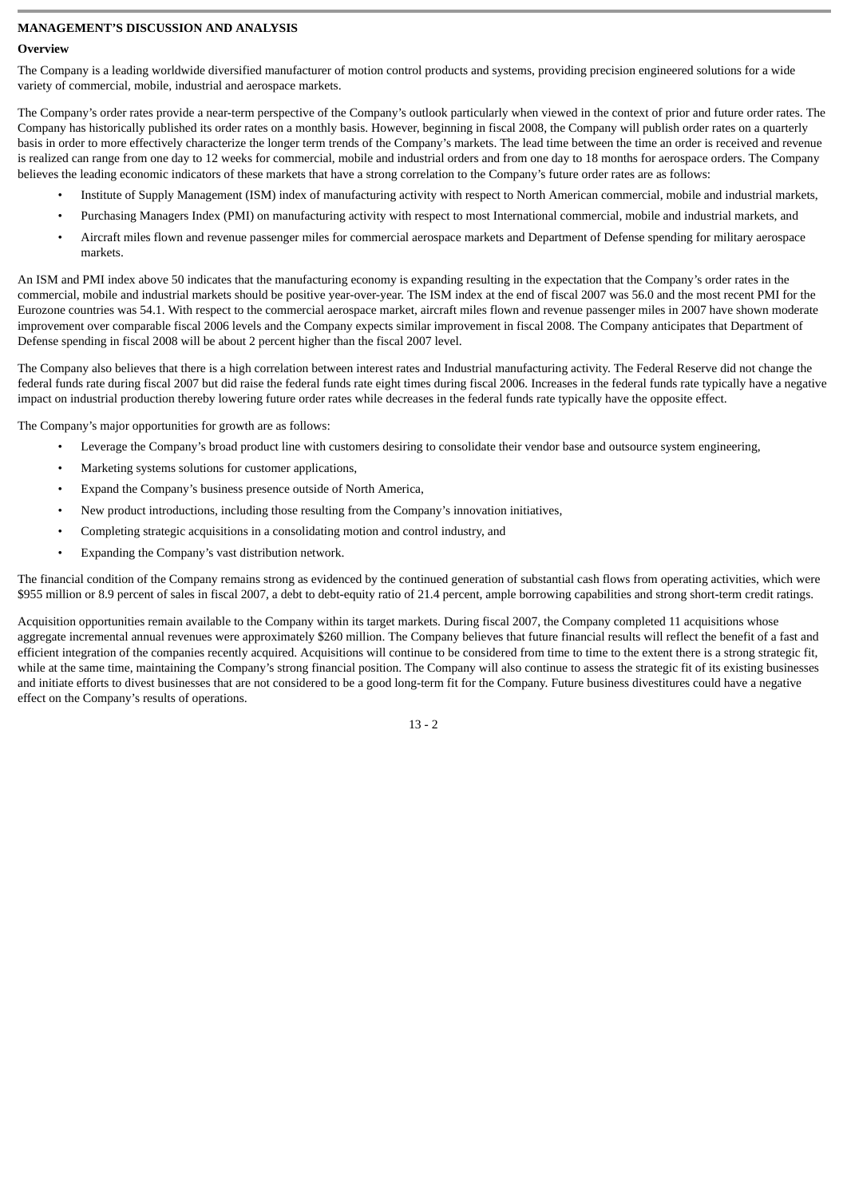## MANAGEMENT'S DISCUSSION AND ANALYSIS

### Overview

The Company is a leading worldwide diversified manufacturer of motion control products and systems, providing precision engineered solutions for a wide variety of commercial, mobile, industrial and aerospace markets.

The Company's order rates provide a near-term perspective of the Company's outlook particularly when viewed in the context of prior and future order rates. The Company has historically published its order rates on a monthly basis. However, beginning in fiscal 2008, the Company will publish order rates on a quarterly basis in order to more effectively characterize the longer term trends of the Company's markets. The lead time between the time an order is received and revenue is realized can range from one day to 12 weeks for commercial, mobile and industrial orders and from one day to 18 months for aerospace orders. The Company believes the leading economic indicators of these markets that have a strong correlation to the Company's future order rates are as follows:

- Institute of Supply Management (ISM) index of manufacturing activity with respect to North American commercial, mobile and industrial markets,
- Purchasing Managers Index (PMI) on manufacturing activity with respect to most International commercial, mobile and industrial markets, and
- Aircraft miles flown and revenue passenger miles for commercial aerospace markets and Department of Defense spending for military aerospace markets.

An ISM and PMI index above 50 indicates that the manufacturing economy is expanding resulting in the expectation that the Company's order rates in the commercial, mobile and industrial markets should be positive year-over-year. The ISM index at the end of fiscal 2007 was 56.0 and the most recent PMI for the Eurozone countries was 54.1. With respect to the commercial aerospace market, aircraft miles flown and revenue passenger miles in 2007 have shown moderate improvement over comparable fiscal 2006 levels and the Company expects similar improvement in fiscal 2008. The Company anticipates that Department of Defense spending in fiscal 2008 will be about 2 percent higher than the fiscal 2007 level.

The Company also believes that there is a high correlation between interest rates and Industrial manufacturing activity. The Federal Reserve did not change the federal funds rate during fiscal 2007 but did raise the federal funds rate eight times during fiscal 2006. Increases in the federal funds rate typically have a negative impact on industrial production thereby lowering future order rates while decreases in the federal funds rate typically have the opposite effect.

The Company's major opportunities for growth are as follows:

- Leverage the Company's broad product line with customers desiring to consolidate their vendor base and outsource system engineering,
- Marketing systems solutions for customer applications,
- Expand the Company's business presence outside of North America,
- New product introductions, including those resulting from the Company's innovation initiatives,
- Completing strategic acquisitions in a consolidating motion and control industry, and
- Expanding the Company's vast distribution network.

The financial condition of the Company remains strong as evidenced by the continued generation of substantial cash flows from operating activities, which were $955 million or 8.9 percent of sales in fiscal 2007, a debt to debt-equity ratio of 21.4 percent, ample borrowing capabilities and strong short-term credit ratings.

Acquisition opportunities remain available to the Company within its target markets. During fiscal 2007, the Company completed 11 acquisitions whose aggregate incremental annual revenues were approximately $260 million. The Company believes that future financial results will reflect the benefit of a fast and efficient integration of the companies recently acquired. Acquisitions will continue to be considered from time to time to the extent there is a strong strategic fit, while at the same time, maintaining the Company's strong financial position. The Company will also continue to assess the strategic fit of its existing businesses and initiate efforts to divest businesses that are not considered to be a good long-term fit for the Company. Future business divestitures could have a negative effect on the Company's results of operations.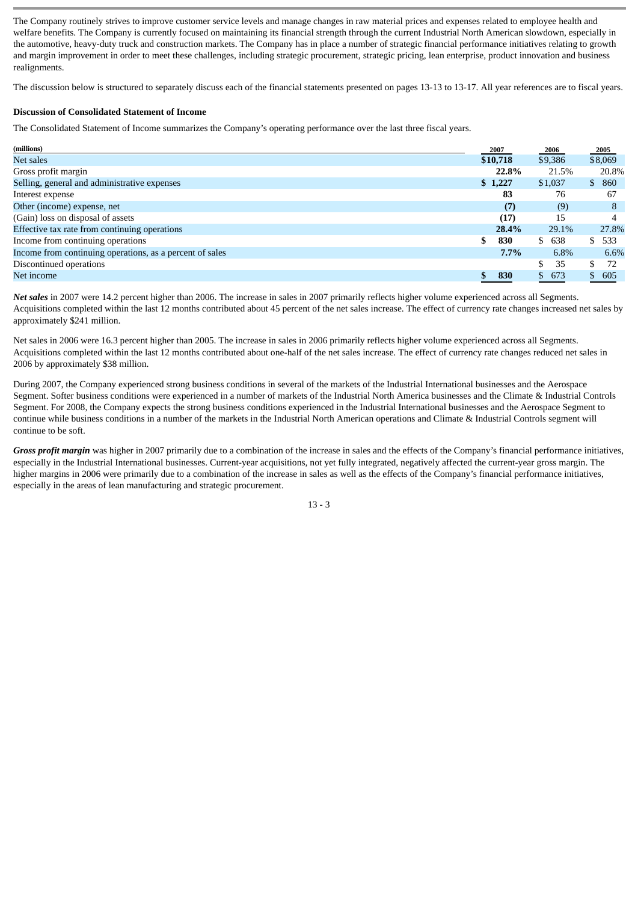The Company routinely strives to improve customer service levels and manage changes in raw material prices and expenses related to employee health and welfare benefits. The Company is currently focused on maintaining its financial strength through the current Industrial North American slowdown, especially in the automotive, heavy-duty truck and construction markets. The Company has in place a number of strategic financial performance initiatives relating to growth and margin improvement in order to meet these challenges, including strategic procurement, strategic pricing, lean enterprise, product innovation and business realignments.

The discussion below is structured to separately discuss each of the financial statements presented on pages 13-13 to 13-17. All year references are to fiscal years.

**Discussion of Consolidated Statement of Income**

The Consolidated Statement of Income summarizes the Company's operating performance over the last three fiscal years.

| (millions) | 2007 | 2006 | 2005 |
|---|---|---|---|
| Net sales | **$10,718** | $9,386 | $8,069 |
| Gross profit margin | **22.8%** | 21.5% | 20.8% |
| Selling, general and administrative expenses | **$ 1,227** | $1,037 | $ 860 |
| Interest expense | **83** | 76 | 67 |
| Other (income) expense, net | **(7)** | (9) | 8 |
| (Gain) loss on disposal of assets | **(17)** | 15 | 4 |
| Effective tax rate from continuing operations | **28.4%** | 29.1% | 27.8% |
| Income from continuing operations | **$ 830** | $ 638 | $ 533 |
| Income from continuing operations, as a percent of sales | **7.7%** | 6.8% | 6.6% |
| Discontinued operations | | $ 35 | $ 72 |
| Net income | **$ 830** | $ 673 | $ 605 |

***Net sales*** in 2007 were 14.2 percent higher than 2006. The increase in sales in 2007 primarily reflects higher volume experienced across all Segments. Acquisitions completed within the last 12 months contributed about 45 percent of the net sales increase. The effect of currency rate changes increased net sales by approximately $241 million.

Net sales in 2006 were 16.3 percent higher than 2005. The increase in sales in 2006 primarily reflects higher volume experienced across all Segments. Acquisitions completed within the last 12 months contributed about one-half of the net sales increase. The effect of currency rate changes reduced net sales in 2006 by approximately $38 million.

During 2007, the Company experienced strong business conditions in several of the markets of the Industrial International businesses and the Aerospace Segment. Softer business conditions were experienced in a number of markets of the Industrial North America businesses and the Climate & Industrial Controls Segment. For 2008, the Company expects the strong business conditions experienced in the Industrial International businesses and the Aerospace Segment to continue while business conditions in a number of the markets in the Industrial North American operations and Climate & Industrial Controls segment will continue to be soft.

***Gross profit margin*** was higher in 2007 primarily due to a combination of the increase in sales and the effects of the Company's financial performance initiatives, especially in the Industrial International businesses. Current-year acquisitions, not yet fully integrated, negatively affected the current-year gross margin. The higher margins in 2006 were primarily due to a combination of the increase in sales as well as the effects of the Company's financial performance initiatives, especially in the areas of lean manufacturing and strategic procurement.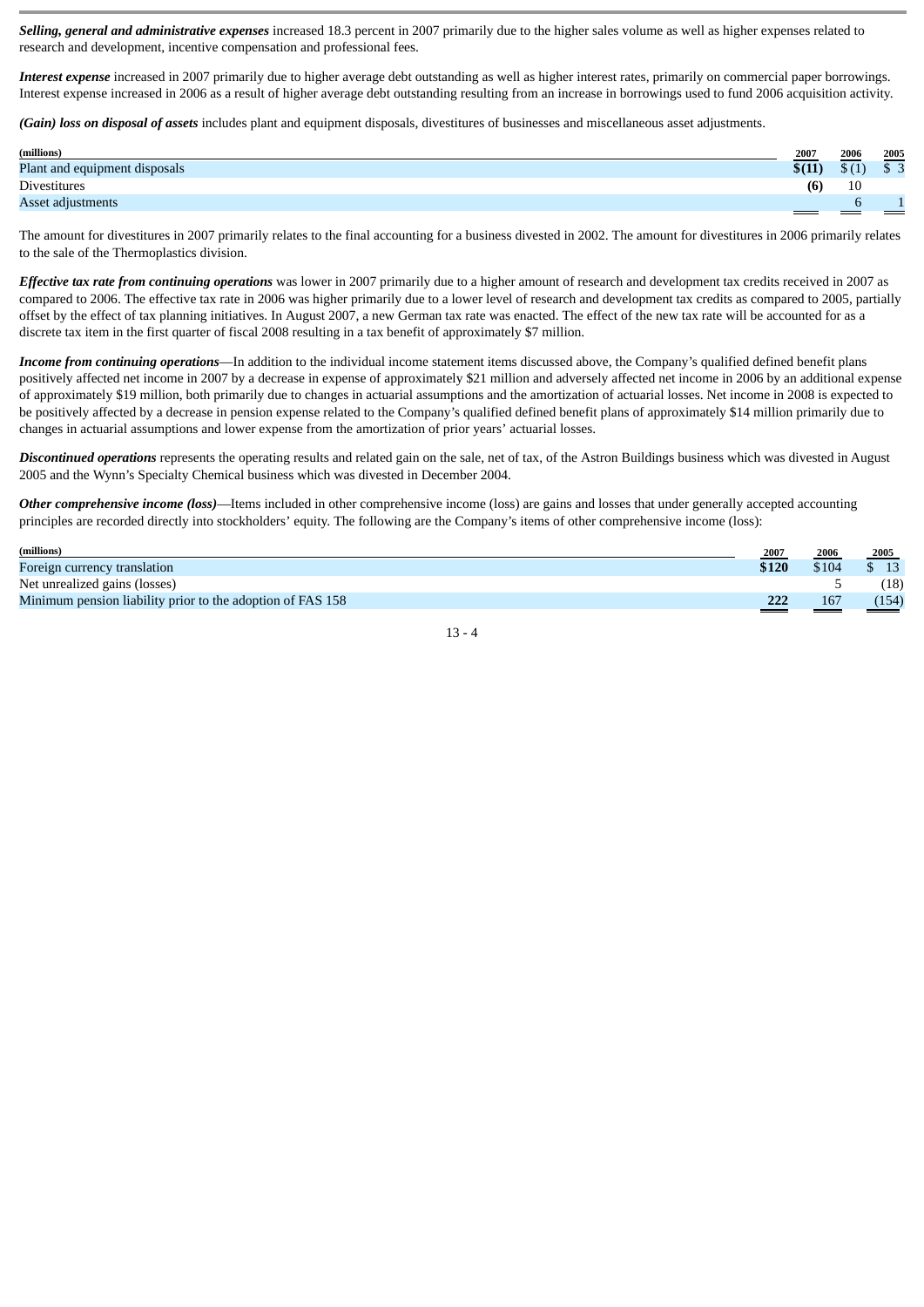***Selling, general and administrative expenses*** increased 18.3 percent in 2007 primarily due to the higher sales volume as well as higher expenses related to research and development, incentive compensation and professional fees.

***Interest expense*** increased in 2007 primarily due to higher average debt outstanding as well as higher interest rates, primarily on commercial paper borrowings. Interest expense increased in 2006 as a result of higher average debt outstanding resulting from an increase in borrowings used to fund 2006 acquisition activity.

***(Gain) loss on disposal of assets*** includes plant and equipment disposals, divestitures of businesses and miscellaneous asset adjustments.

| (millions) | 2007 | 2006 | 2005 |
|---|---|---|---|
| Plant and equipment disposals | **$(11)** | $ (1) | $ 3 |
| Divestitures | **(6)** | 10 | |
| Asset adjustments | | 6 | 1 |

The amount for divestitures in 2007 primarily relates to the final accounting for a business divested in 2002. The amount for divestitures in 2006 primarily relates to the sale of the Thermoplastics division.

***Effective tax rate from continuing operations*** was lower in 2007 primarily due to a higher amount of research and development tax credits received in 2007 as compared to 2006. The effective tax rate in 2006 was higher primarily due to a lower level of research and development tax credits as compared to 2005, partially offset by the effect of tax planning initiatives. In August 2007, a new German tax rate was enacted. The effect of the new tax rate will be accounted for as a discrete tax item in the first quarter of fiscal 2008 resulting in a tax benefit of approximately $7 million.

***Income from continuing operations***—In addition to the individual income statement items discussed above, the Company's qualified defined benefit plans positively affected net income in 2007 by a decrease in expense of approximately $21 million and adversely affected net income in 2006 by an additional expense of approximately $19 million, both primarily due to changes in actuarial assumptions and the amortization of actuarial losses. Net income in 2008 is expected to be positively affected by a decrease in pension expense related to the Company's qualified defined benefit plans of approximately $14 million primarily due to changes in actuarial assumptions and lower expense from the amortization of prior years' actuarial losses.

***Discontinued operations*** represents the operating results and related gain on the sale, net of tax, of the Astron Buildings business which was divested in August 2005 and the Wynn's Specialty Chemical business which was divested in December 2004.

***Other comprehensive income (loss)***—Items included in other comprehensive income (loss) are gains and losses that under generally accepted accounting principles are recorded directly into stockholders' equity. The following are the Company's items of other comprehensive income (loss):

| (millions) | 2007 | 2006 | 2005 |
|---|---|---|---|
| Foreign currency translation | **$120** | $104 | $ 13 |
| Net unrealized gains (losses) | | 5 | (18) |
| Minimum pension liability prior to the adoption of FAS 158 | **222** | 167 | (154) |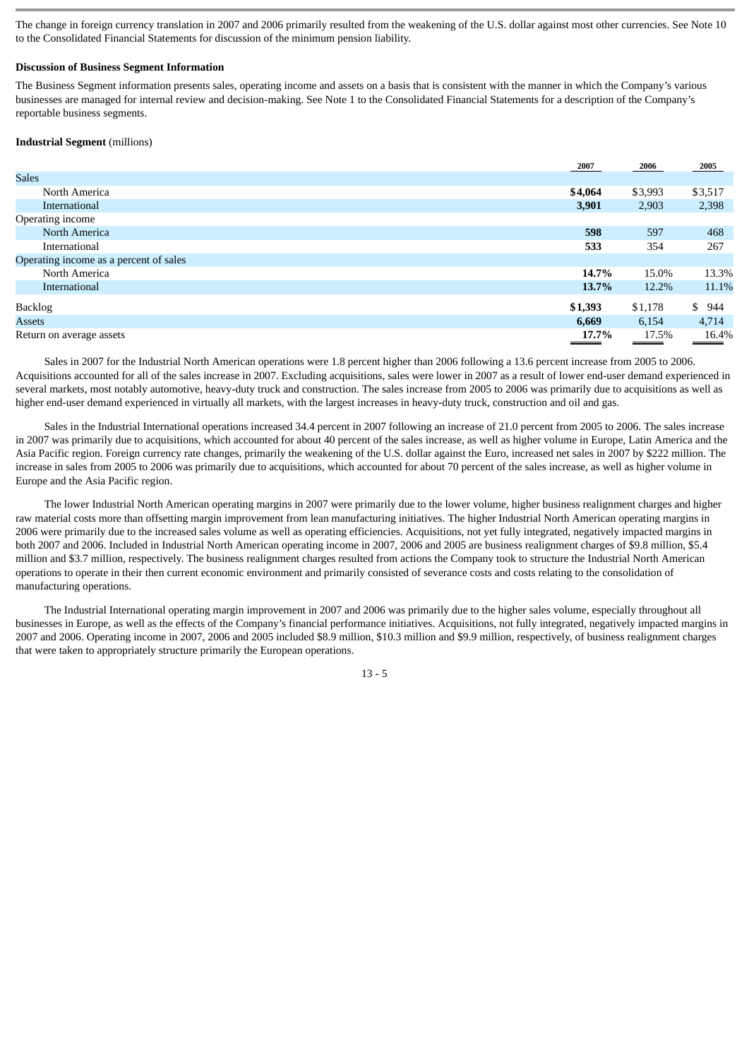The change in foreign currency translation in 2007 and 2006 primarily resulted from the weakening of the U.S. dollar against most other currencies. See Note 10 to the Consolidated Financial Statements for discussion of the minimum pension liability.

**Discussion of Business Segment Information**

The Business Segment information presents sales, operating income and assets on a basis that is consistent with the manner in which the Company's various businesses are managed for internal review and decision-making. See Note 1 to the Consolidated Financial Statements for a description of the Company's reportable business segments.

**Industrial Segment** (millions)

| | 2007 | 2006 | 2005 |
|---|---|---|---|
| Sales | | | |
| North America | **$4,064** | $3,993 | $3,517 |
| International | **3,901** | 2,903 | 2,398 |
| Operating income | | | |
| North America | **598** | 597 | 468 |
| International | **533** | 354 | 267 |
| Operating income as a percent of sales | | | |
| North America | **14.7%** | 15.0% | 13.3% |
| International | **13.7%** | 12.2% | 11.1% |
| Backlog | **$1,393** | $1,178 | $ 944 |
| Assets | **6,669** | 6,154 | 4,714 |
| Return on average assets | **17.7%** | 17.5% | 16.4% |

Sales in 2007 for the Industrial North American operations were 1.8 percent higher than 2006 following a 13.6 percent increase from 2005 to 2006. Acquisitions accounted for all of the sales increase in 2007. Excluding acquisitions, sales were lower in 2007 as a result of lower end-user demand experienced in several markets, most notably automotive, heavy-duty truck and construction. The sales increase from 2005 to 2006 was primarily due to acquisitions as well as higher end-user demand experienced in virtually all markets, with the largest increases in heavy-duty truck, construction and oil and gas.

Sales in the Industrial International operations increased 34.4 percent in 2007 following an increase of 21.0 percent from 2005 to 2006. The sales increase in 2007 was primarily due to acquisitions, which accounted for about 40 percent of the sales increase, as well as higher volume in Europe, Latin America and the Asia Pacific region. Foreign currency rate changes, primarily the weakening of the U.S. dollar against the Euro, increased net sales in 2007 by $222 million. The increase in sales from 2005 to 2006 was primarily due to acquisitions, which accounted for about 70 percent of the sales increase, as well as higher volume in Europe and the Asia Pacific region.

The lower Industrial North American operating margins in 2007 were primarily due to the lower volume, higher business realignment charges and higher raw material costs more than offsetting margin improvement from lean manufacturing initiatives. The higher Industrial North American operating margins in 2006 were primarily due to the increased sales volume as well as operating efficiencies. Acquisitions, not yet fully integrated, negatively impacted margins in both 2007 and 2006. Included in Industrial North American operating income in 2007, 2006 and 2005 are business realignment charges of $9.8 million, $5.4 million and $3.7 million, respectively. The business realignment charges resulted from actions the Company took to structure the Industrial North American operations to operate in their then current economic environment and primarily consisted of severance costs and costs relating to the consolidation of manufacturing operations.

The Industrial International operating margin improvement in 2007 and 2006 was primarily due to the higher sales volume, especially throughout all businesses in Europe, as well as the effects of the Company's financial performance initiatives. Acquisitions, not fully integrated, negatively impacted margins in 2007 and 2006. Operating income in 2007, 2006 and 2005 included $8.9 million, $10.3 million and $9.9 million, respectively, of business realignment charges that were taken to appropriately structure primarily the European operations.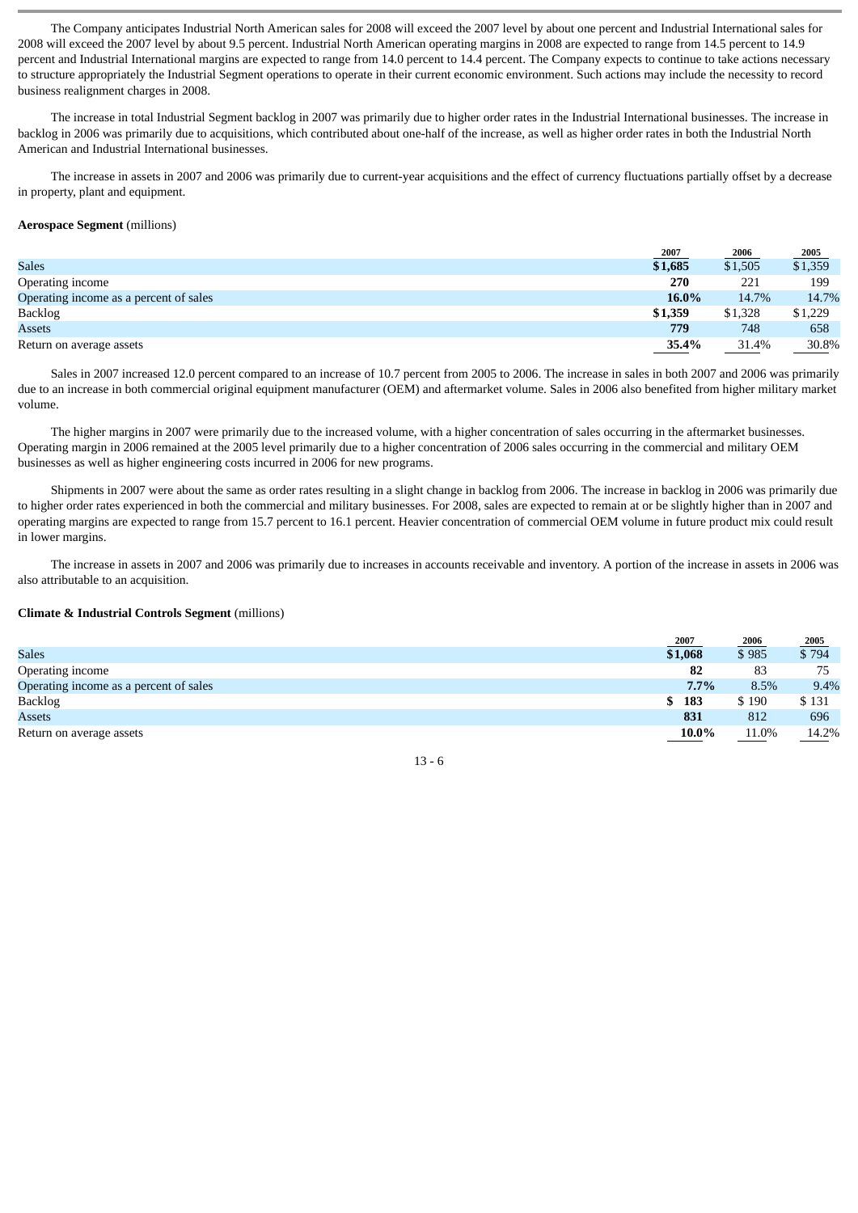The Company anticipates Industrial North American sales for 2008 will exceed the 2007 level by about one percent and Industrial International sales for 2008 will exceed the 2007 level by about 9.5 percent. Industrial North American operating margins in 2008 are expected to range from 14.5 percent to 14.9 percent and Industrial International margins are expected to range from 14.0 percent to 14.4 percent. The Company expects to continue to take actions necessary to structure appropriately the Industrial Segment operations to operate in their current economic environment. Such actions may include the necessity to record business realignment charges in 2008.

The increase in total Industrial Segment backlog in 2007 was primarily due to higher order rates in the Industrial International businesses. The increase in backlog in 2006 was primarily due to acquisitions, which contributed about one-half of the increase, as well as higher order rates in both the Industrial North American and Industrial International businesses.

The increase in assets in 2007 and 2006 was primarily due to current-year acquisitions and the effect of currency fluctuations partially offset by a decrease in property, plant and equipment.

**Aerospace Segment** (millions)

| | 2007 | 2006 | 2005 |
|---|---|---|---|
| Sales | **$1,685** | $1,505 | $1,359 |
| Operating income | **270** | 221 | 199 |
| Operating income as a percent of sales | **16.0%** | 14.7% | 14.7% |
| Backlog | **$1,359** | $1,328 | $1,229 |
| Assets | **779** | 748 | 658 |
| Return on average assets | **35.4%** | 31.4% | 30.8% |

Sales in 2007 increased 12.0 percent compared to an increase of 10.7 percent from 2005 to 2006. The increase in sales in both 2007 and 2006 was primarily due to an increase in both commercial original equipment manufacturer (OEM) and aftermarket volume. Sales in 2006 also benefited from higher military market volume.

The higher margins in 2007 were primarily due to the increased volume, with a higher concentration of sales occurring in the aftermarket businesses. Operating margin in 2006 remained at the 2005 level primarily due to a higher concentration of 2006 sales occurring in the commercial and military OEM businesses as well as higher engineering costs incurred in 2006 for new programs.

Shipments in 2007 were about the same as order rates resulting in a slight change in backlog from 2006. The increase in backlog in 2006 was primarily due to higher order rates experienced in both the commercial and military businesses. For 2008, sales are expected to remain at or be slightly higher than in 2007 and operating margins are expected to range from 15.7 percent to 16.1 percent. Heavier concentration of commercial OEM volume in future product mix could result in lower margins.

The increase in assets in 2007 and 2006 was primarily due to increases in accounts receivable and inventory. A portion of the increase in assets in 2006 was also attributable to an acquisition.

**Climate & Industrial Controls Segment** (millions)

| | 2007 | 2006 | 2005 |
|---|---|---|---|
| Sales | **$1,068** | $ 985 | $ 794 |
| Operating income | **82** | 83 | 75 |
| Operating income as a percent of sales | **7.7%** | 8.5% | 9.4% |
| Backlog | **$ 183** | $ 190 | $ 131 |
| Assets | **831** | 812 | 696 |
| Return on average assets | **10.0%** | 11.0% | 14.2% |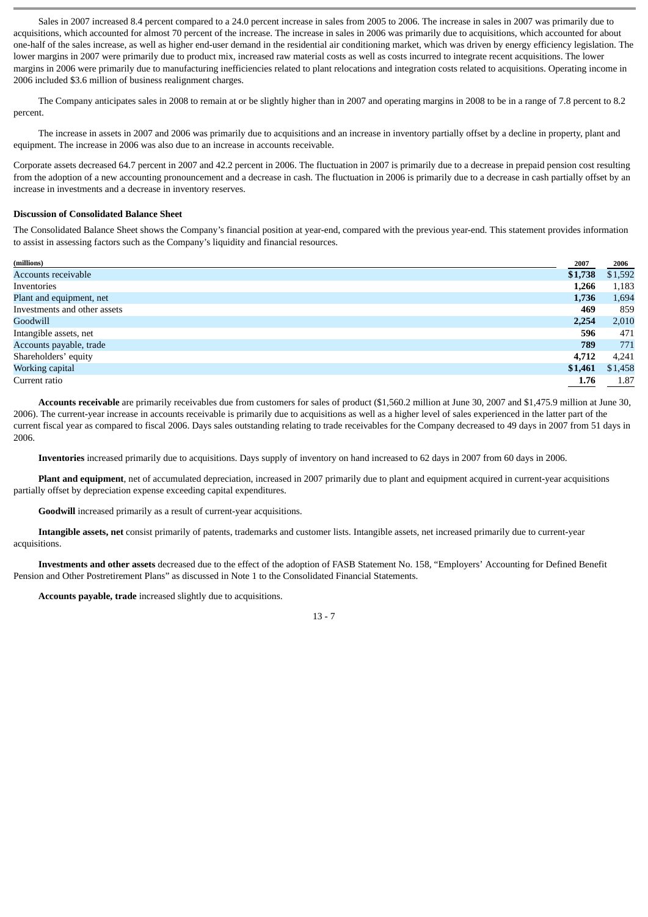Sales in 2007 increased 8.4 percent compared to a 24.0 percent increase in sales from 2005 to 2006. The increase in sales in 2007 was primarily due to acquisitions, which accounted for almost 70 percent of the increase. The increase in sales in 2006 was primarily due to acquisitions, which accounted for about one-half of the sales increase, as well as higher end-user demand in the residential air conditioning market, which was driven by energy efficiency legislation. The lower margins in 2007 were primarily due to product mix, increased raw material costs as well as costs incurred to integrate recent acquisitions. The lower margins in 2006 were primarily due to manufacturing inefficiencies related to plant relocations and integration costs related to acquisitions. Operating income in 2006 included $3.6 million of business realignment charges.

The Company anticipates sales in 2008 to remain at or be slightly higher than in 2007 and operating margins in 2008 to be in a range of 7.8 percent to 8.2 percent.

The increase in assets in 2007 and 2006 was primarily due to acquisitions and an increase in inventory partially offset by a decline in property, plant and equipment. The increase in 2006 was also due to an increase in accounts receivable.

Corporate assets decreased 64.7 percent in 2007 and 42.2 percent in 2006. The fluctuation in 2007 is primarily due to a decrease in prepaid pension cost resulting from the adoption of a new accounting pronouncement and a decrease in cash. The fluctuation in 2006 is primarily due to a decrease in cash partially offset by an increase in investments and a decrease in inventory reserves.

**Discussion of Consolidated Balance Sheet**

The Consolidated Balance Sheet shows the Company's financial position at year-end, compared with the previous year-end. This statement provides information to assist in assessing factors such as the Company's liquidity and financial resources.

| (millions) | 2007 | 2006 |
|---|---|---|
| Accounts receivable | **$1,738** | $1,592 |
| Inventories | **1,266** | 1,183 |
| Plant and equipment, net | **1,736** | 1,694 |
| Investments and other assets | **469** | 859 |
| Goodwill | **2,254** | 2,010 |
| Intangible assets, net | **596** | 471 |
| Accounts payable, trade | **789** | 771 |
| Shareholders' equity | **4,712** | 4,241 |
| Working capital | **$1,461** | $1,458 |
| Current ratio | **1.76** | 1.87 |

**Accounts receivable** are primarily receivables due from customers for sales of product ($1,560.2 million at June 30, 2007 and $1,475.9 million at June 30, 2006). The current-year increase in accounts receivable is primarily due to acquisitions as well as a higher level of sales experienced in the latter part of the current fiscal year as compared to fiscal 2006. Days sales outstanding relating to trade receivables for the Company decreased to 49 days in 2007 from 51 days in 2006.

**Inventories** increased primarily due to acquisitions. Days supply of inventory on hand increased to 62 days in 2007 from 60 days in 2006.

**Plant and equipment**, net of accumulated depreciation, increased in 2007 primarily due to plant and equipment acquired in current-year acquisitions partially offset by depreciation expense exceeding capital expenditures.

**Goodwill** increased primarily as a result of current-year acquisitions.

**Intangible assets, net** consist primarily of patents, trademarks and customer lists. Intangible assets, net increased primarily due to current-year acquisitions.

**Investments and other assets** decreased due to the effect of the adoption of FASB Statement No. 158, "Employers' Accounting for Defined Benefit Pension and Other Postretirement Plans" as discussed in Note 1 to the Consolidated Financial Statements.

**Accounts payable, trade** increased slightly due to acquisitions.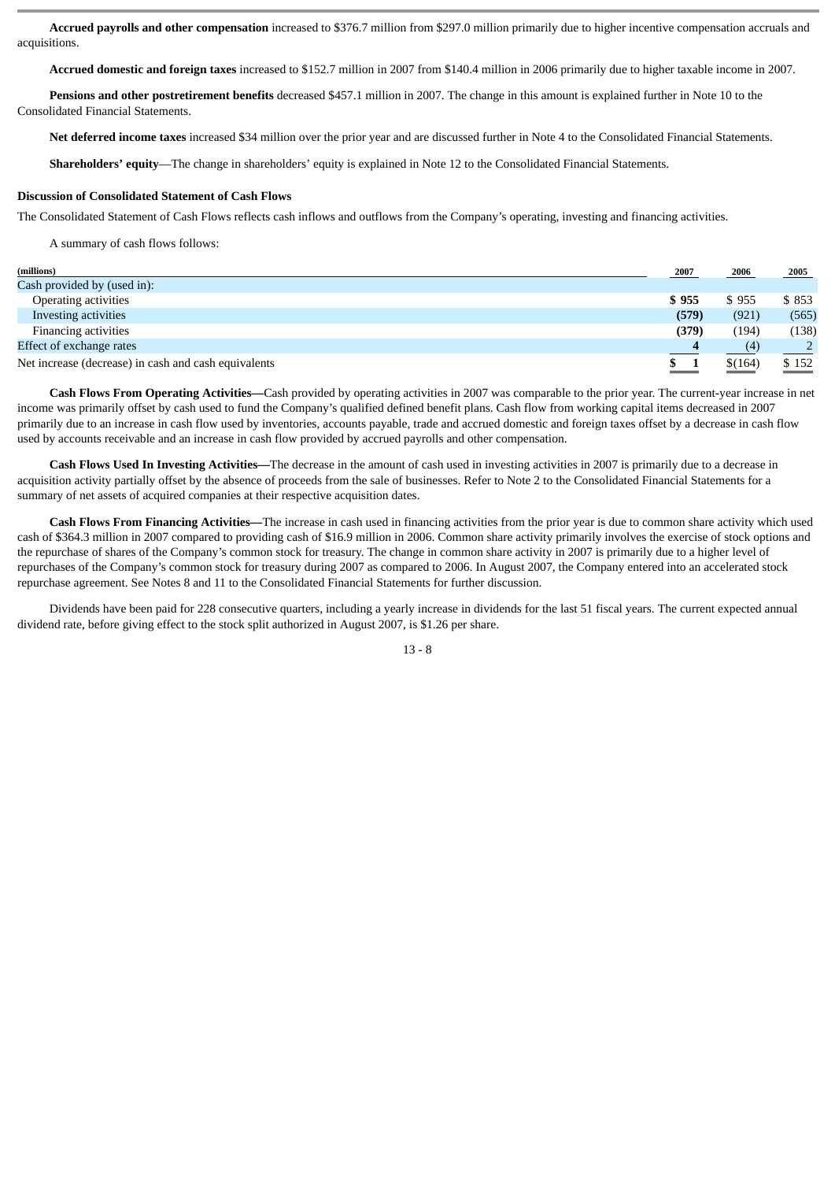**Accrued payrolls and other compensation** increased to $376.7 million from $297.0 million primarily due to higher incentive compensation accruals and acquisitions.

**Accrued domestic and foreign taxes** increased to $152.7 million in 2007 from $140.4 million in 2006 primarily due to higher taxable income in 2007.

**Pensions and other postretirement benefits** decreased $457.1 million in 2007. The change in this amount is explained further in Note 10 to the Consolidated Financial Statements.

**Net deferred income taxes** increased $34 million over the prior year and are discussed further in Note 4 to the Consolidated Financial Statements.

**Shareholders' equity**—The change in shareholders' equity is explained in Note 12 to the Consolidated Financial Statements.

**Discussion of Consolidated Statement of Cash Flows**

The Consolidated Statement of Cash Flows reflects cash inflows and outflows from the Company's operating, investing and financing activities.

A summary of cash flows follows:

| (millions) | 2007 | 2006 | 2005 |
|---|---|---|---|
| Cash provided by (used in): | | | |
| Operating activities | **$ 955** | $ 955 | $ 853 |
| Investing activities | **(579)** | (921) | (565) |
| Financing activities | **(379)** | (194) | (138) |
| Effect of exchange rates | **4** | (4) | 2 |
| Net increase (decrease) in cash and cash equivalents | **$ 1** | $(164) | $ 152 |

**Cash Flows From Operating Activities—**Cash provided by operating activities in 2007 was comparable to the prior year. The current-year increase in net income was primarily offset by cash used to fund the Company's qualified defined benefit plans. Cash flow from working capital items decreased in 2007 primarily due to an increase in cash flow used by inventories, accounts payable, trade and accrued domestic and foreign taxes offset by a decrease in cash flow used by accounts receivable and an increase in cash flow provided by accrued payrolls and other compensation.

**Cash Flows Used In Investing Activities—**The decrease in the amount of cash used in investing activities in 2007 is primarily due to a decrease in acquisition activity partially offset by the absence of proceeds from the sale of businesses. Refer to Note 2 to the Consolidated Financial Statements for a summary of net assets of acquired companies at their respective acquisition dates.

**Cash Flows From Financing Activities—**The increase in cash used in financing activities from the prior year is due to common share activity which used cash of $364.3 million in 2007 compared to providing cash of $16.9 million in 2006. Common share activity primarily involves the exercise of stock options and the repurchase of shares of the Company's common stock for treasury. The change in common share activity in 2007 is primarily due to a higher level of repurchases of the Company's common stock for treasury during 2007 as compared to 2006. In August 2007, the Company entered into an accelerated stock repurchase agreement. See Notes 8 and 11 to the Consolidated Financial Statements for further discussion.

Dividends have been paid for 228 consecutive quarters, including a yearly increase in dividends for the last 51 fiscal years. The current expected annual dividend rate, before giving effect to the stock split authorized in August 2007, is $1.26 per share.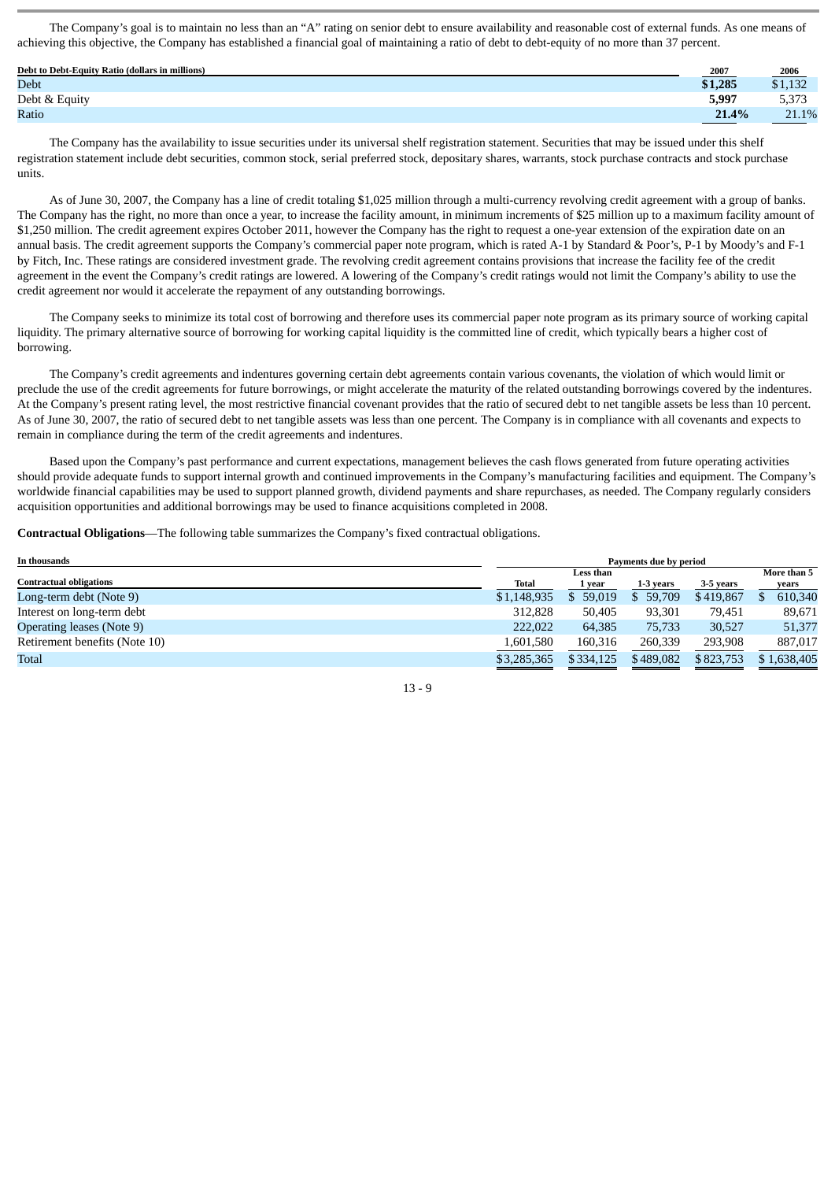The Company's goal is to maintain no less than an "A" rating on senior debt to ensure availability and reasonable cost of external funds. As one means of achieving this objective, the Company has established a financial goal of maintaining a ratio of debt to debt-equity of no more than 37 percent.

| Debt to Debt-Equity Ratio (dollars in millions) | 2007 | 2006 |
|---|---|---|
| Debt | **$1,285** | $1,132 |
| Debt & Equity | **5,997** | 5,373 |
| Ratio | **21.4%** | 21.1% |

The Company has the availability to issue securities under its universal shelf registration statement. Securities that may be issued under this shelf registration statement include debt securities, common stock, serial preferred stock, depositary shares, warrants, stock purchase contracts and stock purchase units.

As of June 30, 2007, the Company has a line of credit totaling $1,025 million through a multi-currency revolving credit agreement with a group of banks. The Company has the right, no more than once a year, to increase the facility amount, in minimum increments of $25 million up to a maximum facility amount of $1,250 million. The credit agreement expires October 2011, however the Company has the right to request a one-year extension of the expiration date on an annual basis. The credit agreement supports the Company's commercial paper note program, which is rated A-1 by Standard & Poor's, P-1 by Moody's and F-1 by Fitch, Inc. These ratings are considered investment grade. The revolving credit agreement contains provisions that increase the facility fee of the credit agreement in the event the Company's credit ratings are lowered. A lowering of the Company's credit ratings would not limit the Company's ability to use the credit agreement nor would it accelerate the repayment of any outstanding borrowings.

The Company seeks to minimize its total cost of borrowing and therefore uses its commercial paper note program as its primary source of working capital liquidity. The primary alternative source of borrowing for working capital liquidity is the committed line of credit, which typically bears a higher cost of borrowing.

The Company's credit agreements and indentures governing certain debt agreements contain various covenants, the violation of which would limit or preclude the use of the credit agreements for future borrowings, or might accelerate the maturity of the related outstanding borrowings covered by the indentures. At the Company's present rating level, the most restrictive financial covenant provides that the ratio of secured debt to net tangible assets be less than 10 percent. As of June 30, 2007, the ratio of secured debt to net tangible assets was less than one percent. The Company is in compliance with all covenants and expects to remain in compliance during the term of the credit agreements and indentures.

Based upon the Company's past performance and current expectations, management believes the cash flows generated from future operating activities should provide adequate funds to support internal growth and continued improvements in the Company's manufacturing facilities and equipment. The Company's worldwide financial capabilities may be used to support planned growth, dividend payments and share repurchases, as needed. The Company regularly considers acquisition opportunities and additional borrowings may be used to finance acquisitions completed in 2008.

**Contractual Obligations**—The following table summarizes the Company's fixed contractual obligations.

| In thousands | Payments due by period | | | | |
|---|---|---|---|---|---|
| Contractual obligations | Total | Less than 1 year | 1-3 years | 3-5 years | More than 5 years |
| Long-term debt (Note 9) | $1,148,935 | $ 59,019 | $ 59,709 | $419,867 | $ 610,340 |
| Interest on long-term debt | 312,828 | 50,405 | 93,301 | 79,451 | 89,671 |
| Operating leases (Note 9) | 222,022 | 64,385 | 75,733 | 30,527 | 51,377 |
| Retirement benefits (Note 10) | 1,601,580 | 160,316 | 260,339 | 293,908 | 887,017 |
| Total | $3,285,365 | $334,125 | $489,082 | $823,753 | $ 1,638,405 |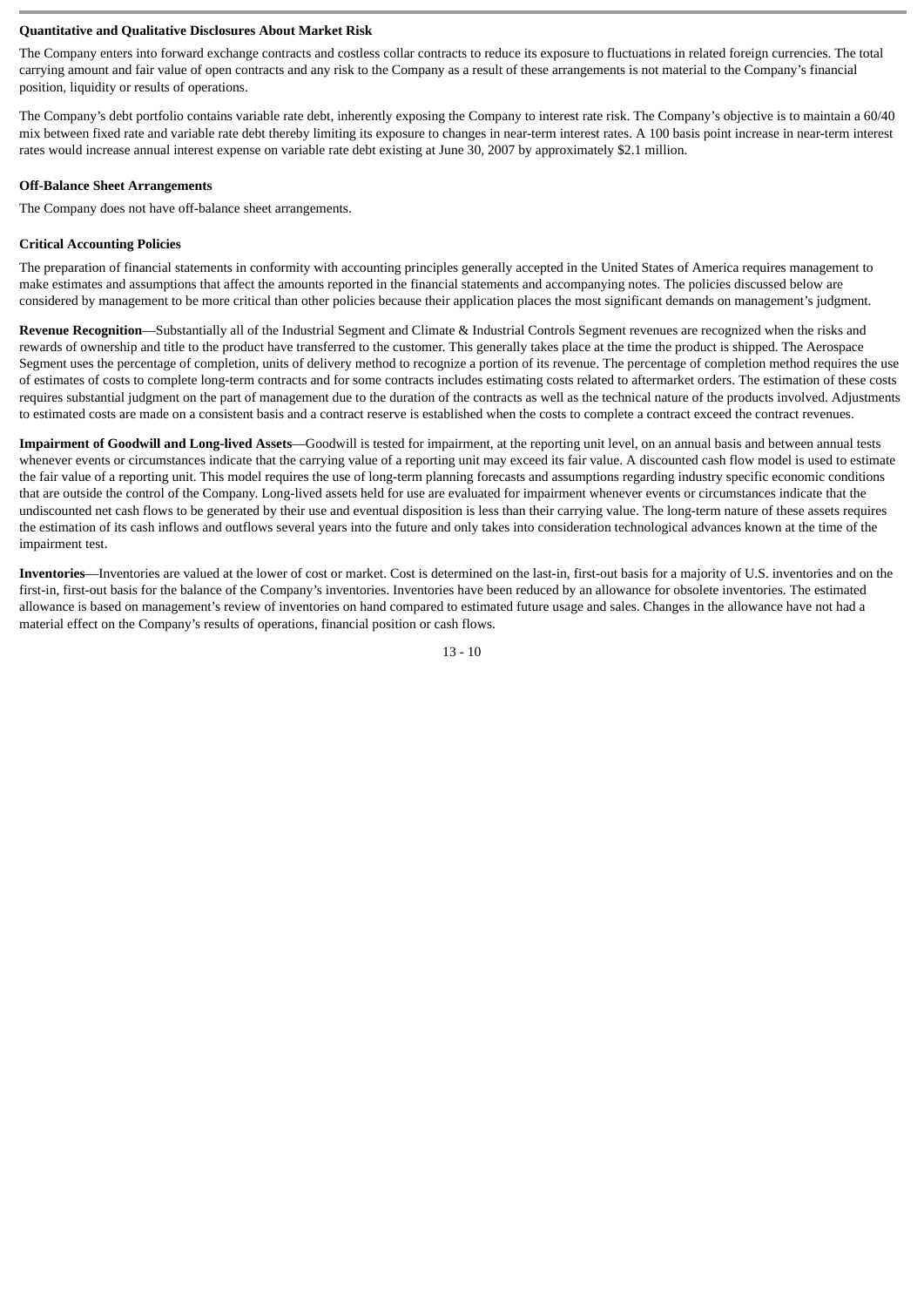### Quantitative and Qualitative Disclosures About Market Risk

The Company enters into forward exchange contracts and costless collar contracts to reduce its exposure to fluctuations in related foreign currencies. The total carrying amount and fair value of open contracts and any risk to the Company as a result of these arrangements is not material to the Company's financial position, liquidity or results of operations.

The Company's debt portfolio contains variable rate debt, inherently exposing the Company to interest rate risk. The Company's objective is to maintain a 60/40 mix between fixed rate and variable rate debt thereby limiting its exposure to changes in near-term interest rates. A 100 basis point increase in near-term interest rates would increase annual interest expense on variable rate debt existing at June 30, 2007 by approximately $2.1 million.

### Off-Balance Sheet Arrangements

The Company does not have off-balance sheet arrangements.

### Critical Accounting Policies

The preparation of financial statements in conformity with accounting principles generally accepted in the United States of America requires management to make estimates and assumptions that affect the amounts reported in the financial statements and accompanying notes. The policies discussed below are considered by management to be more critical than other policies because their application places the most significant demands on management's judgment.

**Revenue Recognition**—Substantially all of the Industrial Segment and Climate & Industrial Controls Segment revenues are recognized when the risks and rewards of ownership and title to the product have transferred to the customer. This generally takes place at the time the product is shipped. The Aerospace Segment uses the percentage of completion, units of delivery method to recognize a portion of its revenue. The percentage of completion method requires the use of estimates of costs to complete long-term contracts and for some contracts includes estimating costs related to aftermarket orders. The estimation of these costs requires substantial judgment on the part of management due to the duration of the contracts as well as the technical nature of the products involved. Adjustments to estimated costs are made on a consistent basis and a contract reserve is established when the costs to complete a contract exceed the contract revenues.

**Impairment of Goodwill and Long-lived Assets**—Goodwill is tested for impairment, at the reporting unit level, on an annual basis and between annual tests whenever events or circumstances indicate that the carrying value of a reporting unit may exceed its fair value. A discounted cash flow model is used to estimate the fair value of a reporting unit. This model requires the use of long-term planning forecasts and assumptions regarding industry specific economic conditions that are outside the control of the Company. Long-lived assets held for use are evaluated for impairment whenever events or circumstances indicate that the undiscounted net cash flows to be generated by their use and eventual disposition is less than their carrying value. The long-term nature of these assets requires the estimation of its cash inflows and outflows several years into the future and only takes into consideration technological advances known at the time of the impairment test.

**Inventories**—Inventories are valued at the lower of cost or market. Cost is determined on the last-in, first-out basis for a majority of U.S. inventories and on the first-in, first-out basis for the balance of the Company's inventories. Inventories have been reduced by an allowance for obsolete inventories. The estimated allowance is based on management's review of inventories on hand compared to estimated future usage and sales. Changes in the allowance have not had a material effect on the Company's results of operations, financial position or cash flows.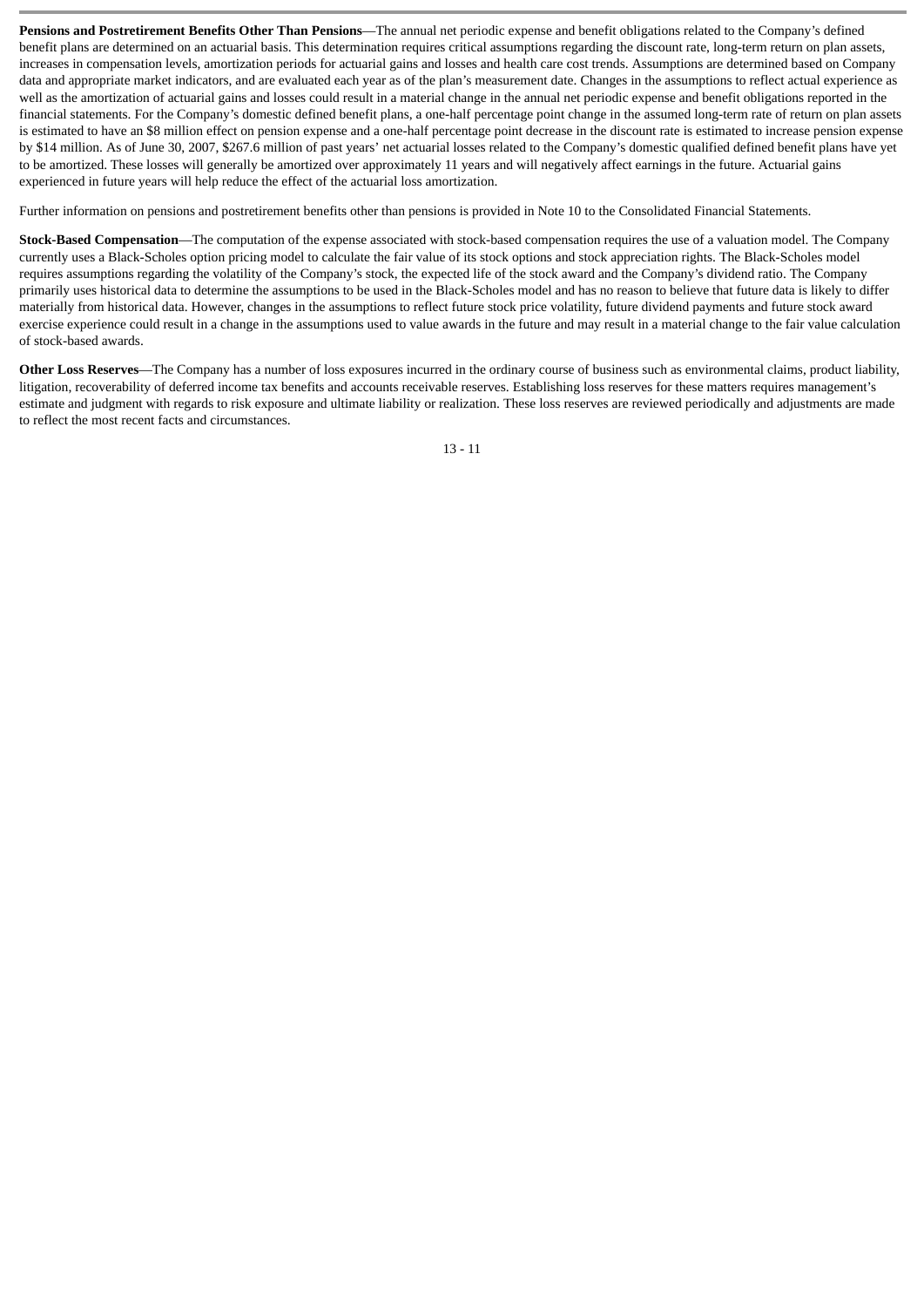**Pensions and Postretirement Benefits Other Than Pensions**—The annual net periodic expense and benefit obligations related to the Company's defined benefit plans are determined on an actuarial basis. This determination requires critical assumptions regarding the discount rate, long-term return on plan assets, increases in compensation levels, amortization periods for actuarial gains and losses and health care cost trends. Assumptions are determined based on Company data and appropriate market indicators, and are evaluated each year as of the plan's measurement date. Changes in the assumptions to reflect actual experience as well as the amortization of actuarial gains and losses could result in a material change in the annual net periodic expense and benefit obligations reported in the financial statements. For the Company's domestic defined benefit plans, a one-half percentage point change in the assumed long-term rate of return on plan assets is estimated to have an $8 million effect on pension expense and a one-half percentage point decrease in the discount rate is estimated to increase pension expense by $14 million. As of June 30, 2007, $267.6 million of past years' net actuarial losses related to the Company's domestic qualified defined benefit plans have yet to be amortized. These losses will generally be amortized over approximately 11 years and will negatively affect earnings in the future. Actuarial gains experienced in future years will help reduce the effect of the actuarial loss amortization.

Further information on pensions and postretirement benefits other than pensions is provided in Note 10 to the Consolidated Financial Statements.

**Stock-Based Compensation**—The computation of the expense associated with stock-based compensation requires the use of a valuation model. The Company currently uses a Black-Scholes option pricing model to calculate the fair value of its stock options and stock appreciation rights. The Black-Scholes model requires assumptions regarding the volatility of the Company's stock, the expected life of the stock award and the Company's dividend ratio. The Company primarily uses historical data to determine the assumptions to be used in the Black-Scholes model and has no reason to believe that future data is likely to differ materially from historical data. However, changes in the assumptions to reflect future stock price volatility, future dividend payments and future stock award exercise experience could result in a change in the assumptions used to value awards in the future and may result in a material change to the fair value calculation of stock-based awards.

**Other Loss Reserves**—The Company has a number of loss exposures incurred in the ordinary course of business such as environmental claims, product liability, litigation, recoverability of deferred income tax benefits and accounts receivable reserves. Establishing loss reserves for these matters requires management's estimate and judgment with regards to risk exposure and ultimate liability or realization. These loss reserves are reviewed periodically and adjustments are made to reflect the most recent facts and circumstances.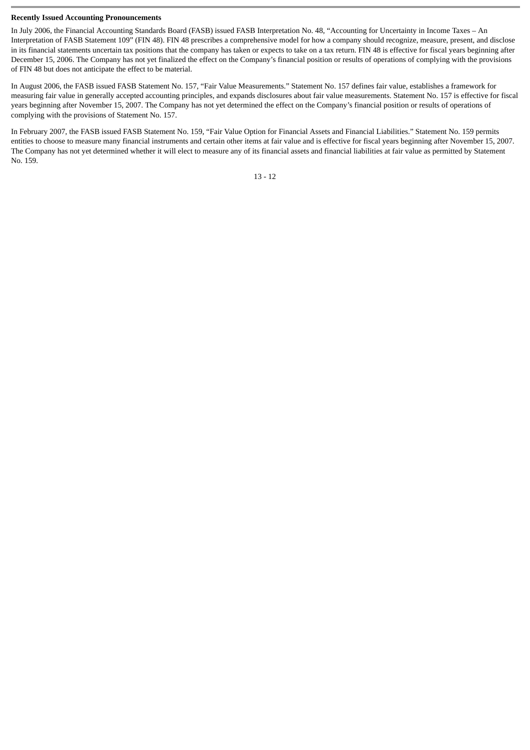**Recently Issued Accounting Pronouncements**

In July 2006, the Financial Accounting Standards Board (FASB) issued FASB Interpretation No. 48, "Accounting for Uncertainty in Income Taxes – An Interpretation of FASB Statement 109" (FIN 48). FIN 48 prescribes a comprehensive model for how a company should recognize, measure, present, and disclose in its financial statements uncertain tax positions that the company has taken or expects to take on a tax return. FIN 48 is effective for fiscal years beginning after December 15, 2006. The Company has not yet finalized the effect on the Company's financial position or results of operations of complying with the provisions of FIN 48 but does not anticipate the effect to be material.

In August 2006, the FASB issued FASB Statement No. 157, "Fair Value Measurements." Statement No. 157 defines fair value, establishes a framework for measuring fair value in generally accepted accounting principles, and expands disclosures about fair value measurements. Statement No. 157 is effective for fiscal years beginning after November 15, 2007. The Company has not yet determined the effect on the Company's financial position or results of operations of complying with the provisions of Statement No. 157.

In February 2007, the FASB issued FASB Statement No. 159, "Fair Value Option for Financial Assets and Financial Liabilities." Statement No. 159 permits entities to choose to measure many financial instruments and certain other items at fair value and is effective for fiscal years beginning after November 15, 2007. The Company has not yet determined whether it will elect to measure any of its financial assets and financial liabilities at fair value as permitted by Statement No. 159.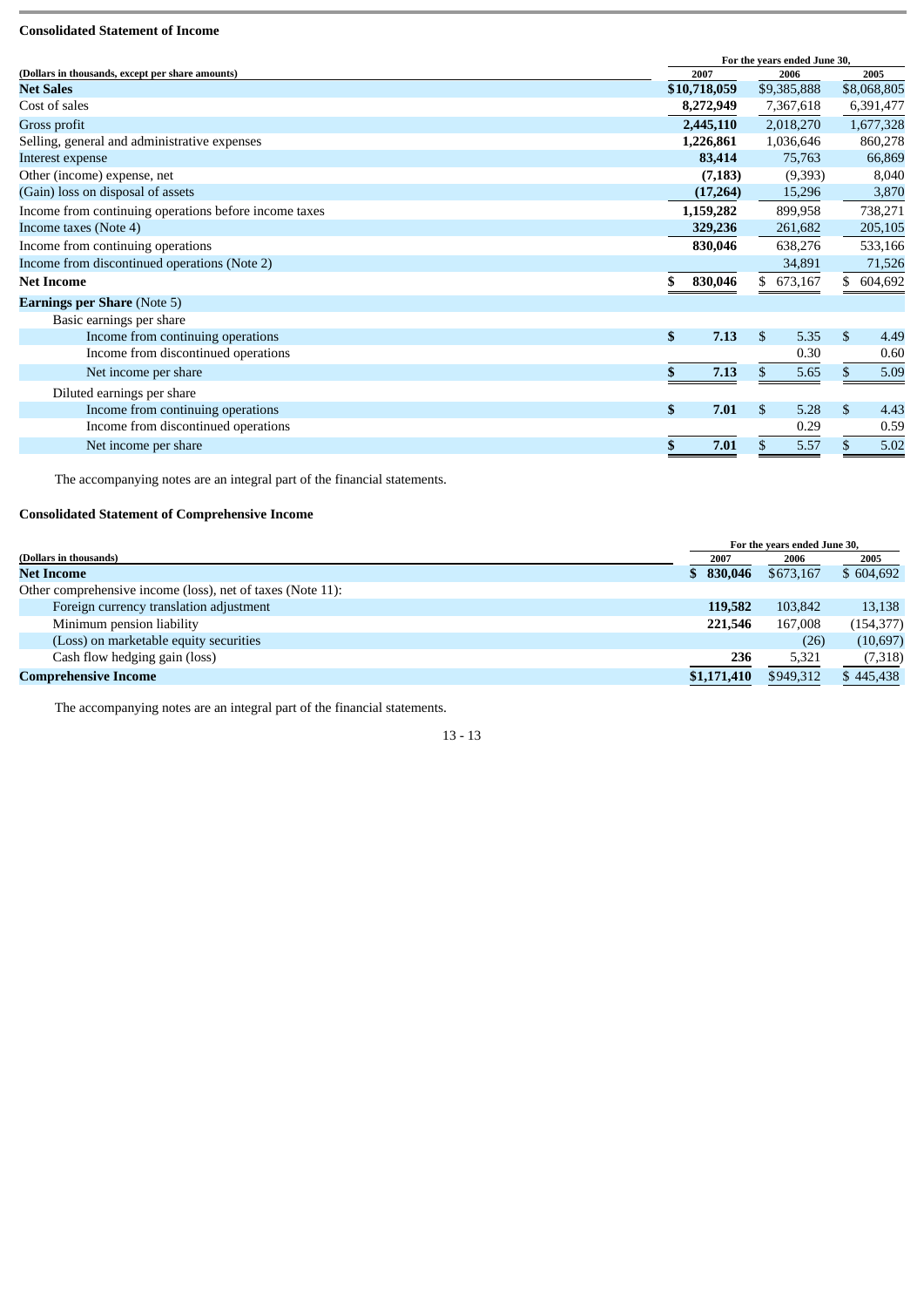**Consolidated Statement of Income**

| (Dollars in thousands, except per share amounts) | For the years ended June 30, 2007 | 2006 | 2005 |
|---|---|---|---|
| **Net Sales** | **$10,718,059** | $9,385,888 | $8,068,805 |
| Cost of sales | **8,272,949** | 7,367,618 | 6,391,477 |
| Gross profit | **2,445,110** | 2,018,270 | 1,677,328 |
| Selling, general and administrative expenses | **1,226,861** | 1,036,646 | 860,278 |
| Interest expense | **83,414** | 75,763 | 66,869 |
| Other (income) expense, net | **(7,183)** | (9,393) | 8,040 |
| (Gain) loss on disposal of assets | **(17,264)** | 15,296 | 3,870 |
| Income from continuing operations before income taxes | **1,159,282** | 899,958 | 738,271 |
| Income taxes (Note 4) | **329,236** | 261,682 | 205,105 |
| Income from continuing operations | **830,046** | 638,276 | 533,166 |
| Income from discontinued operations (Note 2) | | 34,891 | 71,526 |
| **Net Income** | **$ 830,046** | $ 673,167 | $ 604,692 |
| **Earnings per Share** (Note 5) | | | |
| Basic earnings per share | | | |
| Income from continuing operations | **$ 7.13** | $ 5.35 | $ 4.49 |
| Income from discontinued operations | | 0.30 | 0.60 |
| Net income per share | **$ 7.13** | $ 5.65 | $ 5.09 |
| Diluted earnings per share | | | |
| Income from continuing operations | **$ 7.01** | $ 5.28 | $ 4.43 |
| Income from discontinued operations | | 0.29 | 0.59 |
| Net income per share | **$ 7.01** | $ 5.57 | $ 5.02 |

The accompanying notes are an integral part of the financial statements.

**Consolidated Statement of Comprehensive Income**

| (Dollars in thousands) | For the years ended June 30, 2007 | 2006 | 2005 |
|---|---|---|---|
| **Net Income** | **$ 830,046** | $673,167 | $ 604,692 |
| Other comprehensive income (loss), net of taxes (Note 11): | | | |
| Foreign currency translation adjustment | **119,582** | 103,842 | 13,138 |
| Minimum pension liability | **221,546** | 167,008 | (154,377) |
| (Loss) on marketable equity securities | | (26) | (10,697) |
| Cash flow hedging gain (loss) | **236** | 5,321 | (7,318) |
| **Comprehensive Income** | **$1,171,410** | $949,312 | $ 445,438 |

The accompanying notes are an integral part of the financial statements.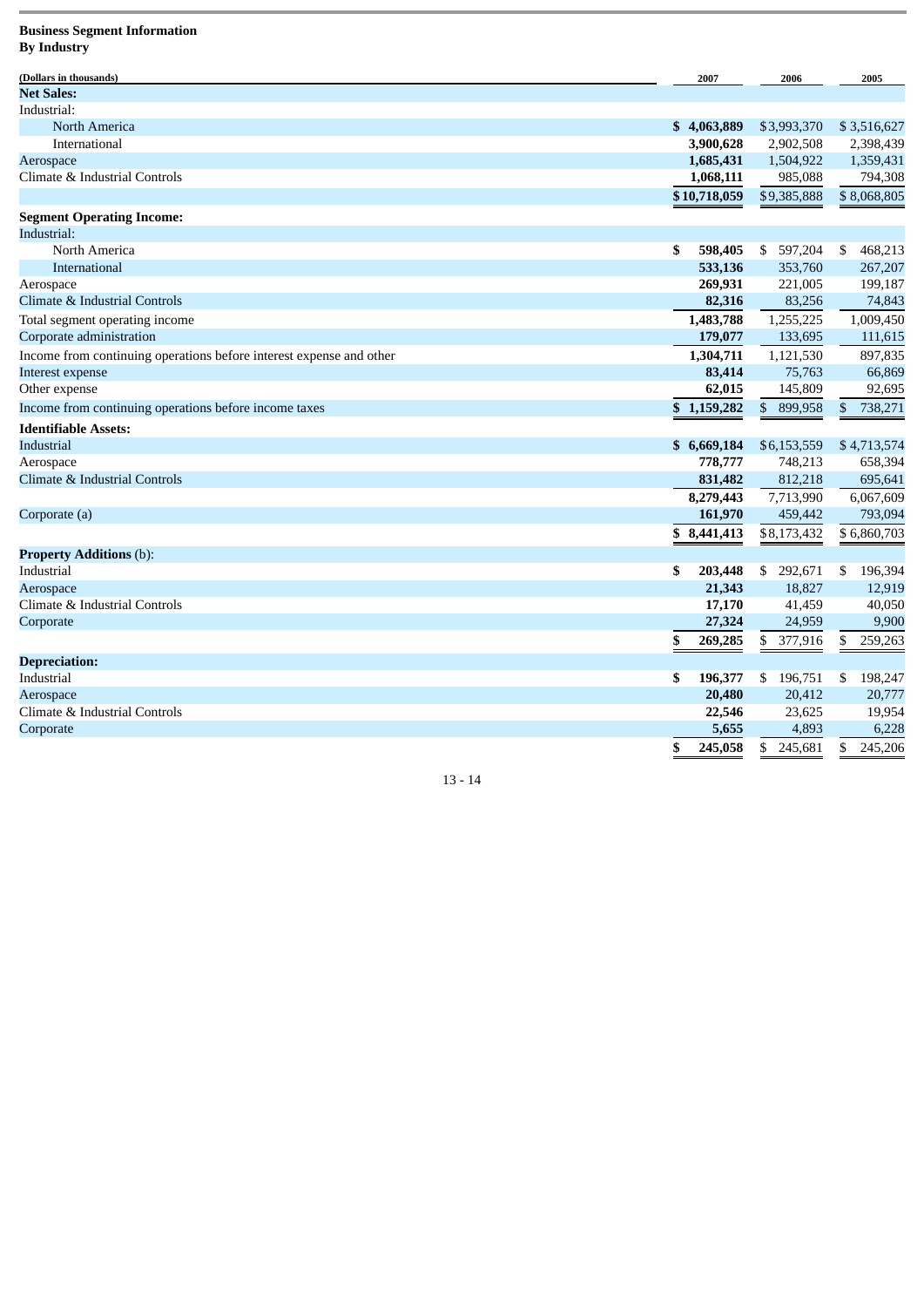**Business Segment Information**
**By Industry**

| (Dollars in thousands) | 2007 | 2006 | 2005 |
|---|---|---|---|
| **Net Sales:** | | | |
| Industrial: | | | |
| North America | **$ 4,063,889** | $3,993,370 | $ 3,516,627 |
| International | **3,900,628** | 2,902,508 | 2,398,439 |
| Aerospace | **1,685,431** | 1,504,922 | 1,359,431 |
| Climate & Industrial Controls | **1,068,111** | 985,088 | 794,308 |
| | **$10,718,059** | $9,385,888 | $ 8,068,805 |
| **Segment Operating Income:** | | | |
| Industrial: | | | |
| North America | **$ 598,405** | $ 597,204 | $ 468,213 |
| International | **533,136** | 353,760 | 267,207 |
| Aerospace | **269,931** | 221,005 | 199,187 |
| Climate & Industrial Controls | **82,316** | 83,256 | 74,843 |
| Total segment operating income | **1,483,788** | 1,255,225 | 1,009,450 |
| Corporate administration | **179,077** | 133,695 | 111,615 |
| Income from continuing operations before interest expense and other | **1,304,711** | 1,121,530 | 897,835 |
| Interest expense | **83,414** | 75,763 | 66,869 |
| Other expense | **62,015** | 145,809 | 92,695 |
| Income from continuing operations before income taxes | **$ 1,159,282** | $ 899,958 | $ 738,271 |
| **Identifiable Assets:** | | | |
| Industrial | **$ 6,669,184** | $6,153,559 | $ 4,713,574 |
| Aerospace | **778,777** | 748,213 | 658,394 |
| Climate & Industrial Controls | **831,482** | 812,218 | 695,641 |
| | **8,279,443** | 7,713,990 | 6,067,609 |
| Corporate (a) | **161,970** | 459,442 | 793,094 |
| | **$ 8,441,413** | $8,173,432 | $ 6,860,703 |
| **Property Additions** (b): | | | |
| Industrial | **$ 203,448** | $ 292,671 | $ 196,394 |
| Aerospace | **21,343** | 18,827 | 12,919 |
| Climate & Industrial Controls | **17,170** | 41,459 | 40,050 |
| Corporate | **27,324** | 24,959 | 9,900 |
| | **$ 269,285** | $ 377,916 | $ 259,263 |
| **Depreciation:** | | | |
| Industrial | **$ 196,377** | $ 196,751 | $ 198,247 |
| Aerospace | **20,480** | 20,412 | 20,777 |
| Climate & Industrial Controls | **22,546** | 23,625 | 19,954 |
| Corporate | **5,655** | 4,893 | 6,228 |
| | **$ 245,058** | $ 245,681 | $ 245,206 |

13 - 14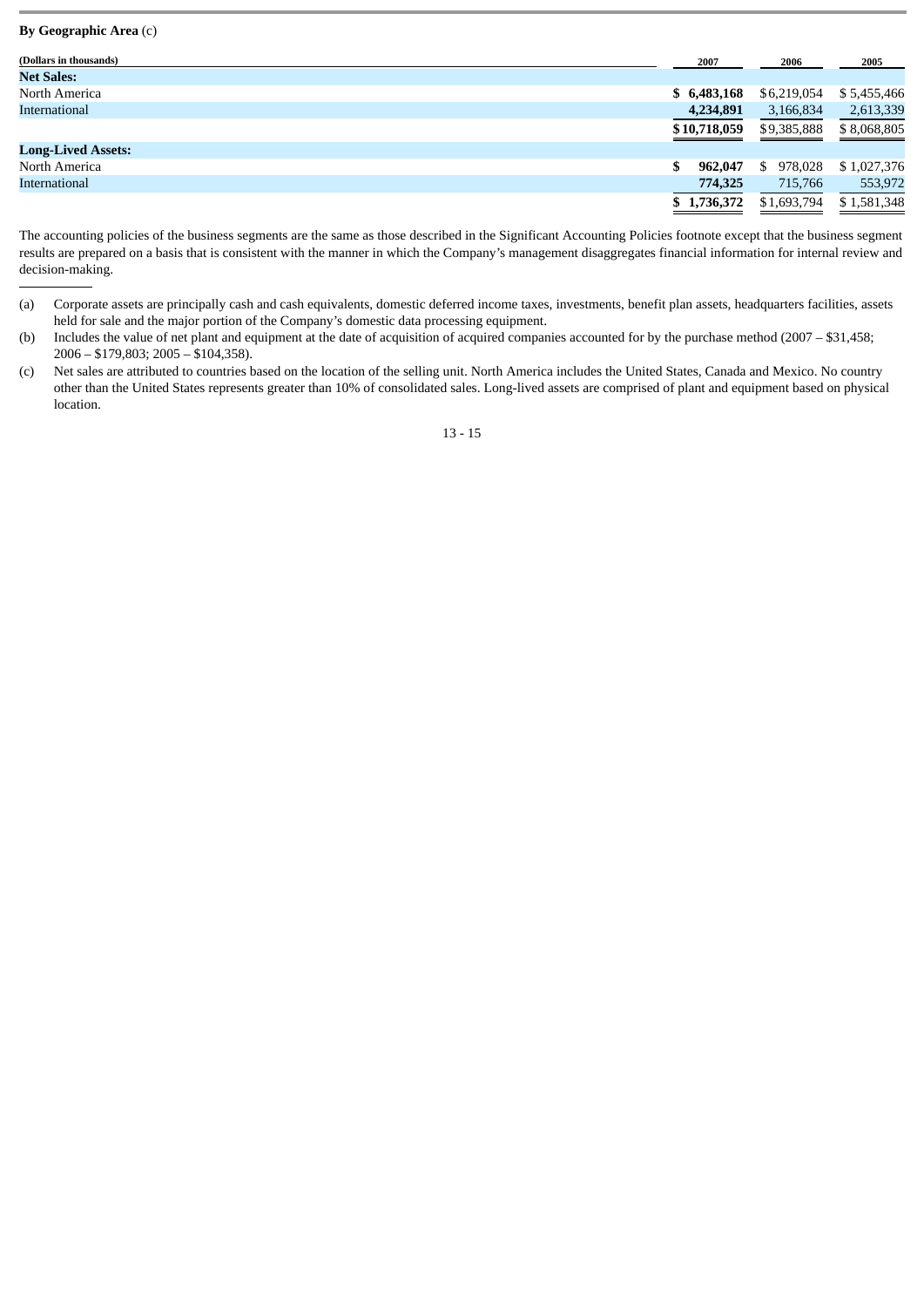**By Geographic Area** (c)

| (Dollars in thousands) | 2007 | 2006 | 2005 |
|---|---|---|---|
| **Net Sales:** | | | |
| North America | **$ 6,483,168** | $6,219,054 | $ 5,455,466 |
| International | **4,234,891** | 3,166,834 | 2,613,339 |
| | **$10,718,059** | $9,385,888 | $ 8,068,805 |
| **Long-Lived Assets:** | | | |
| North America | **$ 962,047** | $ 978,028 | $ 1,027,376 |
| International | **774,325** | 715,766 | 553,972 |
| | **$ 1,736,372** | $1,693,794 | $ 1,581,348 |

The accounting policies of the business segments are the same as those described in the Significant Accounting Policies footnote except that the business segment results are prepared on a basis that is consistent with the manner in which the Company's management disaggregates financial information for internal review and decision-making.

---

(a) Corporate assets are principally cash and cash equivalents, domestic deferred income taxes, investments, benefit plan assets, headquarters facilities, assets held for sale and the major portion of the Company's domestic data processing equipment.

(b) Includes the value of net plant and equipment at the date of acquisition of acquired companies accounted for by the purchase method (2007 – $31,458; 2006 – $179,803; 2005 – $104,358).

(c) Net sales are attributed to countries based on the location of the selling unit. North America includes the United States, Canada and Mexico. No country other than the United States represents greater than 10% of consolidated sales. Long-lived assets are comprised of plant and equipment based on physical location.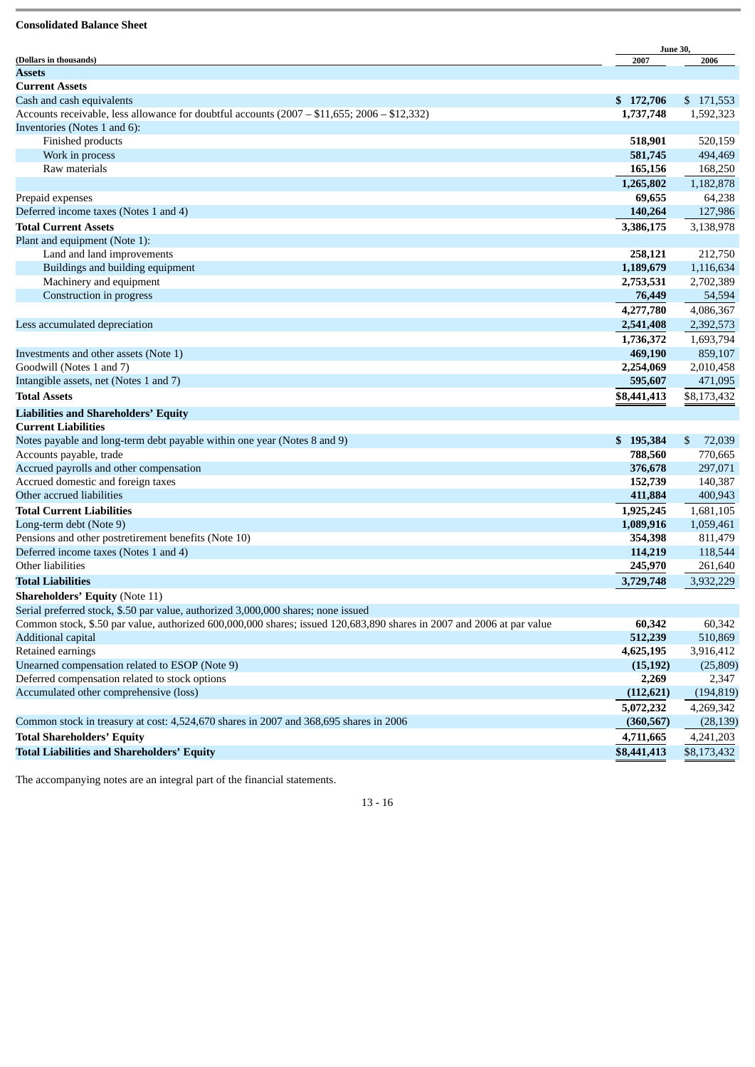**Consolidated Balance Sheet**

| (Dollars in thousands) | June 30, 2007 | 2006 |
|---|---|---|
| **Assets** | | |
| **Current Assets** | | |
| Cash and cash equivalents | **$ 172,706** | $ 171,553 |
| Accounts receivable, less allowance for doubtful accounts (2007 – $11,655; 2006 – $12,332) | **1,737,748** | 1,592,323 |
| Inventories (Notes 1 and 6): | | |
| Finished products | **518,901** | 520,159 |
| Work in process | **581,745** | 494,469 |
| Raw materials | **165,156** | 168,250 |
| | **1,265,802** | 1,182,878 |
| Prepaid expenses | **69,655** | 64,238 |
| Deferred income taxes (Notes 1 and 4) | **140,264** | 127,986 |
| **Total Current Assets** | **3,386,175** | 3,138,978 |
| Plant and equipment (Note 1): | | |
| Land and land improvements | **258,121** | 212,750 |
| Buildings and building equipment | **1,189,679** | 1,116,634 |
| Machinery and equipment | **2,753,531** | 2,702,389 |
| Construction in progress | **76,449** | 54,594 |
| | **4,277,780** | 4,086,367 |
| Less accumulated depreciation | **2,541,408** | 2,392,573 |
| | **1,736,372** | 1,693,794 |
| Investments and other assets (Note 1) | **469,190** | 859,107 |
| Goodwill (Notes 1 and 7) | **2,254,069** | 2,010,458 |
| Intangible assets, net (Notes 1 and 7) | **595,607** | 471,095 |
| **Total Assets** | **$8,441,413** | $8,173,432 |
| **Liabilities and Shareholders' Equity** | | |
| **Current Liabilities** | | |
| Notes payable and long-term debt payable within one year (Notes 8 and 9) | **$ 195,384** | $ 72,039 |
| Accounts payable, trade | **788,560** | 770,665 |
| Accrued payrolls and other compensation | **376,678** | 297,071 |
| Accrued domestic and foreign taxes | **152,739** | 140,387 |
| Other accrued liabilities | **411,884** | 400,943 |
| **Total Current Liabilities** | **1,925,245** | 1,681,105 |
| Long-term debt (Note 9) | **1,089,916** | 1,059,461 |
| Pensions and other postretirement benefits (Note 10) | **354,398** | 811,479 |
| Deferred income taxes (Notes 1 and 4) | **114,219** | 118,544 |
| Other liabilities | **245,970** | 261,640 |
| **Total Liabilities** | **3,729,748** | 3,932,229 |
| **Shareholders' Equity** (Note 11) | | |
| Serial preferred stock, $.50 par value, authorized 3,000,000 shares; none issued | | |
| Common stock, $.50 par value, authorized 600,000,000 shares; issued 120,683,890 shares in 2007 and 2006 at par value | **60,342** | 60,342 |
| Additional capital | **512,239** | 510,869 |
| Retained earnings | **4,625,195** | 3,916,412 |
| Unearned compensation related to ESOP (Note 9) | **(15,192)** | (25,809) |
| Deferred compensation related to stock options | **2,269** | 2,347 |
| Accumulated other comprehensive (loss) | **(112,621)** | (194,819) |
| | **5,072,232** | 4,269,342 |
| Common stock in treasury at cost: 4,524,670 shares in 2007 and 368,695 shares in 2006 | **(360,567)** | (28,139) |
| **Total Shareholders' Equity** | **4,711,665** | 4,241,203 |
| **Total Liabilities and Shareholders' Equity** | **$8,441,413** | $8,173,432 |

The accompanying notes are an integral part of the financial statements.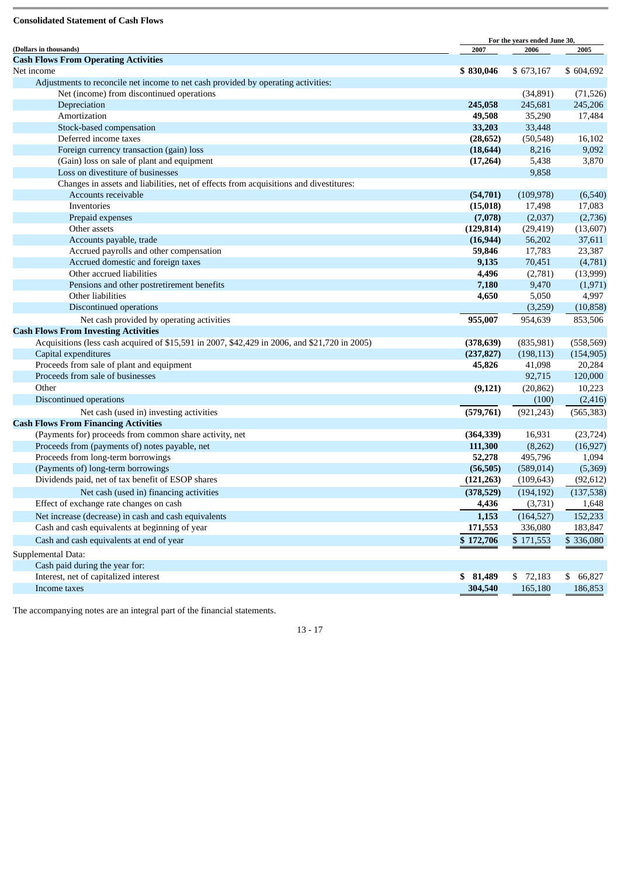**Consolidated Statement of Cash Flows**

| (Dollars in thousands) | For the years ended June 30, 2007 | 2006 | 2005 |
|---|---|---|---|
| **Cash Flows From Operating Activities** | | | |
| Net income | **$ 830,046** | $ 673,167 | $ 604,692 |
| Adjustments to reconcile net income to net cash provided by operating activities: | | | |
| Net (income) from discontinued operations | | (34,891) | (71,526) |
| Depreciation | **245,058** | 245,681 | 245,206 |
| Amortization | **49,508** | 35,290 | 17,484 |
| Stock-based compensation | **33,203** | 33,448 | |
| Deferred income taxes | **(28,652)** | (50,548) | 16,102 |
| Foreign currency transaction (gain) loss | **(18,644)** | 8,216 | 9,092 |
| (Gain) loss on sale of plant and equipment | **(17,264)** | 5,438 | 3,870 |
| Loss on divestiture of businesses | | 9,858 | |
| Changes in assets and liabilities, net of effects from acquisitions and divestitures: | | | |
| Accounts receivable | **(54,701)** | (109,978) | (6,540) |
| Inventories | **(15,018)** | 17,498 | 17,083 |
| Prepaid expenses | **(7,078)** | (2,037) | (2,736) |
| Other assets | **(129,814)** | (29,419) | (13,607) |
| Accounts payable, trade | **(16,944)** | 56,202 | 37,611 |
| Accrued payrolls and other compensation | **59,846** | 17,783 | 23,387 |
| Accrued domestic and foreign taxes | **9,135** | 70,451 | (4,781) |
| Other accrued liabilities | **4,496** | (2,781) | (13,999) |
| Pensions and other postretirement benefits | **7,180** | 9,470 | (1,971) |
| Other liabilities | **4,650** | 5,050 | 4,997 |
| Discontinued operations | | (3,259) | (10,858) |
| Net cash provided by operating activities | **955,007** | 954,639 | 853,506 |
| **Cash Flows From Investing Activities** | | | |
| Acquisitions (less cash acquired of $15,591 in 2007, $42,429 in 2006, and $21,720 in 2005) | **(378,639)** | (835,981) | (558,569) |
| Capital expenditures | **(237,827)** | (198,113) | (154,905) |
| Proceeds from sale of plant and equipment | **45,826** | 41,098 | 20,284 |
| Proceeds from sale of businesses | | 92,715 | 120,000 |
| Other | **(9,121)** | (20,862) | 10,223 |
| Discontinued operations | | (100) | (2,416) |
| Net cash (used in) investing activities | **(579,761)** | (921,243) | (565,383) |
| **Cash Flows From Financing Activities** | | | |
| (Payments for) proceeds from common share activity, net | **(364,339)** | 16,931 | (23,724) |
| Proceeds from (payments of) notes payable, net | **111,300** | (8,262) | (16,927) |
| Proceeds from long-term borrowings | **52,278** | 495,796 | 1,094 |
| (Payments of) long-term borrowings | **(56,505)** | (589,014) | (5,369) |
| Dividends paid, net of tax benefit of ESOP shares | **(121,263)** | (109,643) | (92,612) |
| Net cash (used in) financing activities | **(378,529)** | (194,192) | (137,538) |
| Effect of exchange rate changes on cash | **4,436** | (3,731) | 1,648 |
| Net increase (decrease) in cash and cash equivalents | **1,153** | (164,527) | 152,233 |
| Cash and cash equivalents at beginning of year | **171,553** | 336,080 | 183,847 |
| Cash and cash equivalents at end of year | **$ 172,706** | $ 171,553 | $ 336,080 |
| Supplemental Data: | | | |
| Cash paid during the year for: | | | |
| Interest, net of capitalized interest | **$ 81,489** | $ 72,183 | $ 66,827 |
| Income taxes | **304,540** | 165,180 | 186,853 |

The accompanying notes are an integral part of the financial statements.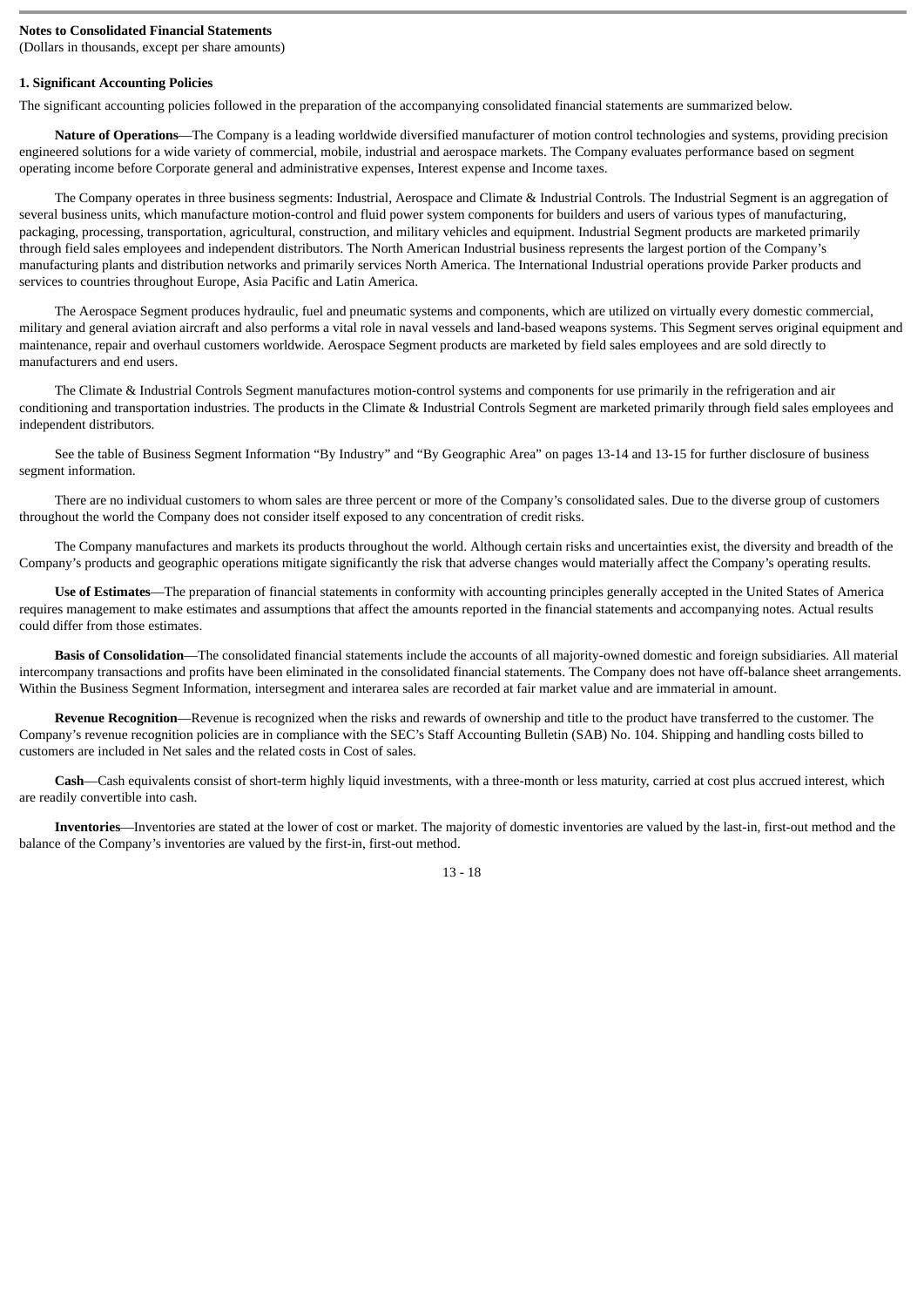**Notes to Consolidated Financial Statements**
(Dollars in thousands, except per share amounts)

**1. Significant Accounting Policies**

The significant accounting policies followed in the preparation of the accompanying consolidated financial statements are summarized below.

**Nature of Operations**—The Company is a leading worldwide diversified manufacturer of motion control technologies and systems, providing precision engineered solutions for a wide variety of commercial, mobile, industrial and aerospace markets. The Company evaluates performance based on segment operating income before Corporate general and administrative expenses, Interest expense and Income taxes.

The Company operates in three business segments: Industrial, Aerospace and Climate & Industrial Controls. The Industrial Segment is an aggregation of several business units, which manufacture motion-control and fluid power system components for builders and users of various types of manufacturing, packaging, processing, transportation, agricultural, construction, and military vehicles and equipment. Industrial Segment products are marketed primarily through field sales employees and independent distributors. The North American Industrial business represents the largest portion of the Company's manufacturing plants and distribution networks and primarily services North America. The International Industrial operations provide Parker products and services to countries throughout Europe, Asia Pacific and Latin America.

The Aerospace Segment produces hydraulic, fuel and pneumatic systems and components, which are utilized on virtually every domestic commercial, military and general aviation aircraft and also performs a vital role in naval vessels and land-based weapons systems. This Segment serves original equipment and maintenance, repair and overhaul customers worldwide. Aerospace Segment products are marketed by field sales employees and are sold directly to manufacturers and end users.

The Climate & Industrial Controls Segment manufactures motion-control systems and components for use primarily in the refrigeration and air conditioning and transportation industries. The products in the Climate & Industrial Controls Segment are marketed primarily through field sales employees and independent distributors.

See the table of Business Segment Information "By Industry" and "By Geographic Area" on pages 13-14 and 13-15 for further disclosure of business segment information.

There are no individual customers to whom sales are three percent or more of the Company's consolidated sales. Due to the diverse group of customers throughout the world the Company does not consider itself exposed to any concentration of credit risks.

The Company manufactures and markets its products throughout the world. Although certain risks and uncertainties exist, the diversity and breadth of the Company's products and geographic operations mitigate significantly the risk that adverse changes would materially affect the Company's operating results.

**Use of Estimates**—The preparation of financial statements in conformity with accounting principles generally accepted in the United States of America requires management to make estimates and assumptions that affect the amounts reported in the financial statements and accompanying notes. Actual results could differ from those estimates.

**Basis of Consolidation**—The consolidated financial statements include the accounts of all majority-owned domestic and foreign subsidiaries. All material intercompany transactions and profits have been eliminated in the consolidated financial statements. The Company does not have off-balance sheet arrangements. Within the Business Segment Information, intersegment and interarea sales are recorded at fair market value and are immaterial in amount.

**Revenue Recognition**—Revenue is recognized when the risks and rewards of ownership and title to the product have transferred to the customer. The Company's revenue recognition policies are in compliance with the SEC's Staff Accounting Bulletin (SAB) No. 104. Shipping and handling costs billed to customers are included in Net sales and the related costs in Cost of sales.

**Cash**—Cash equivalents consist of short-term highly liquid investments, with a three-month or less maturity, carried at cost plus accrued interest, which are readily convertible into cash.

**Inventories**—Inventories are stated at the lower of cost or market. The majority of domestic inventories are valued by the last-in, first-out method and the balance of the Company's inventories are valued by the first-in, first-out method.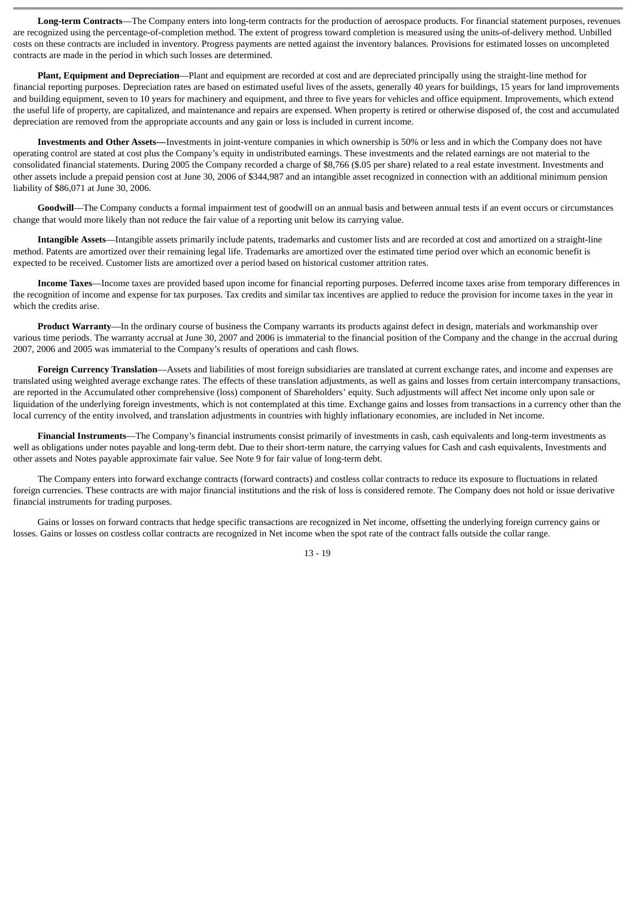**Long-term Contracts**—The Company enters into long-term contracts for the production of aerospace products. For financial statement purposes, revenues are recognized using the percentage-of-completion method. The extent of progress toward completion is measured using the units-of-delivery method. Unbilled costs on these contracts are included in inventory. Progress payments are netted against the inventory balances. Provisions for estimated losses on uncompleted contracts are made in the period in which such losses are determined.

**Plant, Equipment and Depreciation**—Plant and equipment are recorded at cost and are depreciated principally using the straight-line method for financial reporting purposes. Depreciation rates are based on estimated useful lives of the assets, generally 40 years for buildings, 15 years for land improvements and building equipment, seven to 10 years for machinery and equipment, and three to five years for vehicles and office equipment. Improvements, which extend the useful life of property, are capitalized, and maintenance and repairs are expensed. When property is retired or otherwise disposed of, the cost and accumulated depreciation are removed from the appropriate accounts and any gain or loss is included in current income.

**Investments and Other Assets—**Investments in joint-venture companies in which ownership is 50% or less and in which the Company does not have operating control are stated at cost plus the Company's equity in undistributed earnings. These investments and the related earnings are not material to the consolidated financial statements. During 2005 the Company recorded a charge of $8,766 ($.05 per share) related to a real estate investment. Investments and other assets include a prepaid pension cost at June 30, 2006 of $344,987 and an intangible asset recognized in connection with an additional minimum pension liability of $86,071 at June 30, 2006.

**Goodwill**—The Company conducts a formal impairment test of goodwill on an annual basis and between annual tests if an event occurs or circumstances change that would more likely than not reduce the fair value of a reporting unit below its carrying value.

**Intangible Assets**—Intangible assets primarily include patents, trademarks and customer lists and are recorded at cost and amortized on a straight-line method. Patents are amortized over their remaining legal life. Trademarks are amortized over the estimated time period over which an economic benefit is expected to be received. Customer lists are amortized over a period based on historical customer attrition rates.

**Income Taxes**—Income taxes are provided based upon income for financial reporting purposes. Deferred income taxes arise from temporary differences in the recognition of income and expense for tax purposes. Tax credits and similar tax incentives are applied to reduce the provision for income taxes in the year in which the credits arise.

**Product Warranty**—In the ordinary course of business the Company warrants its products against defect in design, materials and workmanship over various time periods. The warranty accrual at June 30, 2007 and 2006 is immaterial to the financial position of the Company and the change in the accrual during 2007, 2006 and 2005 was immaterial to the Company's results of operations and cash flows.

**Foreign Currency Translation**—Assets and liabilities of most foreign subsidiaries are translated at current exchange rates, and income and expenses are translated using weighted average exchange rates. The effects of these translation adjustments, as well as gains and losses from certain intercompany transactions, are reported in the Accumulated other comprehensive (loss) component of Shareholders' equity. Such adjustments will affect Net income only upon sale or liquidation of the underlying foreign investments, which is not contemplated at this time. Exchange gains and losses from transactions in a currency other than the local currency of the entity involved, and translation adjustments in countries with highly inflationary economies, are included in Net income.

**Financial Instruments**—The Company's financial instruments consist primarily of investments in cash, cash equivalents and long-term investments as well as obligations under notes payable and long-term debt. Due to their short-term nature, the carrying values for Cash and cash equivalents, Investments and other assets and Notes payable approximate fair value. See Note 9 for fair value of long-term debt.

The Company enters into forward exchange contracts (forward contracts) and costless collar contracts to reduce its exposure to fluctuations in related foreign currencies. These contracts are with major financial institutions and the risk of loss is considered remote. The Company does not hold or issue derivative financial instruments for trading purposes.

Gains or losses on forward contracts that hedge specific transactions are recognized in Net income, offsetting the underlying foreign currency gains or losses. Gains or losses on costless collar contracts are recognized in Net income when the spot rate of the contract falls outside the collar range.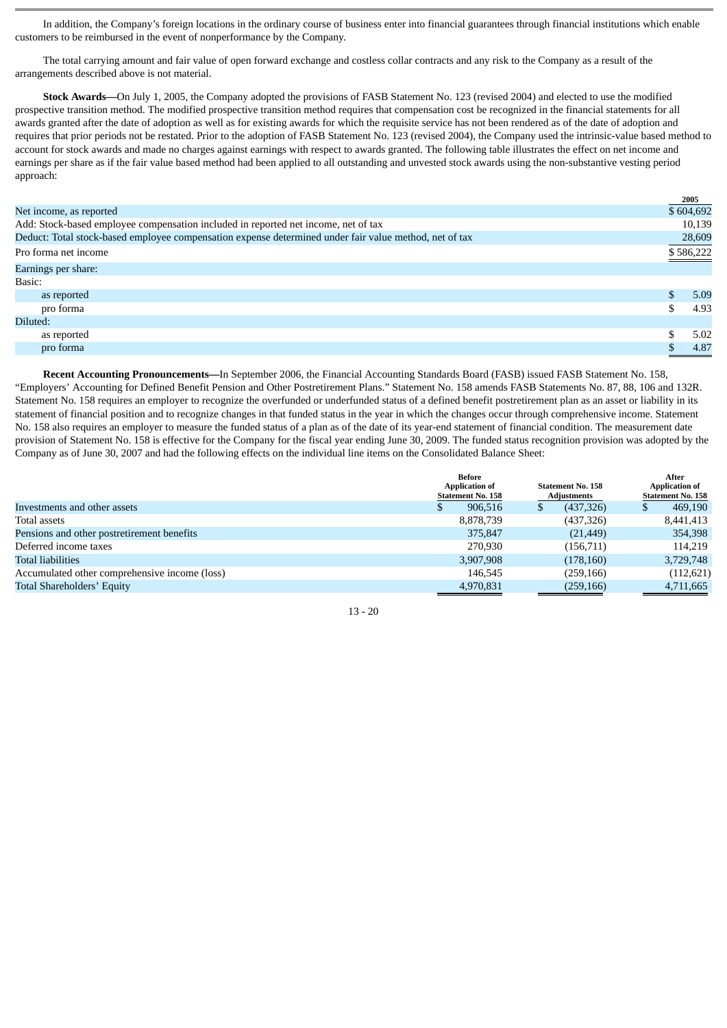In addition, the Company's foreign locations in the ordinary course of business enter into financial guarantees through financial institutions which enable customers to be reimbursed in the event of nonperformance by the Company.

The total carrying amount and fair value of open forward exchange and costless collar contracts and any risk to the Company as a result of the arrangements described above is not material.

**Stock Awards—**On July 1, 2005, the Company adopted the provisions of FASB Statement No. 123 (revised 2004) and elected to use the modified prospective transition method. The modified prospective transition method requires that compensation cost be recognized in the financial statements for all awards granted after the date of adoption as well as for existing awards for which the requisite service has not been rendered as of the date of adoption and requires that prior periods not be restated. Prior to the adoption of FASB Statement No. 123 (revised 2004), the Company used the intrinsic-value based method to account for stock awards and made no charges against earnings with respect to awards granted. The following table illustrates the effect on net income and earnings per share as if the fair value based method had been applied to all outstanding and unvested stock awards using the non-substantive vesting period approach:

| | 2005 |
|---|---|
| Net income, as reported | $ 604,692 |
| Add: Stock-based employee compensation included in reported net income, net of tax | 10,139 |
| Deduct: Total stock-based employee compensation expense determined under fair value method, net of tax | 28,609 |
| Pro forma net income | $ 586,222 |
| Earnings per share: | |
| Basic: | |
| as reported | $ 5.09 |
| pro forma | $ 4.93 |
| Diluted: | |
| as reported | $ 5.02 |
| pro forma | $ 4.87 |

**Recent Accounting Pronouncements—**In September 2006, the Financial Accounting Standards Board (FASB) issued FASB Statement No. 158, "Employers' Accounting for Defined Benefit Pension and Other Postretirement Plans." Statement No. 158 amends FASB Statements No. 87, 88, 106 and 132R. Statement No. 158 requires an employer to recognize the overfunded or underfunded status of a defined benefit postretirement plan as an asset or liability in its statement of financial position and to recognize changes in that funded status in the year in which the changes occur through comprehensive income. Statement No. 158 also requires an employer to measure the funded status of a plan as of the date of its year-end statement of financial condition. The measurement date provision of Statement No. 158 is effective for the Company for the fiscal year ending June 30, 2009. The funded status recognition provision was adopted by the Company as of June 30, 2007 and had the following effects on the individual line items on the Consolidated Balance Sheet:

| | Before Application of Statement No. 158 | Statement No. 158 Adjustments | After Application of Statement No. 158 |
|---|---|---|---|
| Investments and other assets | $ 906,516 | $ (437,326) | $ 469,190 |
| Total assets | 8,878,739 | (437,326) | 8,441,413 |
| Pensions and other postretirement benefits | 375,847 | (21,449) | 354,398 |
| Deferred income taxes | 270,930 | (156,711) | 114,219 |
| Total liabilities | 3,907,908 | (178,160) | 3,729,748 |
| Accumulated other comprehensive income (loss) | 146,545 | (259,166) | (112,621) |
| Total Shareholders' Equity | 4,970,831 | (259,166) | 4,711,665 |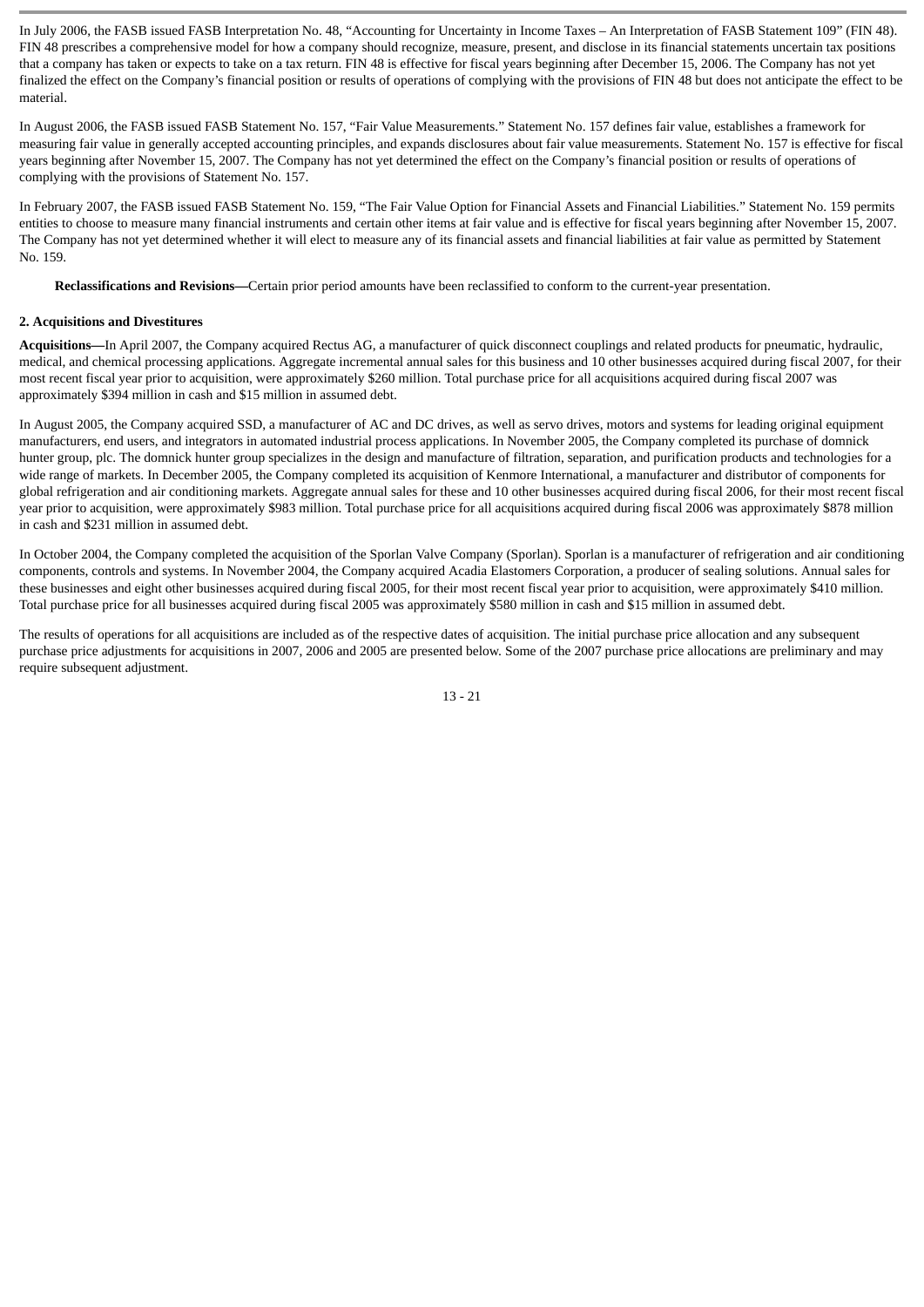In July 2006, the FASB issued FASB Interpretation No. 48, "Accounting for Uncertainty in Income Taxes – An Interpretation of FASB Statement 109" (FIN 48). FIN 48 prescribes a comprehensive model for how a company should recognize, measure, present, and disclose in its financial statements uncertain tax positions that a company has taken or expects to take on a tax return. FIN 48 is effective for fiscal years beginning after December 15, 2006. The Company has not yet finalized the effect on the Company's financial position or results of operations of complying with the provisions of FIN 48 but does not anticipate the effect to be material.

In August 2006, the FASB issued FASB Statement No. 157, "Fair Value Measurements." Statement No. 157 defines fair value, establishes a framework for measuring fair value in generally accepted accounting principles, and expands disclosures about fair value measurements. Statement No. 157 is effective for fiscal years beginning after November 15, 2007. The Company has not yet determined the effect on the Company's financial position or results of operations of complying with the provisions of Statement No. 157.

In February 2007, the FASB issued FASB Statement No. 159, "The Fair Value Option for Financial Assets and Financial Liabilities." Statement No. 159 permits entities to choose to measure many financial instruments and certain other items at fair value and is effective for fiscal years beginning after November 15, 2007. The Company has not yet determined whether it will elect to measure any of its financial assets and financial liabilities at fair value as permitted by Statement No. 159.

**Reclassifications and Revisions—**Certain prior period amounts have been reclassified to conform to the current-year presentation.

**2. Acquisitions and Divestitures**

**Acquisitions—**In April 2007, the Company acquired Rectus AG, a manufacturer of quick disconnect couplings and related products for pneumatic, hydraulic, medical, and chemical processing applications. Aggregate incremental annual sales for this business and 10 other businesses acquired during fiscal 2007, for their most recent fiscal year prior to acquisition, were approximately $260 million. Total purchase price for all acquisitions acquired during fiscal 2007 was approximately $394 million in cash and $15 million in assumed debt.

In August 2005, the Company acquired SSD, a manufacturer of AC and DC drives, as well as servo drives, motors and systems for leading original equipment manufacturers, end users, and integrators in automated industrial process applications. In November 2005, the Company completed its purchase of domnick hunter group, plc. The domnick hunter group specializes in the design and manufacture of filtration, separation, and purification products and technologies for a wide range of markets. In December 2005, the Company completed its acquisition of Kenmore International, a manufacturer and distributor of components for global refrigeration and air conditioning markets. Aggregate annual sales for these and 10 other businesses acquired during fiscal 2006, for their most recent fiscal year prior to acquisition, were approximately $983 million. Total purchase price for all acquisitions acquired during fiscal 2006 was approximately $878 million in cash and $231 million in assumed debt.

In October 2004, the Company completed the acquisition of the Sporlan Valve Company (Sporlan). Sporlan is a manufacturer of refrigeration and air conditioning components, controls and systems. In November 2004, the Company acquired Acadia Elastomers Corporation, a producer of sealing solutions. Annual sales for these businesses and eight other businesses acquired during fiscal 2005, for their most recent fiscal year prior to acquisition, were approximately $410 million. Total purchase price for all businesses acquired during fiscal 2005 was approximately $580 million in cash and $15 million in assumed debt.

The results of operations for all acquisitions are included as of the respective dates of acquisition. The initial purchase price allocation and any subsequent purchase price adjustments for acquisitions in 2007, 2006 and 2005 are presented below. Some of the 2007 purchase price allocations are preliminary and may require subsequent adjustment.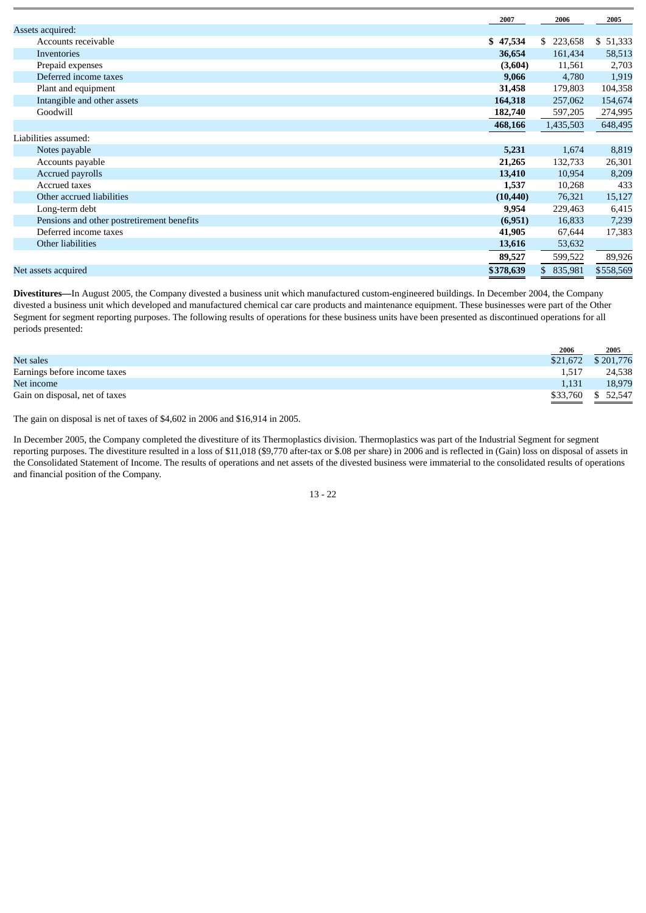| | 2007 | 2006 | 2005 |
|---|---|---|---|
| Assets acquired: | | | |
| Accounts receivable | **$ 47,534** | $ 223,658 | $ 51,333 |
| Inventories | **36,654** | 161,434 | 58,513 |
| Prepaid expenses | **(3,604)** | 11,561 | 2,703 |
| Deferred income taxes | **9,066** | 4,780 | 1,919 |
| Plant and equipment | **31,458** | 179,803 | 104,358 |
| Intangible and other assets | **164,318** | 257,062 | 154,674 |
| Goodwill | **182,740** | 597,205 | 274,995 |
| | **468,166** | 1,435,503 | 648,495 |
| Liabilities assumed: | | | |
| Notes payable | **5,231** | 1,674 | 8,819 |
| Accounts payable | **21,265** | 132,733 | 26,301 |
| Accrued payrolls | **13,410** | 10,954 | 8,209 |
| Accrued taxes | **1,537** | 10,268 | 433 |
| Other accrued liabilities | **(10,440)** | 76,321 | 15,127 |
| Long-term debt | **9,954** | 229,463 | 6,415 |
| Pensions and other postretirement benefits | **(6,951)** | 16,833 | 7,239 |
| Deferred income taxes | **41,905** | 67,644 | 17,383 |
| Other liabilities | **13,616** | 53,632 | |
| | **89,527** | 599,522 | 89,926 |
| Net assets acquired | **$378,639** | $ 835,981 | $558,569 |

**Divestitures**—In August 2005, the Company divested a business unit which manufactured custom-engineered buildings. In December 2004, the Company divested a business unit which developed and manufactured chemical car care products and maintenance equipment. These businesses were part of the Other Segment for segment reporting purposes. The following results of operations for these business units have been presented as discontinued operations for all periods presented:

| | 2006 | 2005 |
|---|---|---|
| Net sales | $21,672 | $ 201,776 |
| Earnings before income taxes | 1,517 | 24,538 |
| Net income | 1,131 | 18,979 |
| Gain on disposal, net of taxes | $33,760 | $ 52,547 |

The gain on disposal is net of taxes of $4,602 in 2006 and $16,914 in 2005.

In December 2005, the Company completed the divestiture of its Thermoplastics division. Thermoplastics was part of the Industrial Segment for segment reporting purposes. The divestiture resulted in a loss of $11,018 ($9,770 after-tax or $.08 per share) in 2006 and is reflected in (Gain) loss on disposal of assets in the Consolidated Statement of Income. The results of operations and net assets of the divested business were immaterial to the consolidated results of operations and financial position of the Company.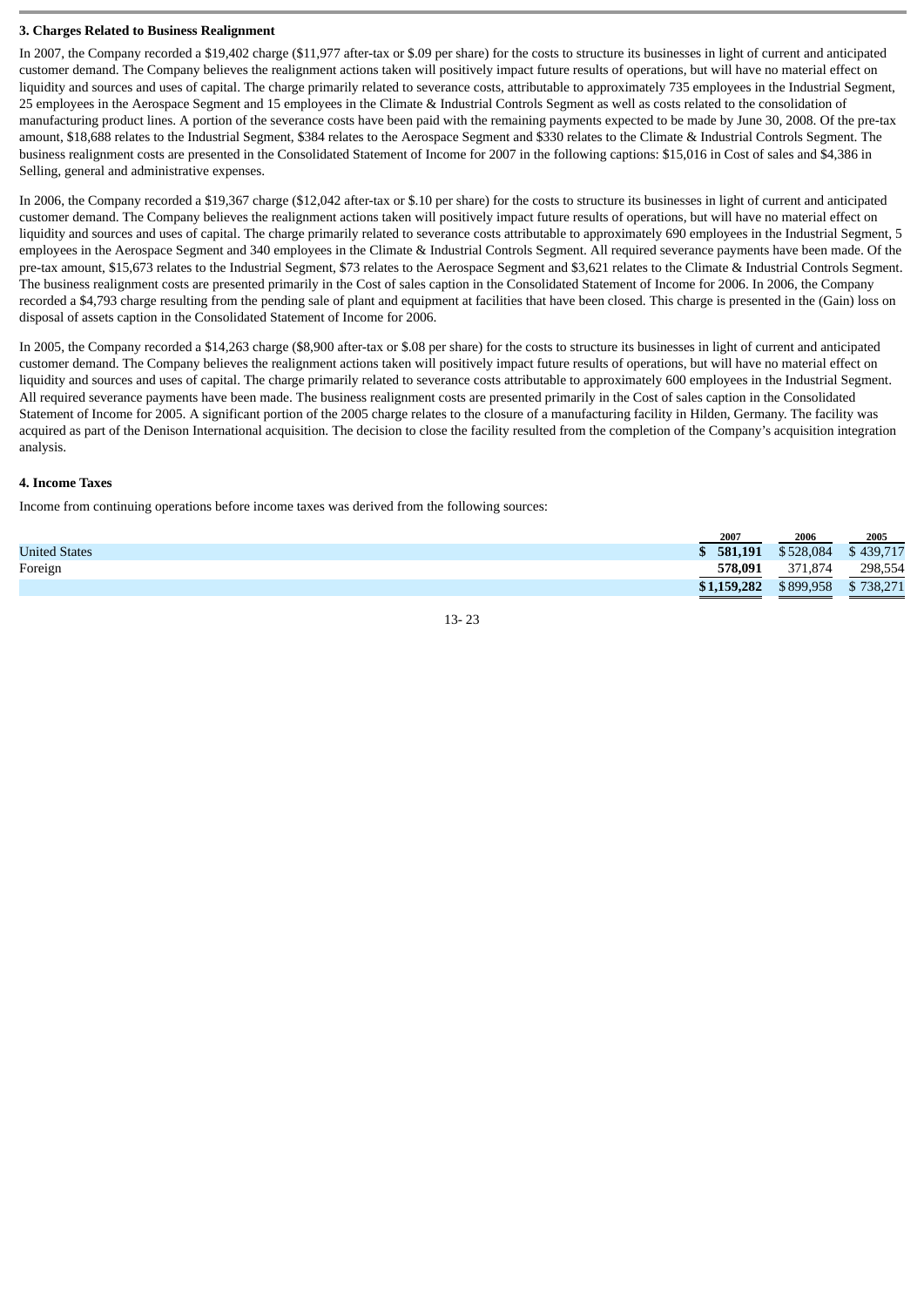### 3. Charges Related to Business Realignment

In 2007, the Company recorded a $19,402 charge ($11,977 after-tax or $.09 per share) for the costs to structure its businesses in light of current and anticipated customer demand. The Company believes the realignment actions taken will positively impact future results of operations, but will have no material effect on liquidity and sources and uses of capital. The charge primarily related to severance costs, attributable to approximately 735 employees in the Industrial Segment, 25 employees in the Aerospace Segment and 15 employees in the Climate & Industrial Controls Segment as well as costs related to the consolidation of manufacturing product lines. A portion of the severance costs have been paid with the remaining payments expected to be made by June 30, 2008. Of the pre-tax amount, $18,688 relates to the Industrial Segment, $384 relates to the Aerospace Segment and $330 relates to the Climate & Industrial Controls Segment. The business realignment costs are presented in the Consolidated Statement of Income for 2007 in the following captions: $15,016 in Cost of sales and $4,386 in Selling, general and administrative expenses.

In 2006, the Company recorded a $19,367 charge ($12,042 after-tax or $.10 per share) for the costs to structure its businesses in light of current and anticipated customer demand. The Company believes the realignment actions taken will positively impact future results of operations, but will have no material effect on liquidity and sources and uses of capital. The charge primarily related to severance costs attributable to approximately 690 employees in the Industrial Segment, 5 employees in the Aerospace Segment and 340 employees in the Climate & Industrial Controls Segment. All required severance payments have been made. Of the pre-tax amount, $15,673 relates to the Industrial Segment, $73 relates to the Aerospace Segment and $3,621 relates to the Climate & Industrial Controls Segment. The business realignment costs are presented primarily in the Cost of sales caption in the Consolidated Statement of Income for 2006. In 2006, the Company recorded a $4,793 charge resulting from the pending sale of plant and equipment at facilities that have been closed. This charge is presented in the (Gain) loss on disposal of assets caption in the Consolidated Statement of Income for 2006.

In 2005, the Company recorded a $14,263 charge ($8,900 after-tax or $.08 per share) for the costs to structure its businesses in light of current and anticipated customer demand. The Company believes the realignment actions taken will positively impact future results of operations, but will have no material effect on liquidity and sources and uses of capital. The charge primarily related to severance costs attributable to approximately 600 employees in the Industrial Segment. All required severance payments have been made. The business realignment costs are presented primarily in the Cost of sales caption in the Consolidated Statement of Income for 2005. A significant portion of the 2005 charge relates to the closure of a manufacturing facility in Hilden, Germany. The facility was acquired as part of the Denison International acquisition. The decision to close the facility resulted from the completion of the Company's acquisition integration analysis.

### 4. Income Taxes

Income from continuing operations before income taxes was derived from the following sources:

| | 2007 | 2006 | 2005 |
|---|---|---|---|
| United States | **$ 581,191** | $ 528,084 | $ 439,717 |
| Foreign | **578,091** | 371,874 | 298,554 |
| | **$ 1,159,282** | $ 899,958 | $ 738,271 |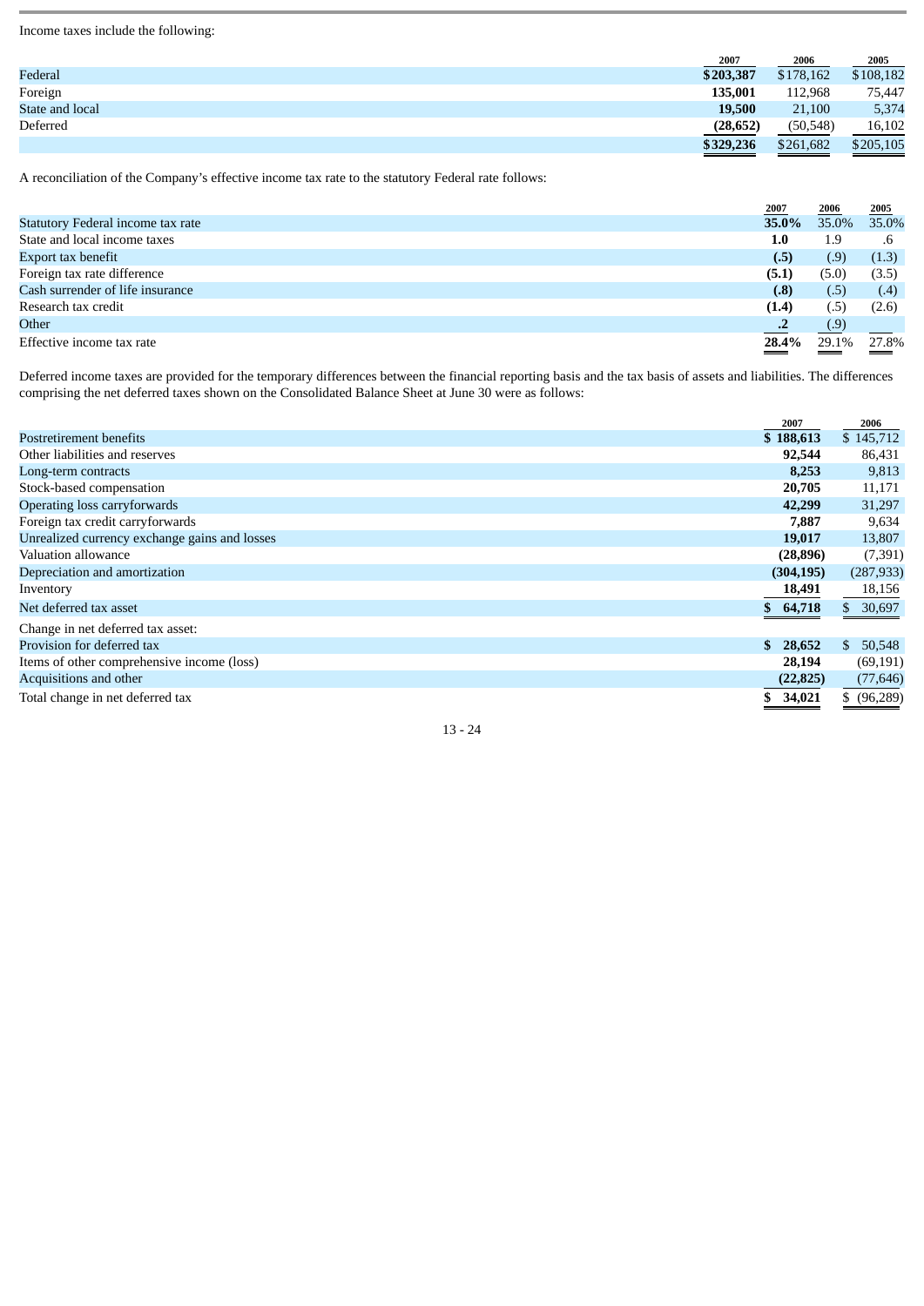Income taxes include the following:

| | 2007 | 2006 | 2005 |
|---|---|---|---|
| Federal | **$203,387** | $178,162 | $108,182 |
| Foreign | **135,001** | 112,968 | 75,447 |
| State and local | **19,500** | 21,100 | 5,374 |
| Deferred | **(28,652)** | (50,548) | 16,102 |
| | **$329,236** | $261,682 | $205,105 |

A reconciliation of the Company's effective income tax rate to the statutory Federal rate follows:

| | 2007 | 2006 | 2005 |
|---|---|---|---|
| Statutory Federal income tax rate | **35.0%** | 35.0% | 35.0% |
| State and local income taxes | **1.0** | 1.9 | .6 |
| Export tax benefit | **(.5)** | (.9) | (1.3) |
| Foreign tax rate difference | **(5.1)** | (5.0) | (3.5) |
| Cash surrender of life insurance | **(.8)** | (.5) | (.4) |
| Research tax credit | **(1.4)** | (.5) | (2.6) |
| Other | **.2** | (.9) | |
| Effective income tax rate | **28.4%** | 29.1% | 27.8% |

Deferred income taxes are provided for the temporary differences between the financial reporting basis and the tax basis of assets and liabilities. The differences comprising the net deferred taxes shown on the Consolidated Balance Sheet at June 30 were as follows:

| | 2007 | 2006 |
|---|---|---|
| Postretirement benefits | **$ 188,613** | $ 145,712 |
| Other liabilities and reserves | **92,544** | 86,431 |
| Long-term contracts | **8,253** | 9,813 |
| Stock-based compensation | **20,705** | 11,171 |
| Operating loss carryforwards | **42,299** | 31,297 |
| Foreign tax credit carryforwards | **7,887** | 9,634 |
| Unrealized currency exchange gains and losses | **19,017** | 13,807 |
| Valuation allowance | **(28,896)** | (7,391) |
| Depreciation and amortization | **(304,195)** | (287,933) |
| Inventory | **18,491** | 18,156 |
| Net deferred tax asset | **$ 64,718** | $ 30,697 |
| Change in net deferred tax asset: | | |
| Provision for deferred tax | **$ 28,652** | $ 50,548 |
| Items of other comprehensive income (loss) | **28,194** | (69,191) |
| Acquisitions and other | **(22,825)** | (77,646) |
| Total change in net deferred tax | **$ 34,021** | $ (96,289) |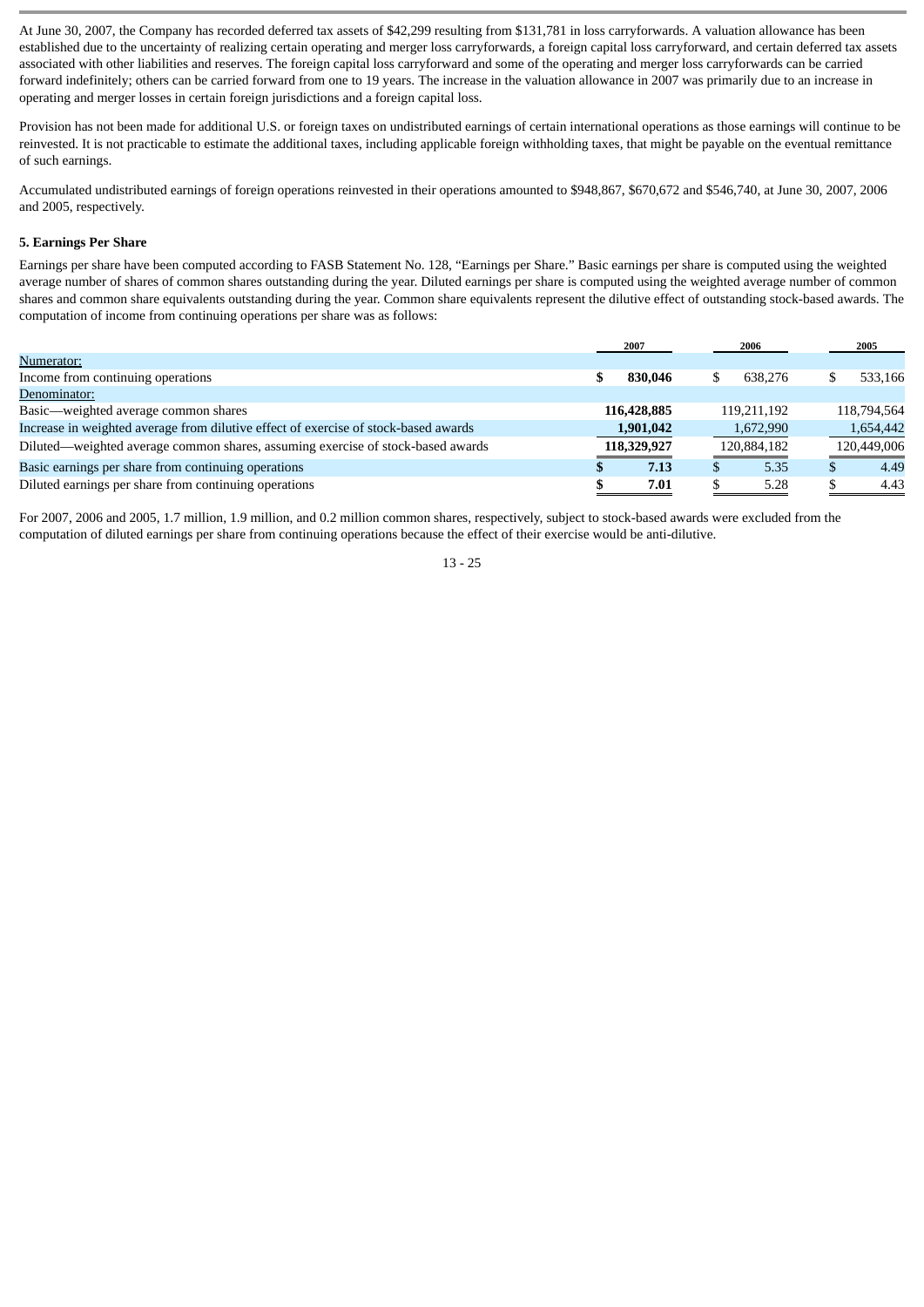At June 30, 2007, the Company has recorded deferred tax assets of $42,299 resulting from $131,781 in loss carryforwards. A valuation allowance has been established due to the uncertainty of realizing certain operating and merger loss carryforwards, a foreign capital loss carryforward, and certain deferred tax assets associated with other liabilities and reserves. The foreign capital loss carryforward and some of the operating and merger loss carryforwards can be carried forward indefinitely; others can be carried forward from one to 19 years. The increase in the valuation allowance in 2007 was primarily due to an increase in operating and merger losses in certain foreign jurisdictions and a foreign capital loss.

Provision has not been made for additional U.S. or foreign taxes on undistributed earnings of certain international operations as those earnings will continue to be reinvested. It is not practicable to estimate the additional taxes, including applicable foreign withholding taxes, that might be payable on the eventual remittance of such earnings.

Accumulated undistributed earnings of foreign operations reinvested in their operations amounted to $948,867, $670,672 and $546,740, at June 30, 2007, 2006 and 2005, respectively.

**5. Earnings Per Share**

Earnings per share have been computed according to FASB Statement No. 128, "Earnings per Share." Basic earnings per share is computed using the weighted average number of shares of common shares outstanding during the year. Diluted earnings per share is computed using the weighted average number of common shares and common share equivalents outstanding during the year. Common share equivalents represent the dilutive effect of outstanding stock-based awards. The computation of income from continuing operations per share was as follows:

| | 2007 | 2006 | 2005 |
|---|---|---|---|
| Numerator: | | | |
| Income from continuing operations | **$ 830,046** | $ 638,276 | $ 533,166 |
| Denominator: | | | |
| Basic—weighted average common shares | **116,428,885** | 119,211,192 | 118,794,564 |
| Increase in weighted average from dilutive effect of exercise of stock-based awards | **1,901,042** | 1,672,990 | 1,654,442 |
| Diluted—weighted average common shares, assuming exercise of stock-based awards | **118,329,927** | 120,884,182 | 120,449,006 |
| Basic earnings per share from continuing operations | **$ 7.13** | $ 5.35 | $ 4.49 |
| Diluted earnings per share from continuing operations | **$ 7.01** | $ 5.28 | $ 4.43 |

For 2007, 2006 and 2005, 1.7 million, 1.9 million, and 0.2 million common shares, respectively, subject to stock-based awards were excluded from the computation of diluted earnings per share from continuing operations because the effect of their exercise would be anti-dilutive.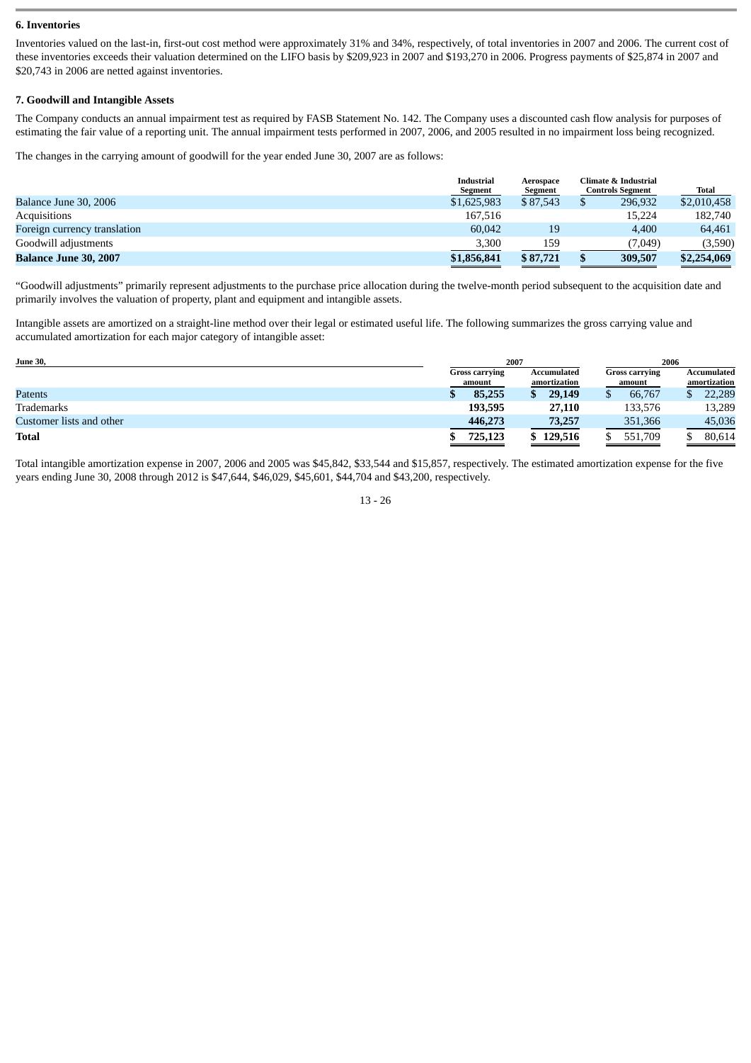### 6. Inventories

Inventories valued on the last-in, first-out cost method were approximately 31% and 34%, respectively, of total inventories in 2007 and 2006. The current cost of these inventories exceeds their valuation determined on the LIFO basis by $209,923 in 2007 and $193,270 in 2006. Progress payments of $25,874 in 2007 and $20,743 in 2006 are netted against inventories.

### 7. Goodwill and Intangible Assets

The Company conducts an annual impairment test as required by FASB Statement No. 142. The Company uses a discounted cash flow analysis for purposes of estimating the fair value of a reporting unit. The annual impairment tests performed in 2007, 2006, and 2005 resulted in no impairment loss being recognized.

The changes in the carrying amount of goodwill for the year ended June 30, 2007 are as follows:

| | Industrial Segment | Aerospace Segment | Climate & Industrial Controls Segment | Total |
|---|---|---|---|---|
| Balance June 30, 2006 | $1,625,983 | $ 87,543 | $ 296,932 | $2,010,458 |
| Acquisitions | 167,516 | | 15,224 | 182,740 |
| Foreign currency translation | 60,042 | 19 | 4,400 | 64,461 |
| Goodwill adjustments | 3,300 | 159 | (7,049) | (3,590) |
| **Balance June 30, 2007** | **$1,856,841** | **$ 87,721** | **$ 309,507** | **$2,254,069** |

"Goodwill adjustments" primarily represent adjustments to the purchase price allocation during the twelve-month period subsequent to the acquisition date and primarily involves the valuation of property, plant and equipment and intangible assets.

Intangible assets are amortized on a straight-line method over their legal or estimated useful life. The following summarizes the gross carrying value and accumulated amortization for each major category of intangible asset:

| June 30, | 2007 | | 2006 | |
|---|---|---|---|---|
| | Gross carrying amount | Accumulated amortization | Gross carrying amount | Accumulated amortization |
| Patents | **$ 85,255** | **$ 29,149** | $ 66,767 | $ 22,289 |
| Trademarks | **193,595** | **27,110** | 133,576 | 13,289 |
| Customer lists and other | **446,273** | **73,257** | 351,366 | 45,036 |
| **Total** | **$ 725,123** | **$ 129,516** | $ 551,709 | $ 80,614 |

Total intangible amortization expense in 2007, 2006 and 2005 was $45,842, $33,544 and $15,857, respectively. The estimated amortization expense for the five years ending June 30, 2008 through 2012 is $47,644, $46,029, $45,601, $44,704 and $43,200, respectively.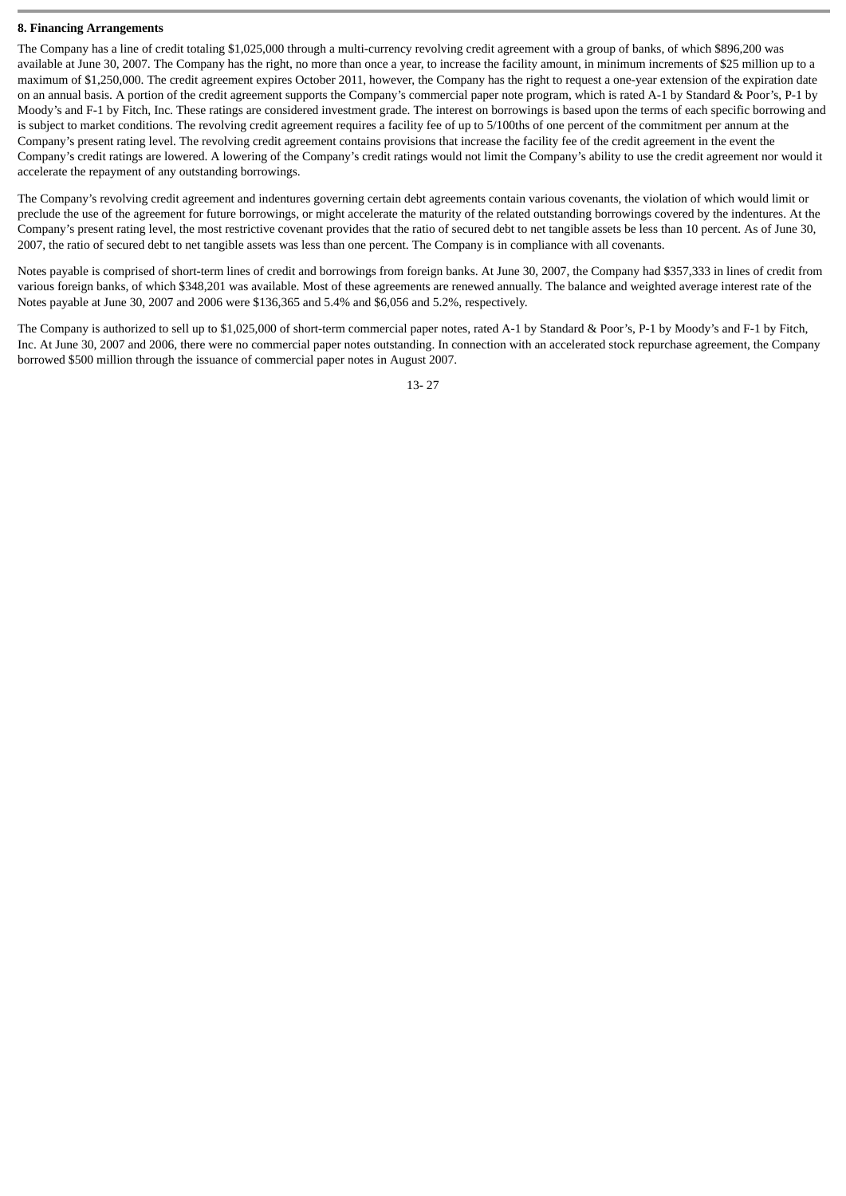**8. Financing Arrangements**

The Company has a line of credit totaling $1,025,000 through a multi-currency revolving credit agreement with a group of banks, of which $896,200 was available at June 30, 2007. The Company has the right, no more than once a year, to increase the facility amount, in minimum increments of $25 million up to a maximum of $1,250,000. The credit agreement expires October 2011, however, the Company has the right to request a one-year extension of the expiration date on an annual basis. A portion of the credit agreement supports the Company's commercial paper note program, which is rated A-1 by Standard & Poor's, P-1 by Moody's and F-1 by Fitch, Inc. These ratings are considered investment grade. The interest on borrowings is based upon the terms of each specific borrowing and is subject to market conditions. The revolving credit agreement requires a facility fee of up to 5/100ths of one percent of the commitment per annum at the Company's present rating level. The revolving credit agreement contains provisions that increase the facility fee of the credit agreement in the event the Company's credit ratings are lowered. A lowering of the Company's credit ratings would not limit the Company's ability to use the credit agreement nor would it accelerate the repayment of any outstanding borrowings.

The Company's revolving credit agreement and indentures governing certain debt agreements contain various covenants, the violation of which would limit or preclude the use of the agreement for future borrowings, or might accelerate the maturity of the related outstanding borrowings covered by the indentures. At the Company's present rating level, the most restrictive covenant provides that the ratio of secured debt to net tangible assets be less than 10 percent. As of June 30, 2007, the ratio of secured debt to net tangible assets was less than one percent. The Company is in compliance with all covenants.

Notes payable is comprised of short-term lines of credit and borrowings from foreign banks. At June 30, 2007, the Company had $357,333 in lines of credit from various foreign banks, of which $348,201 was available. Most of these agreements are renewed annually. The balance and weighted average interest rate of the Notes payable at June 30, 2007 and 2006 were $136,365 and 5.4% and $6,056 and 5.2%, respectively.

The Company is authorized to sell up to $1,025,000 of short-term commercial paper notes, rated A-1 by Standard & Poor's, P-1 by Moody's and F-1 by Fitch, Inc. At June 30, 2007 and 2006, there were no commercial paper notes outstanding. In connection with an accelerated stock repurchase agreement, the Company borrowed $500 million through the issuance of commercial paper notes in August 2007.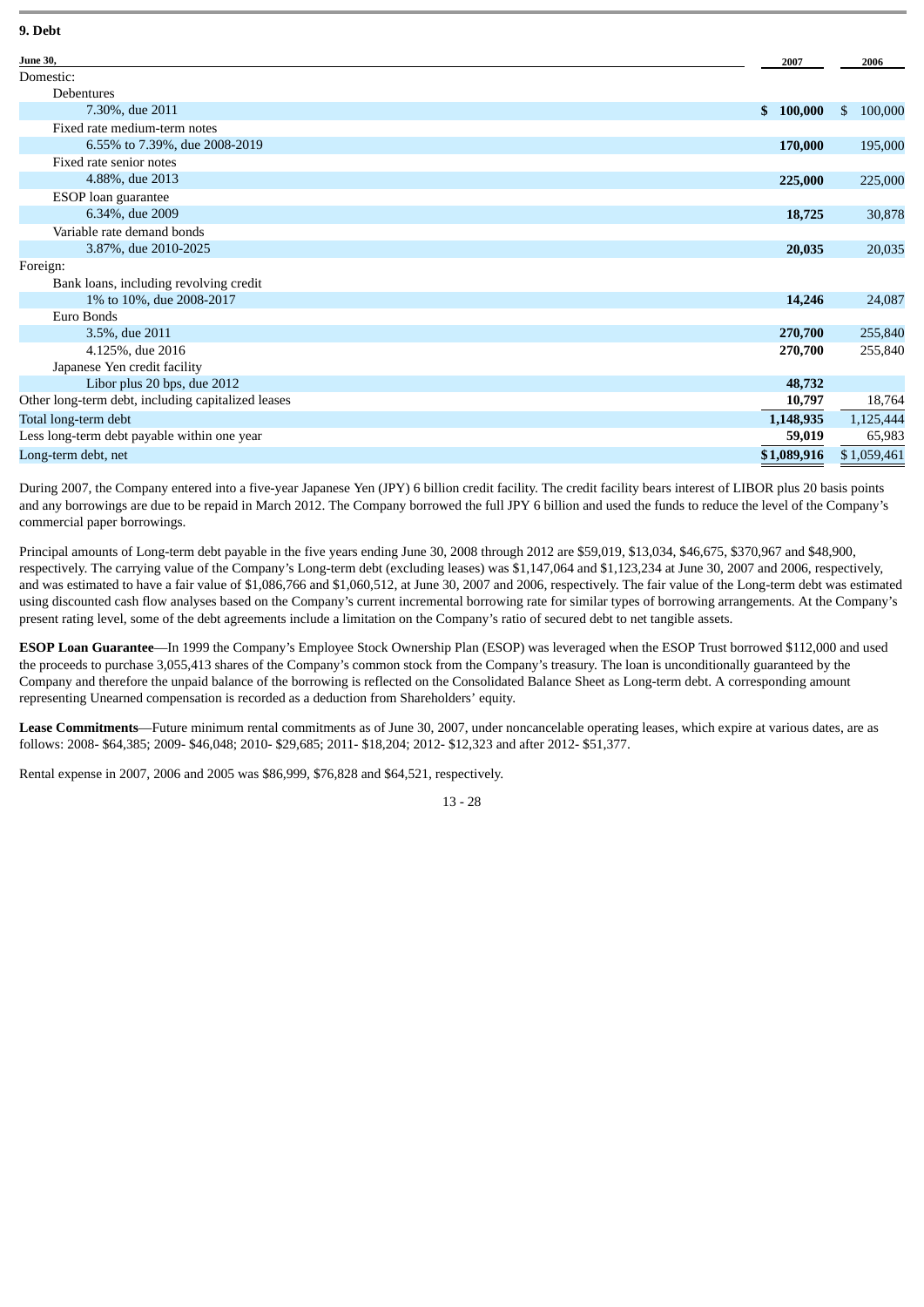**9. Debt**

| June 30, | 2007 | 2006 |
|---|---|---|
| Domestic: | | |
| Debentures | | |
| 7.30%, due 2011 | **$ 100,000** | $ 100,000 |
| Fixed rate medium-term notes | | |
| 6.55% to 7.39%, due 2008-2019 | **170,000** | 195,000 |
| Fixed rate senior notes | | |
| 4.88%, due 2013 | **225,000** | 225,000 |
| ESOP loan guarantee | | |
| 6.34%, due 2009 | **18,725** | 30,878 |
| Variable rate demand bonds | | |
| 3.87%, due 2010-2025 | **20,035** | 20,035 |
| Foreign: | | |
| Bank loans, including revolving credit | | |
| 1% to 10%, due 2008-2017 | **14,246** | 24,087 |
| Euro Bonds | | |
| 3.5%, due 2011 | **270,700** | 255,840 |
| 4.125%, due 2016 | **270,700** | 255,840 |
| Japanese Yen credit facility | | |
| Libor plus 20 bps, due 2012 | **48,732** | |
| Other long-term debt, including capitalized leases | **10,797** | 18,764 |
| Total long-term debt | **1,148,935** | 1,125,444 |
| Less long-term debt payable within one year | **59,019** | 65,983 |
| Long-term debt, net | **$1,089,916** | $ 1,059,461 |

During 2007, the Company entered into a five-year Japanese Yen (JPY) 6 billion credit facility. The credit facility bears interest of LIBOR plus 20 basis points and any borrowings are due to be repaid in March 2012. The Company borrowed the full JPY 6 billion and used the funds to reduce the level of the Company's commercial paper borrowings.

Principal amounts of Long-term debt payable in the five years ending June 30, 2008 through 2012 are $59,019, $13,034, $46,675, $370,967 and $48,900, respectively. The carrying value of the Company's Long-term debt (excluding leases) was $1,147,064 and $1,123,234 at June 30, 2007 and 2006, respectively, and was estimated to have a fair value of $1,086,766 and $1,060,512, at June 30, 2007 and 2006, respectively. The fair value of the Long-term debt was estimated using discounted cash flow analyses based on the Company's current incremental borrowing rate for similar types of borrowing arrangements. At the Company's present rating level, some of the debt agreements include a limitation on the Company's ratio of secured debt to net tangible assets.

**ESOP Loan Guarantee**—In 1999 the Company's Employee Stock Ownership Plan (ESOP) was leveraged when the ESOP Trust borrowed $112,000 and used the proceeds to purchase 3,055,413 shares of the Company's common stock from the Company's treasury. The loan is unconditionally guaranteed by the Company and therefore the unpaid balance of the borrowing is reflected on the Consolidated Balance Sheet as Long-term debt. A corresponding amount representing Unearned compensation is recorded as a deduction from Shareholders' equity.

**Lease Commitments**—Future minimum rental commitments as of June 30, 2007, under noncancelable operating leases, which expire at various dates, are as follows: 2008- $64,385; 2009- $46,048; 2010- $29,685; 2011- $18,204; 2012- $12,323 and after 2012- $51,377.

Rental expense in 2007, 2006 and 2005 was $86,999, $76,828 and $64,521, respectively.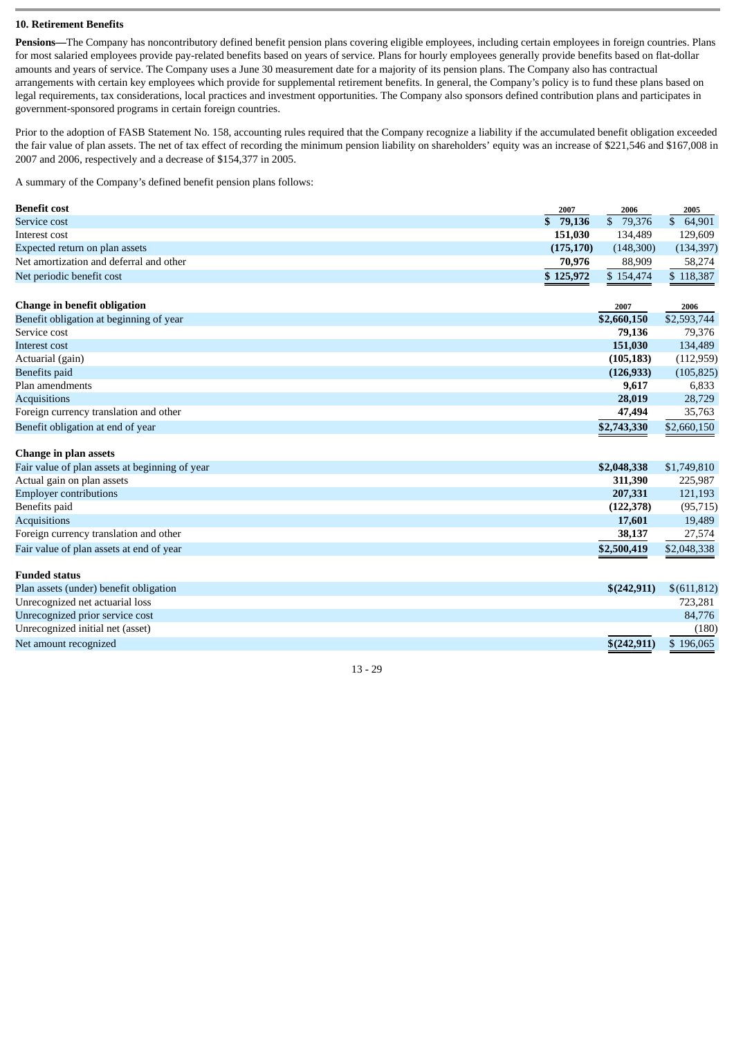**10. Retirement Benefits**

**Pensions—**The Company has noncontributory defined benefit pension plans covering eligible employees, including certain employees in foreign countries. Plans for most salaried employees provide pay-related benefits based on years of service. Plans for hourly employees generally provide benefits based on flat-dollar amounts and years of service. The Company uses a June 30 measurement date for a majority of its pension plans. The Company also has contractual arrangements with certain key employees which provide for supplemental retirement benefits. In general, the Company's policy is to fund these plans based on legal requirements, tax considerations, local practices and investment opportunities. The Company also sponsors defined contribution plans and participates in government-sponsored programs in certain foreign countries.

Prior to the adoption of FASB Statement No. 158, accounting rules required that the Company recognize a liability if the accumulated benefit obligation exceeded the fair value of plan assets. The net of tax effect of recording the minimum pension liability on shareholders' equity was an increase of $221,546 and $167,008 in 2007 and 2006, respectively and a decrease of $154,377 in 2005.

A summary of the Company's defined benefit pension plans follows:

| **Benefit cost** | 2007 | 2006 | 2005 |
|---|---|---|---|
| Service cost | **$ 79,136** | $ 79,376 | $ 64,901 |
| Interest cost | **151,030** | 134,489 | 129,609 |
| Expected return on plan assets | **(175,170)** | (148,300) | (134,397) |
| Net amortization and deferral and other | **70,976** | 88,909 | 58,274 |
| Net periodic benefit cost | **$ 125,972** | $ 154,474 | $ 118,387 |

| **Change in benefit obligation** | 2007 | 2006 |
|---|---|---|
| Benefit obligation at beginning of year | **$2,660,150** | $2,593,744 |
| Service cost | **79,136** | 79,376 |
| Interest cost | **151,030** | 134,489 |
| Actuarial (gain) | **(105,183)** | (112,959) |
| Benefits paid | **(126,933)** | (105,825) |
| Plan amendments | **9,617** | 6,833 |
| Acquisitions | **28,019** | 28,729 |
| Foreign currency translation and other | **47,494** | 35,763 |
| Benefit obligation at end of year | **$2,743,330** | $2,660,150 |
| **Change in plan assets** | | |
| Fair value of plan assets at beginning of year | **$2,048,338** | $1,749,810 |
| Actual gain on plan assets | **311,390** | 225,987 |
| Employer contributions | **207,331** | 121,193 |
| Benefits paid | **(122,378)** | (95,715) |
| Acquisitions | **17,601** | 19,489 |
| Foreign currency translation and other | **38,137** | 27,574 |
| Fair value of plan assets at end of year | **$2,500,419** | $2,048,338 |
| **Funded status** | | |
| Plan assets (under) benefit obligation | **$(242,911)** | $(611,812) |
| Unrecognized net actuarial loss | | 723,281 |
| Unrecognized prior service cost | | 84,776 |
| Unrecognized initial net (asset) | | (180) |
| Net amount recognized | **$(242,911)** | $ 196,065 |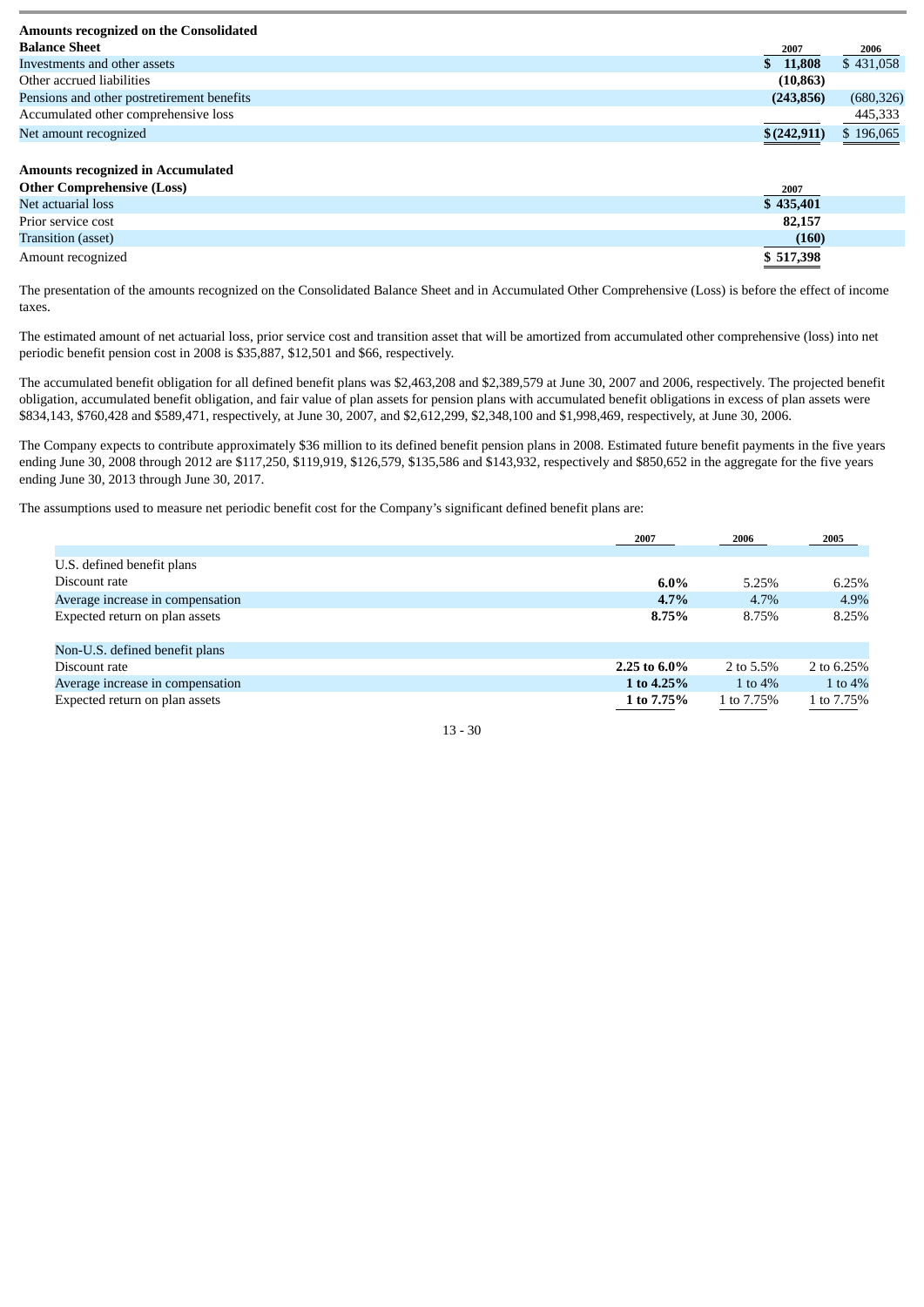| Amounts recognized on the Consolidated Balance Sheet | 2007 | 2006 |
|---|---|---|
| Investments and other assets | **$ 11,808** | $ 431,058 |
| Other accrued liabilities | **(10,863)** | |
| Pensions and other postretirement benefits | **(243,856)** | (680,326) |
| Accumulated other comprehensive loss | | 445,333 |
| Net amount recognized | **$ (242,911)** | $ 196,065 |

| Amounts recognized in Accumulated Other Comprehensive (Loss) | 2007 |
|---|---|
| Net actuarial loss | **$ 435,401** |
| Prior service cost | **82,157** |
| Transition (asset) | **(160)** |
| Amount recognized | **$ 517,398** |

The presentation of the amounts recognized on the Consolidated Balance Sheet and in Accumulated Other Comprehensive (Loss) is before the effect of income taxes.

The estimated amount of net actuarial loss, prior service cost and transition asset that will be amortized from accumulated other comprehensive (loss) into net periodic benefit pension cost in 2008 is $35,887, $12,501 and $66, respectively.

The accumulated benefit obligation for all defined benefit plans was $2,463,208 and $2,389,579 at June 30, 2007 and 2006, respectively. The projected benefit obligation, accumulated benefit obligation, and fair value of plan assets for pension plans with accumulated benefit obligations in excess of plan assets were $834,143, $760,428 and $589,471, respectively, at June 30, 2007, and $2,612,299, $2,348,100 and $1,998,469, respectively, at June 30, 2006.

The Company expects to contribute approximately $36 million to its defined benefit pension plans in 2008. Estimated future benefit payments in the five years ending June 30, 2008 through 2012 are $117,250, $119,919, $126,579, $135,586 and $143,932, respectively and $850,652 in the aggregate for the five years ending June 30, 2013 through June 30, 2017.

The assumptions used to measure net periodic benefit cost for the Company's significant defined benefit plans are:

| | 2007 | 2006 | 2005 |
|---|---|---|---|
| U.S. defined benefit plans | | | |
| Discount rate | **6.0%** | 5.25% | 6.25% |
| Average increase in compensation | **4.7%** | 4.7% | 4.9% |
| Expected return on plan assets | **8.75%** | 8.75% | 8.25% |
| Non-U.S. defined benefit plans | | | |
| Discount rate | **2.25 to 6.0%** | 2 to 5.5% | 2 to 6.25% |
| Average increase in compensation | **1 to 4.25%** | 1 to 4% | 1 to 4% |
| Expected return on plan assets | **1 to 7.75%** | 1 to 7.75% | 1 to 7.75% |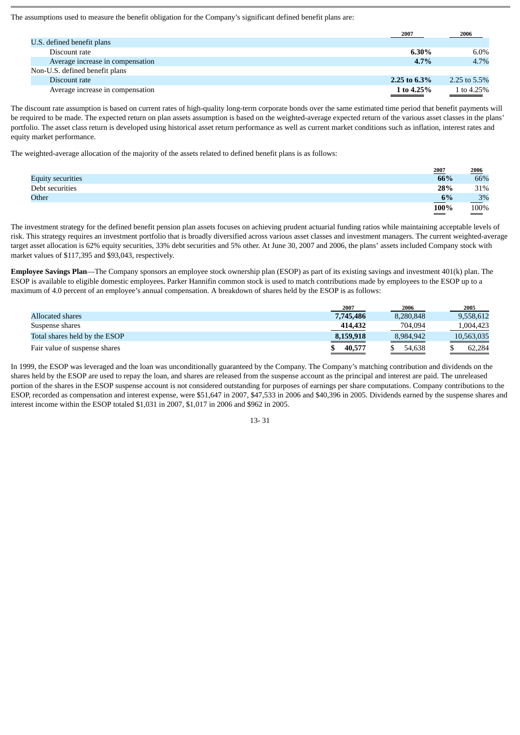The assumptions used to measure the benefit obligation for the Company's significant defined benefit plans are:

| | 2007 | 2006 |
|---|---|---|
| U.S. defined benefit plans | | |
| Discount rate | **6.30%** | 6.0% |
| Average increase in compensation | **4.7%** | 4.7% |
| Non-U.S. defined benefit plans | | |
| Discount rate | **2.25 to 6.3%** | 2.25 to 5.5% |
| Average increase in compensation | **1 to 4.25%** | 1 to 4.25% |

The discount rate assumption is based on current rates of high-quality long-term corporate bonds over the same estimated time period that benefit payments will be required to be made. The expected return on plan assets assumption is based on the weighted-average expected return of the various asset classes in the plans' portfolio. The asset class return is developed using historical asset return performance as well as current market conditions such as inflation, interest rates and equity market performance.

The weighted-average allocation of the majority of the assets related to defined benefit plans is as follows:

| | 2007 | 2006 |
|---|---|---|
| Equity securities | **66%** | 66% |
| Debt securities | **28%** | 31% |
| Other | **6%** | 3% |
| | **100%** | 100% |

The investment strategy for the defined benefit pension plan assets focuses on achieving prudent actuarial funding ratios while maintaining acceptable levels of risk. This strategy requires an investment portfolio that is broadly diversified across various asset classes and investment managers. The current weighted-average target asset allocation is 62% equity securities, 33% debt securities and 5% other. At June 30, 2007 and 2006, the plans' assets included Company stock with market values of $117,395 and $93,043, respectively.

**Employee Savings Plan**—The Company sponsors an employee stock ownership plan (ESOP) as part of its existing savings and investment 401(k) plan. The ESOP is available to eligible domestic employees. Parker Hannifin common stock is used to match contributions made by employees to the ESOP up to a maximum of 4.0 percent of an employee's annual compensation. A breakdown of shares held by the ESOP is as follows:

| | 2007 | 2006 | 2005 |
|---|---|---|---|
| Allocated shares | **7,745,486** | 8,280,848 | 9,558,612 |
| Suspense shares | **414,432** | 704,094 | 1,004,423 |
| Total shares held by the ESOP | **8,159,918** | 8,984,942 | 10,563,035 |
| Fair value of suspense shares | **$ 40,577** | $ 54,638 | $ 62,284 |

In 1999, the ESOP was leveraged and the loan was unconditionally guaranteed by the Company. The Company's matching contribution and dividends on the shares held by the ESOP are used to repay the loan, and shares are released from the suspense account as the principal and interest are paid. The unreleased portion of the shares in the ESOP suspense account is not considered outstanding for purposes of earnings per share computations. Company contributions to the ESOP, recorded as compensation and interest expense, were $51,647 in 2007, $47,533 in 2006 and $40,396 in 2005. Dividends earned by the suspense shares and interest income within the ESOP totaled $1,031 in 2007, $1,017 in 2006 and $962 in 2005.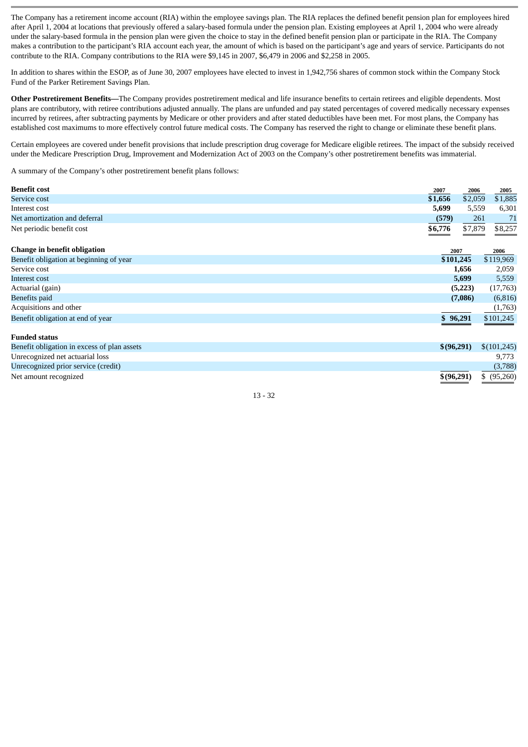The Company has a retirement income account (RIA) within the employee savings plan. The RIA replaces the defined benefit pension plan for employees hired after April 1, 2004 at locations that previously offered a salary-based formula under the pension plan. Existing employees at April 1, 2004 who were already under the salary-based formula in the pension plan were given the choice to stay in the defined benefit pension plan or participate in the RIA. The Company makes a contribution to the participant's RIA account each year, the amount of which is based on the participant's age and years of service. Participants do not contribute to the RIA. Company contributions to the RIA were $9,145 in 2007, $6,479 in 2006 and $2,258 in 2005.

In addition to shares within the ESOP, as of June 30, 2007 employees have elected to invest in 1,942,756 shares of common stock within the Company Stock Fund of the Parker Retirement Savings Plan.

**Other Postretirement Benefits—**The Company provides postretirement medical and life insurance benefits to certain retirees and eligible dependents. Most plans are contributory, with retiree contributions adjusted annually. The plans are unfunded and pay stated percentages of covered medically necessary expenses incurred by retirees, after subtracting payments by Medicare or other providers and after stated deductibles have been met. For most plans, the Company has established cost maximums to more effectively control future medical costs. The Company has reserved the right to change or eliminate these benefit plans.

Certain employees are covered under benefit provisions that include prescription drug coverage for Medicare eligible retirees. The impact of the subsidy received under the Medicare Prescription Drug, Improvement and Modernization Act of 2003 on the Company's other postretirement benefits was immaterial.

A summary of the Company's other postretirement benefit plans follows:

| **Benefit cost** | 2007 | 2006 | 2005 |
|---|---|---|---|
| Service cost | **$1,656** | $2,059 | $1,885 |
| Interest cost | **5,699** | 5,559 | 6,301 |
| Net amortization and deferral | **(579)** | 261 | 71 |
| Net periodic benefit cost | **$6,776** | $7,879 | $8,257 |

| **Change in benefit obligation** | 2007 | 2006 |
|---|---|---|
| Benefit obligation at beginning of year | **$101,245** | $119,969 |
| Service cost | **1,656** | 2,059 |
| Interest cost | **5,699** | 5,559 |
| Actuarial (gain) | **(5,223)** | (17,763) |
| Benefits paid | **(7,086)** | (6,816) |
| Acquisitions and other | | (1,763) |
| Benefit obligation at end of year | **$ 96,291** | $101,245 |

| **Funded status** | | |
|---|---|---|
| Benefit obligation in excess of plan assets | **$(96,291)** | $(101,245) |
| Unrecognized net actuarial loss | | 9,773 |
| Unrecognized prior service (credit) | | (3,788) |
| Net amount recognized | **$(96,291)** | $ (95,260) |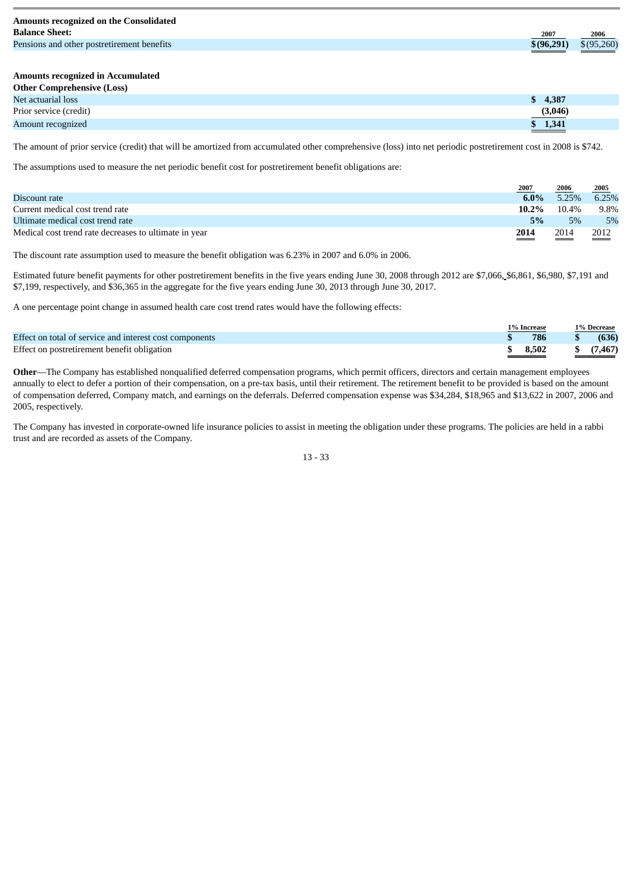| Amounts recognized on the Consolidated Balance Sheet: | 2007 | 2006 |
|---|---|---|
| Pensions and other postretirement benefits | **$(96,291)** | $(95,260) |

| Amounts recognized in Accumulated Other Comprehensive (Loss) | |
|---|---|
| Net actuarial loss | **$ 4,387** |
| Prior service (credit) | **(3,046)** |
| Amount recognized | **$ 1,341** |

The amount of prior service (credit) that will be amortized from accumulated other comprehensive (loss) into net periodic postretirement cost in 2008 is $742.

The assumptions used to measure the net periodic benefit cost for postretirement benefit obligations are:

| | 2007 | 2006 | 2005 |
|---|---|---|---|
| Discount rate | **6.0%** | 5.25% | 6.25% |
| Current medical cost trend rate | **10.2%** | 10.4% | 9.8% |
| Ultimate medical cost trend rate | **5%** | 5% | 5% |
| Medical cost trend rate decreases to ultimate in year | **2014** | 2014 | 2012 |

The discount rate assumption used to measure the benefit obligation was 6.23% in 2007 and 6.0% in 2006.

Estimated future benefit payments for other postretirement benefits in the five years ending June 30, 2008 through 2012 are $7,066, $6,861, $6,980, $7,191 and $7,199, respectively, and $36,365 in the aggregate for the five years ending June 30, 2013 through June 30, 2017.

A one percentage point change in assumed health care cost trend rates would have the following effects:

| | 1% Increase | 1% Decrease |
|---|---|---|
| Effect on total of service and interest cost components | **$ 786** | **$ (636)** |
| Effect on postretirement benefit obligation | **$ 8,502** | **$ (7,467)** |

**Other**—The Company has established nonqualified deferred compensation programs, which permit officers, directors and certain management employees annually to elect to defer a portion of their compensation, on a pre-tax basis, until their retirement. The retirement benefit to be provided is based on the amount of compensation deferred, Company match, and earnings on the deferrals. Deferred compensation expense was $34,284, $18,965 and $13,622 in 2007, 2006 and 2005, respectively.

The Company has invested in corporate-owned life insurance policies to assist in meeting the obligation under these programs. The policies are held in a rabbi trust and are recorded as assets of the Company.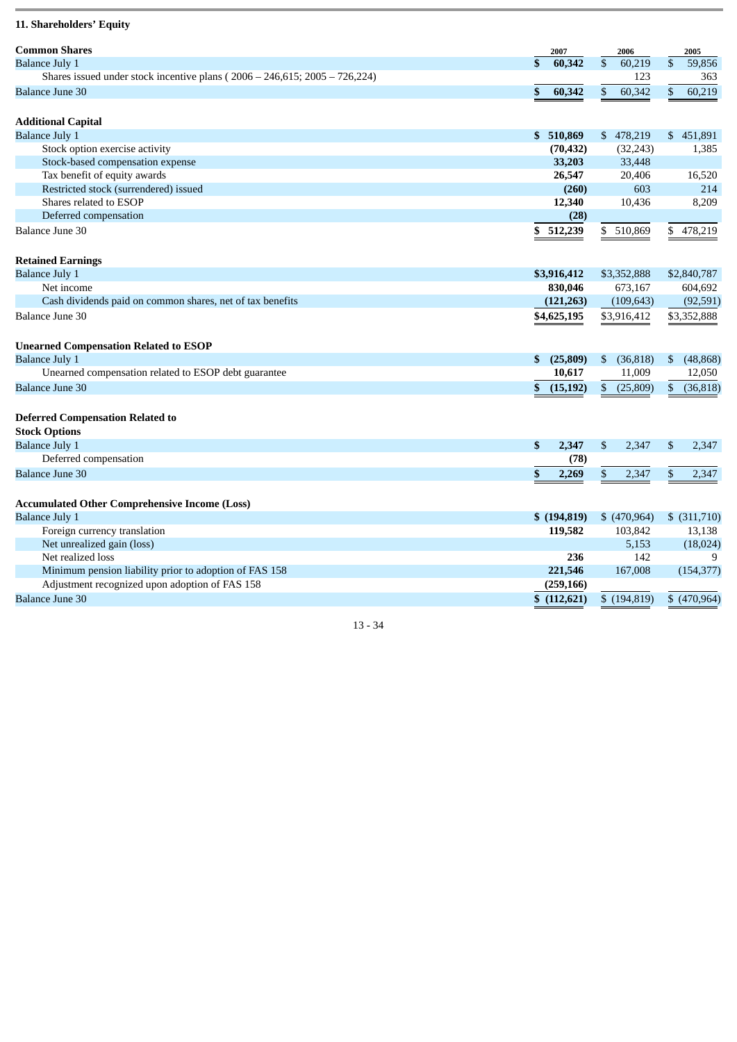## 11. Shareholders' Equity

| | 2007 | 2006 | 2005 |
|---|---|---|---|
| **Common Shares** | | | |
| Balance July 1 | **$ 60,342** | $ 60,219 | $ 59,856 |
| Shares issued under stock incentive plans ( 2006 – 246,615; 2005 – 726,224) | | 123 | 363 |
| Balance June 30 | **$ 60,342** | $ 60,342 | $ 60,219 |
| | | | |
| **Additional Capital** | | | |
| Balance July 1 | **$ 510,869** | $ 478,219 | $ 451,891 |
| Stock option exercise activity | **(70,432)** | (32,243) | 1,385 |
| Stock-based compensation expense | **33,203** | 33,448 | |
| Tax benefit of equity awards | **26,547** | 20,406 | 16,520 |
| Restricted stock (surrendered) issued | **(260)** | 603 | 214 |
| Shares related to ESOP | **12,340** | 10,436 | 8,209 |
| Deferred compensation | **(28)** | | |
| Balance June 30 | **$ 512,239** | $ 510,869 | $ 478,219 |
| | | | |
| **Retained Earnings** | | | |
| Balance July 1 | **$3,916,412** | $3,352,888 | $2,840,787 |
| Net income | **830,046** | 673,167 | 604,692 |
| Cash dividends paid on common shares, net of tax benefits | **(121,263)** | (109,643) | (92,591) |
| Balance June 30 | **$4,625,195** | $3,916,412 | $3,352,888 |
| | | | |
| **Unearned Compensation Related to ESOP** | | | |
| Balance July 1 | **$ (25,809)** | $ (36,818) | $ (48,868) |
| Unearned compensation related to ESOP debt guarantee | **10,617** | 11,009 | 12,050 |
| Balance June 30 | **$ (15,192)** | $ (25,809) | $ (36,818) |
| | | | |
| **Deferred Compensation Related to Stock Options** | | | |
| Balance July 1 | **$ 2,347** | $ 2,347 | $ 2,347 |
| Deferred compensation | **(78)** | | |
| Balance June 30 | **$ 2,269** | $ 2,347 | $ 2,347 |
| | | | |
| **Accumulated Other Comprehensive Income (Loss)** | | | |
| Balance July 1 | **$ (194,819)** | $ (470,964) | $ (311,710) |
| Foreign currency translation | **119,582** | 103,842 | 13,138 |
| Net unrealized gain (loss) | | 5,153 | (18,024) |
| Net realized loss | **236** | 142 | 9 |
| Minimum pension liability prior to adoption of FAS 158 | **221,546** | 167,008 | (154,377) |
| Adjustment recognized upon adoption of FAS 158 | **(259,166)** | | |
| Balance June 30 | **$ (112,621)** | $ (194,819) | $ (470,964) |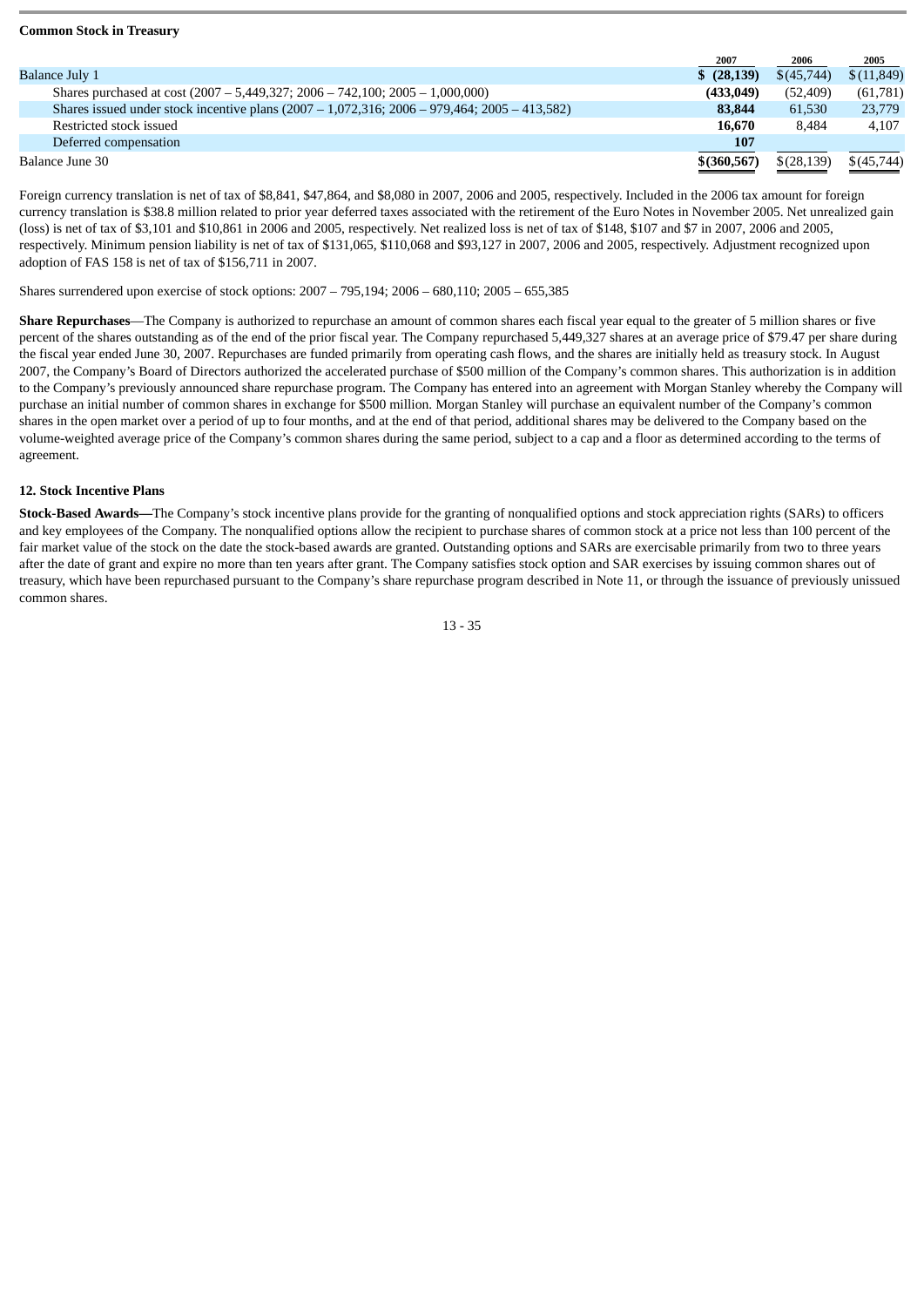**Common Stock in Treasury**

| | 2007 | 2006 | 2005 |
|---|---|---|---|
| Balance July 1 | **$ (28,139)** | $(45,744) | $(11,849) |
| Shares purchased at cost (2007 – 5,449,327; 2006 – 742,100; 2005 – 1,000,000) | **(433,049)** | (52,409) | (61,781) |
| Shares issued under stock incentive plans (2007 – 1,072,316; 2006 – 979,464; 2005 – 413,582) | **83,844** | 61,530 | 23,779 |
| Restricted stock issued | **16,670** | 8,484 | 4,107 |
| Deferred compensation | **107** | | |
| Balance June 30 | **$(360,567)** | $(28,139) | $(45,744) |

Foreign currency translation is net of tax of $8,841, $47,864, and $8,080 in 2007, 2006 and 2005, respectively. Included in the 2006 tax amount for foreign currency translation is $38.8 million related to prior year deferred taxes associated with the retirement of the Euro Notes in November 2005. Net unrealized gain (loss) is net of tax of $3,101 and $10,861 in 2006 and 2005, respectively. Net realized loss is net of tax of $148, $107 and $7 in 2007, 2006 and 2005, respectively. Minimum pension liability is net of tax of $131,065, $110,068 and $93,127 in 2007, 2006 and 2005, respectively. Adjustment recognized upon adoption of FAS 158 is net of tax of $156,711 in 2007.

Shares surrendered upon exercise of stock options: 2007 – 795,194; 2006 – 680,110; 2005 – 655,385

**Share Repurchases**—The Company is authorized to repurchase an amount of common shares each fiscal year equal to the greater of 5 million shares or five percent of the shares outstanding as of the end of the prior fiscal year. The Company repurchased 5,449,327 shares at an average price of $79.47 per share during the fiscal year ended June 30, 2007. Repurchases are funded primarily from operating cash flows, and the shares are initially held as treasury stock. In August 2007, the Company's Board of Directors authorized the accelerated purchase of $500 million of the Company's common shares. This authorization is in addition to the Company's previously announced share repurchase program. The Company has entered into an agreement with Morgan Stanley whereby the Company will purchase an initial number of common shares in exchange for $500 million. Morgan Stanley will purchase an equivalent number of the Company's common shares in the open market over a period of up to four months, and at the end of that period, additional shares may be delivered to the Company based on the volume-weighted average price of the Company's common shares during the same period, subject to a cap and a floor as determined according to the terms of agreement.

### 12. Stock Incentive Plans

**Stock-Based Awards—**The Company's stock incentive plans provide for the granting of nonqualified options and stock appreciation rights (SARs) to officers and key employees of the Company. The nonqualified options allow the recipient to purchase shares of common stock at a price not less than 100 percent of the fair market value of the stock on the date the stock-based awards are granted. Outstanding options and SARs are exercisable primarily from two to three years after the date of grant and expire no more than ten years after grant. The Company satisfies stock option and SAR exercises by issuing common shares out of treasury, which have been repurchased pursuant to the Company's share repurchase program described in Note 11, or through the issuance of previously unissued common shares.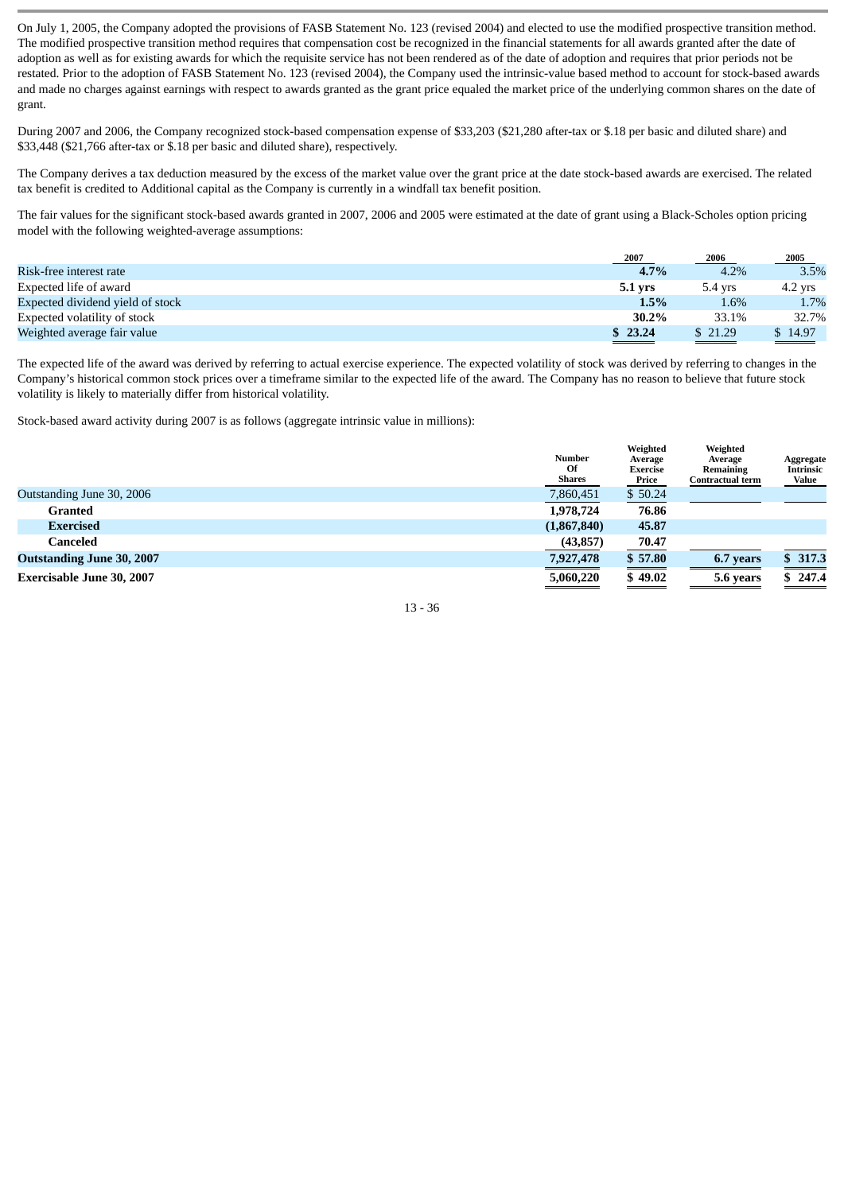On July 1, 2005, the Company adopted the provisions of FASB Statement No. 123 (revised 2004) and elected to use the modified prospective transition method. The modified prospective transition method requires that compensation cost be recognized in the financial statements for all awards granted after the date of adoption as well as for existing awards for which the requisite service has not been rendered as of the date of adoption and requires that prior periods not be restated. Prior to the adoption of FASB Statement No. 123 (revised 2004), the Company used the intrinsic-value based method to account for stock-based awards and made no charges against earnings with respect to awards granted as the grant price equaled the market price of the underlying common shares on the date of grant.

During 2007 and 2006, the Company recognized stock-based compensation expense of $33,203 ($21,280 after-tax or $.18 per basic and diluted share) and $33,448 ($21,766 after-tax or $.18 per basic and diluted share), respectively.

The Company derives a tax deduction measured by the excess of the market value over the grant price at the date stock-based awards are exercised. The related tax benefit is credited to Additional capital as the Company is currently in a windfall tax benefit position.

The fair values for the significant stock-based awards granted in 2007, 2006 and 2005 were estimated at the date of grant using a Black-Scholes option pricing model with the following weighted-average assumptions:

| | 2007 | 2006 | 2005 |
|---|---|---|---|
| Risk-free interest rate | **4.7%** | 4.2% | 3.5% |
| Expected life of award | **5.1 yrs** | 5.4 yrs | 4.2 yrs |
| Expected dividend yield of stock | **1.5%** | 1.6% | 1.7% |
| Expected volatility of stock | **30.2%** | 33.1% | 32.7% |
| Weighted average fair value | **$ 23.24** | $ 21.29 | $ 14.97 |

The expected life of the award was derived by referring to actual exercise experience. The expected volatility of stock was derived by referring to changes in the Company's historical common stock prices over a timeframe similar to the expected life of the award. The Company has no reason to believe that future stock volatility is likely to materially differ from historical volatility.

Stock-based award activity during 2007 is as follows (aggregate intrinsic value in millions):

| | Number Of Shares | Weighted Average Exercise Price | Weighted Average Remaining Contractual term | Aggregate Intrinsic Value |
|---|---|---|---|---|
| Outstanding June 30, 2006 | 7,860,451 | $ 50.24 | | |
| **Granted** | **1,978,724** | **76.86** | | |
| **Exercised** | **(1,867,840)** | **45.87** | | |
| **Canceled** | **(43,857)** | **70.47** | | |
| **Outstanding June 30, 2007** | **7,927,478** | **$ 57.80** | **6.7 years** | **$ 317.3** |
| **Exercisable June 30, 2007** | **5,060,220** | **$ 49.02** | **5.6 years** | **$ 247.4** |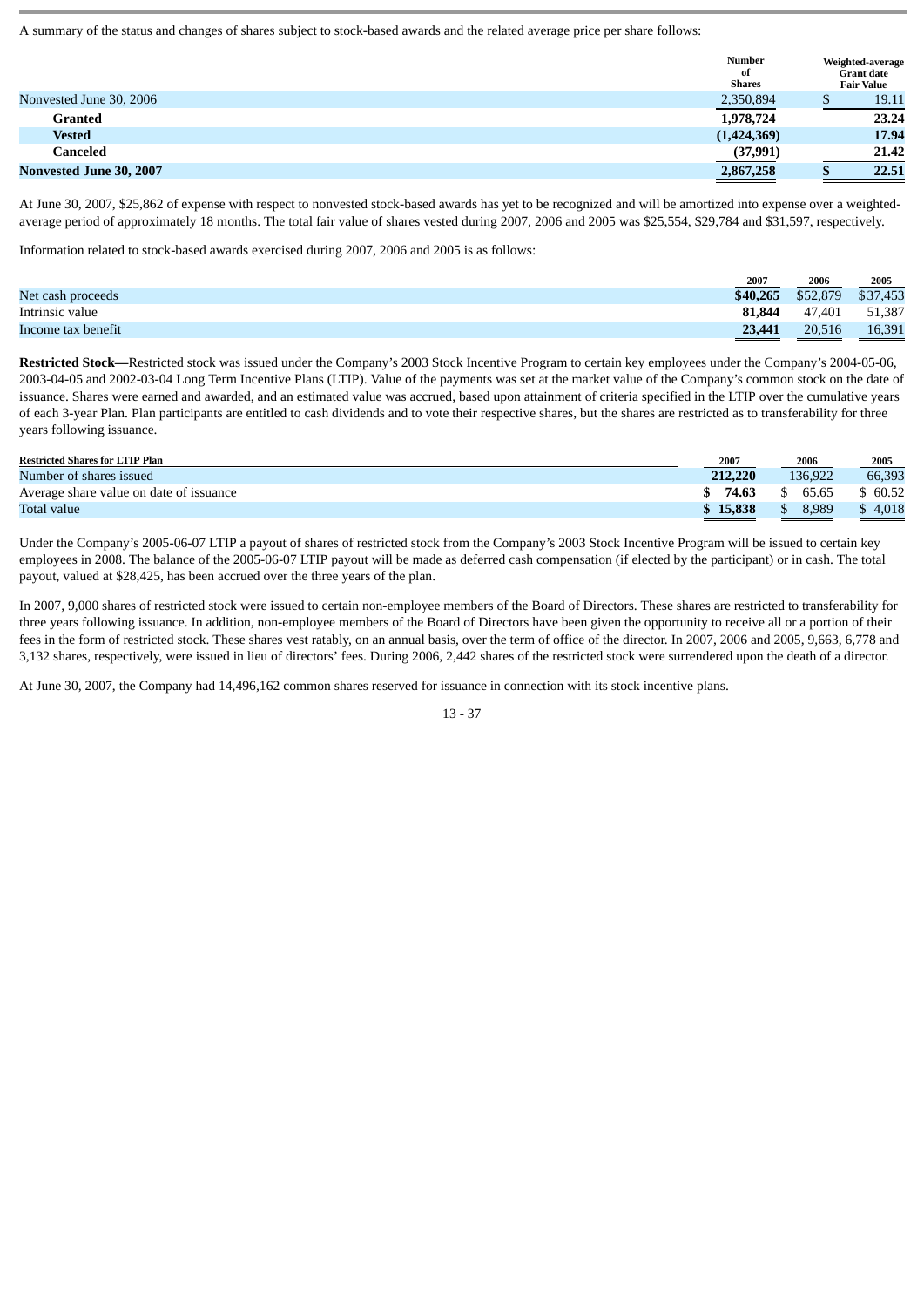A summary of the status and changes of shares subject to stock-based awards and the related average price per share follows:

| | Number of Shares | Weighted-average Grant date Fair Value |
|---|---|---|
| Nonvested June 30, 2006 | 2,350,894 | $ 19.11 |
| **Granted** | **1,978,724** | **23.24** |
| **Vested** | **(1,424,369)** | **17.94** |
| **Canceled** | **(37,991)** | **21.42** |
| **Nonvested June 30, 2007** | **2,867,258** | **$ 22.51** |

At June 30, 2007, $25,862 of expense with respect to nonvested stock-based awards has yet to be recognized and will be amortized into expense over a weighted-average period of approximately 18 months. The total fair value of shares vested during 2007, 2006 and 2005 was $25,554, $29,784 and $31,597, respectively.

Information related to stock-based awards exercised during 2007, 2006 and 2005 is as follows:

| | 2007 | 2006 | 2005 |
|---|---|---|---|
| Net cash proceeds | **$40,265** | $52,879 | $37,453 |
| Intrinsic value | **81,844** | 47,401 | 51,387 |
| Income tax benefit | **23,441** | 20,516 | 16,391 |

**Restricted Stock—**Restricted stock was issued under the Company's 2003 Stock Incentive Program to certain key employees under the Company's 2004-05-06, 2003-04-05 and 2002-03-04 Long Term Incentive Plans (LTIP). Value of the payments was set at the market value of the Company's common stock on the date of issuance. Shares were earned and awarded, and an estimated value was accrued, based upon attainment of criteria specified in the LTIP over the cumulative years of each 3-year Plan. Plan participants are entitled to cash dividends and to vote their respective shares, but the shares are restricted as to transferability for three years following issuance.

| Restricted Shares for LTIP Plan | 2007 | 2006 | 2005 |
|---|---|---|---|
| Number of shares issued | **212,220** | 136,922 | 66,393 |
| Average share value on date of issuance | **$ 74.63** | $ 65.65 | $ 60.52 |
| Total value | **$ 15,838** | $ 8,989 | $ 4,018 |

Under the Company's 2005-06-07 LTIP a payout of shares of restricted stock from the Company's 2003 Stock Incentive Program will be issued to certain key employees in 2008. The balance of the 2005-06-07 LTIP payout will be made as deferred cash compensation (if elected by the participant) or in cash. The total payout, valued at $28,425, has been accrued over the three years of the plan.

In 2007, 9,000 shares of restricted stock were issued to certain non-employee members of the Board of Directors. These shares are restricted to transferability for three years following issuance. In addition, non-employee members of the Board of Directors have been given the opportunity to receive all or a portion of their fees in the form of restricted stock. These shares vest ratably, on an annual basis, over the term of office of the director. In 2007, 2006 and 2005, 9,663, 6,778 and 3,132 shares, respectively, were issued in lieu of directors' fees. During 2006, 2,442 shares of the restricted stock were surrendered upon the death of a director.

At June 30, 2007, the Company had 14,496,162 common shares reserved for issuance in connection with its stock incentive plans.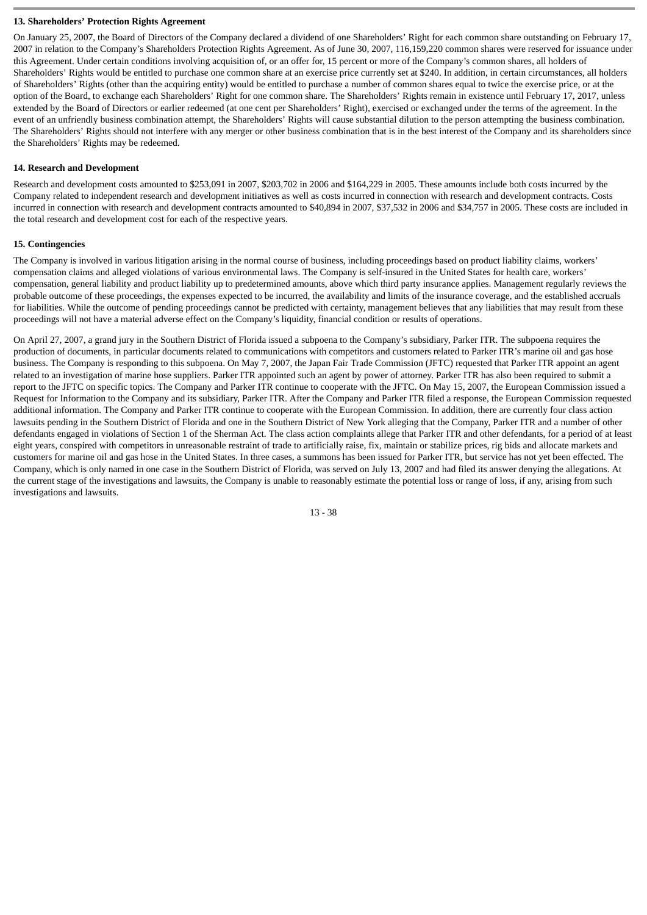**13. Shareholders' Protection Rights Agreement**

On January 25, 2007, the Board of Directors of the Company declared a dividend of one Shareholders' Right for each common share outstanding on February 17, 2007 in relation to the Company's Shareholders Protection Rights Agreement. As of June 30, 2007, 116,159,220 common shares were reserved for issuance under this Agreement. Under certain conditions involving acquisition of, or an offer for, 15 percent or more of the Company's common shares, all holders of Shareholders' Rights would be entitled to purchase one common share at an exercise price currently set at $240. In addition, in certain circumstances, all holders of Shareholders' Rights (other than the acquiring entity) would be entitled to purchase a number of common shares equal to twice the exercise price, or at the option of the Board, to exchange each Shareholders' Right for one common share. The Shareholders' Rights remain in existence until February 17, 2017, unless extended by the Board of Directors or earlier redeemed (at one cent per Shareholders' Right), exercised or exchanged under the terms of the agreement. In the event of an unfriendly business combination attempt, the Shareholders' Rights will cause substantial dilution to the person attempting the business combination. The Shareholders' Rights should not interfere with any merger or other business combination that is in the best interest of the Company and its shareholders since the Shareholders' Rights may be redeemed.

**14. Research and Development**

Research and development costs amounted to $253,091 in 2007, $203,702 in 2006 and $164,229 in 2005. These amounts include both costs incurred by the Company related to independent research and development initiatives as well as costs incurred in connection with research and development contracts. Costs incurred in connection with research and development contracts amounted to $40,894 in 2007, $37,532 in 2006 and $34,757 in 2005. These costs are included in the total research and development cost for each of the respective years.

**15. Contingencies**

The Company is involved in various litigation arising in the normal course of business, including proceedings based on product liability claims, workers' compensation claims and alleged violations of various environmental laws. The Company is self-insured in the United States for health care, workers' compensation, general liability and product liability up to predetermined amounts, above which third party insurance applies. Management regularly reviews the probable outcome of these proceedings, the expenses expected to be incurred, the availability and limits of the insurance coverage, and the established accruals for liabilities. While the outcome of pending proceedings cannot be predicted with certainty, management believes that any liabilities that may result from these proceedings will not have a material adverse effect on the Company's liquidity, financial condition or results of operations.

On April 27, 2007, a grand jury in the Southern District of Florida issued a subpoena to the Company's subsidiary, Parker ITR. The subpoena requires the production of documents, in particular documents related to communications with competitors and customers related to Parker ITR's marine oil and gas hose business. The Company is responding to this subpoena. On May 7, 2007, the Japan Fair Trade Commission (JFTC) requested that Parker ITR appoint an agent related to an investigation of marine hose suppliers. Parker ITR appointed such an agent by power of attorney. Parker ITR has also been required to submit a report to the JFTC on specific topics. The Company and Parker ITR continue to cooperate with the JFTC. On May 15, 2007, the European Commission issued a Request for Information to the Company and its subsidiary, Parker ITR. After the Company and Parker ITR filed a response, the European Commission requested additional information. The Company and Parker ITR continue to cooperate with the European Commission. In addition, there are currently four class action lawsuits pending in the Southern District of Florida and one in the Southern District of New York alleging that the Company, Parker ITR and a number of other defendants engaged in violations of Section 1 of the Sherman Act. The class action complaints allege that Parker ITR and other defendants, for a period of at least eight years, conspired with competitors in unreasonable restraint of trade to artificially raise, fix, maintain or stabilize prices, rig bids and allocate markets and customers for marine oil and gas hose in the United States. In three cases, a summons has been issued for Parker ITR, but service has not yet been effected. The Company, which is only named in one case in the Southern District of Florida, was served on July 13, 2007 and had filed its answer denying the allegations. At the current stage of the investigations and lawsuits, the Company is unable to reasonably estimate the potential loss or range of loss, if any, arising from such investigations and lawsuits.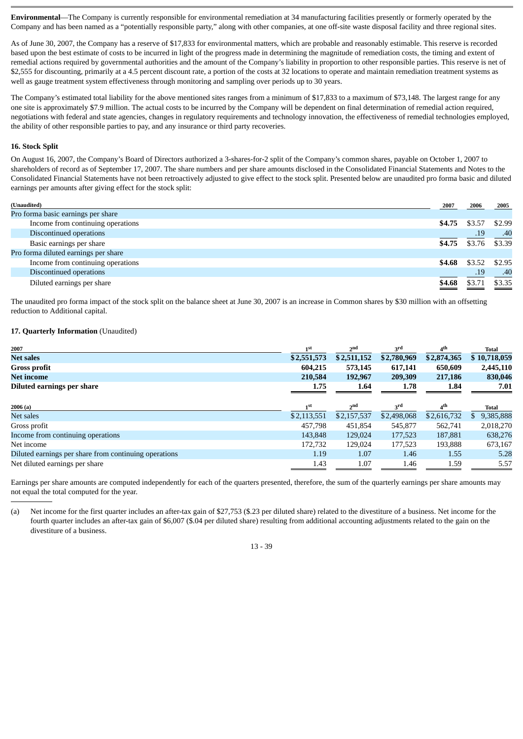**Environmental**—The Company is currently responsible for environmental remediation at 34 manufacturing facilities presently or formerly operated by the Company and has been named as a "potentially responsible party," along with other companies, at one off-site waste disposal facility and three regional sites.

As of June 30, 2007, the Company has a reserve of $17,833 for environmental matters, which are probable and reasonably estimable. This reserve is recorded based upon the best estimate of costs to be incurred in light of the progress made in determining the magnitude of remediation costs, the timing and extent of remedial actions required by governmental authorities and the amount of the Company's liability in proportion to other responsible parties. This reserve is net of $2,555 for discounting, primarily at a 4.5 percent discount rate, a portion of the costs at 32 locations to operate and maintain remediation treatment systems as well as gauge treatment system effectiveness through monitoring and sampling over periods up to 30 years.

The Company's estimated total liability for the above mentioned sites ranges from a minimum of $17,833 to a maximum of $73,148. The largest range for any one site is approximately $7.9 million. The actual costs to be incurred by the Company will be dependent on final determination of remedial action required, negotiations with federal and state agencies, changes in regulatory requirements and technology innovation, the effectiveness of remedial technologies employed, the ability of other responsible parties to pay, and any insurance or third party recoveries.

### 16. Stock Split

On August 16, 2007, the Company's Board of Directors authorized a 3-shares-for-2 split of the Company's common shares, payable on October 1, 2007 to shareholders of record as of September 17, 2007. The share numbers and per share amounts disclosed in the Consolidated Financial Statements and Notes to the Consolidated Financial Statements have not been retroactively adjusted to give effect to the stock split. Presented below are unaudited pro forma basic and diluted earnings per amounts after giving effect for the stock split:

| (Unaudited) | 2007 | 2006 | 2005 |
|---|---|---|---|
| Pro forma basic earnings per share | | | |
| Income from continuing operations | **$4.75** | $3.57 | $2.99 |
| Discontinued operations | | .19 | .40 |
| Basic earnings per share | **$4.75** | $3.76 | $3.39 |
| Pro forma diluted earnings per share | | | |
| Income from continuing operations | **$4.68** | $3.52 | $2.95 |
| Discontinued operations | | .19 | .40 |
| Diluted earnings per share | **$4.68** | $3.71 | $3.35 |

The unaudited pro forma impact of the stock split on the balance sheet at June 30, 2007 is an increase in Common shares by $30 million with an offsetting reduction to Additional capital.

### 17. Quarterly Information (Unaudited)

| 2007 | 1st | 2nd | 3rd | 4th | Total |
|---|---|---|---|---|---|
| **Net sales** | **$2,551,573** | **$2,511,152** | **$2,780,969** | **$2,874,365** | **$10,718,059** |
| **Gross profit** | **604,215** | **573,145** | **617,141** | **650,609** | **2,445,110** |
| **Net income** | **210,584** | **192,967** | **209,309** | **217,186** | **830,046** |
| **Diluted earnings per share** | **1.75** | **1.64** | **1.78** | **1.84** | **7.01** |

| 2006 (a) | 1st | 2nd | 3rd | 4th | Total |
|---|---|---|---|---|---|
| Net sales | $2,113,551 | $2,157,537 | $2,498,068 | $2,616,732 | $ 9,385,888 |
| Gross profit | 457,798 | 451,854 | 545,877 | 562,741 | 2,018,270 |
| Income from continuing operations | 143,848 | 129,024 | 177,523 | 187,881 | 638,276 |
| Net income | 172,732 | 129,024 | 177,523 | 193,888 | 673,167 |
| Diluted earnings per share from continuing operations | 1.19 | 1.07 | 1.46 | 1.55 | 5.28 |
| Net diluted earnings per share | 1.43 | 1.07 | 1.46 | 1.59 | 5.57 |

Earnings per share amounts are computed independently for each of the quarters presented, therefore, the sum of the quarterly earnings per share amounts may not equal the total computed for the year.

(a) Net income for the first quarter includes an after-tax gain of $27,753 ($.23 per diluted share) related to the divestiture of a business. Net income for the fourth quarter includes an after-tax gain of $6,007 ($.04 per diluted share) resulting from additional accounting adjustments related to the gain on the divestiture of a business.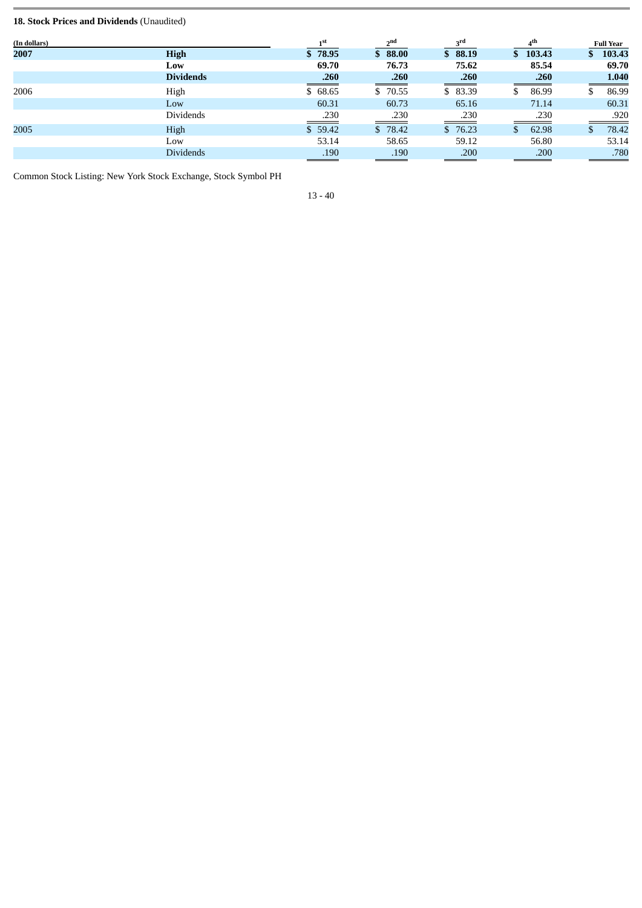**18. Stock Prices and Dividends** (Unaudited)

| (In dollars) | | 1st | 2nd | 3rd | 4th | Full Year |
|---|---|---|---|---|---|---|
| **2007** | **High** | **$ 78.95** | **$ 88.00** | **$ 88.19** | **$ 103.43** | **$ 103.43** |
| | **Low** | **69.70** | **76.73** | **75.62** | **85.54** | **69.70** |
| | **Dividends** | **.260** | **.260** | **.260** | **.260** | **1.040** |
| 2006 | High | $ 68.65 | $ 70.55 | $ 83.39 | $ 86.99 | $ 86.99 |
| | Low | 60.31 | 60.73 | 65.16 | 71.14 | 60.31 |
| | Dividends | .230 | .230 | .230 | .230 | .920 |
| 2005 | High | $ 59.42 | $ 78.42 | $ 76.23 | $ 62.98 | $ 78.42 |
| | Low | 53.14 | 58.65 | 59.12 | 56.80 | 53.14 |
| | Dividends | .190 | .190 | .200 | .200 | .780 |

Common Stock Listing: New York Stock Exchange, Stock Symbol PH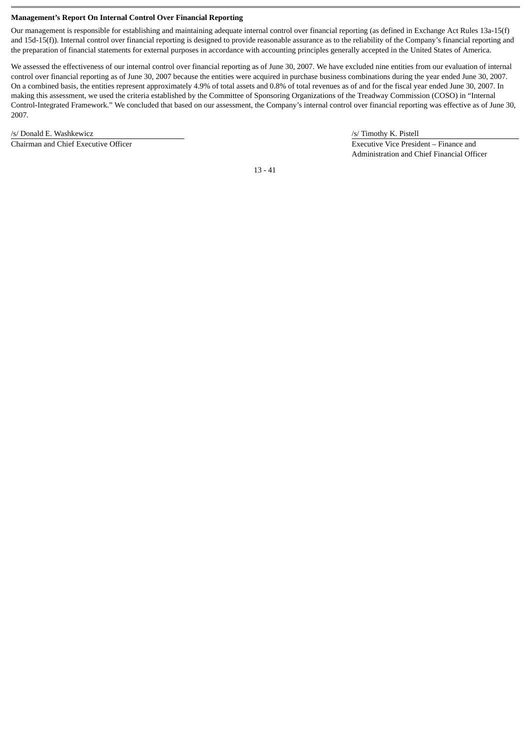**Management's Report On Internal Control Over Financial Reporting**

Our management is responsible for establishing and maintaining adequate internal control over financial reporting (as defined in Exchange Act Rules 13a-15(f) and 15d-15(f)). Internal control over financial reporting is designed to provide reasonable assurance as to the reliability of the Company's financial reporting and the preparation of financial statements for external purposes in accordance with accounting principles generally accepted in the United States of America.

We assessed the effectiveness of our internal control over financial reporting as of June 30, 2007. We have excluded nine entities from our evaluation of internal control over financial reporting as of June 30, 2007 because the entities were acquired in purchase business combinations during the year ended June 30, 2007. On a combined basis, the entities represent approximately 4.9% of total assets and 0.8% of total revenues as of and for the fiscal year ended June 30, 2007. In making this assessment, we used the criteria established by the Committee of Sponsoring Organizations of the Treadway Commission (COSO) in "Internal Control-Integrated Framework." We concluded that based on our assessment, the Company's internal control over financial reporting was effective as of June 30, 2007.

| /s/ Donald E. Washkewicz | /s/ Timothy K. Pistell |
|---|---|
| Chairman and Chief Executive Officer | Executive Vice President – Finance and Administration and Chief Financial Officer |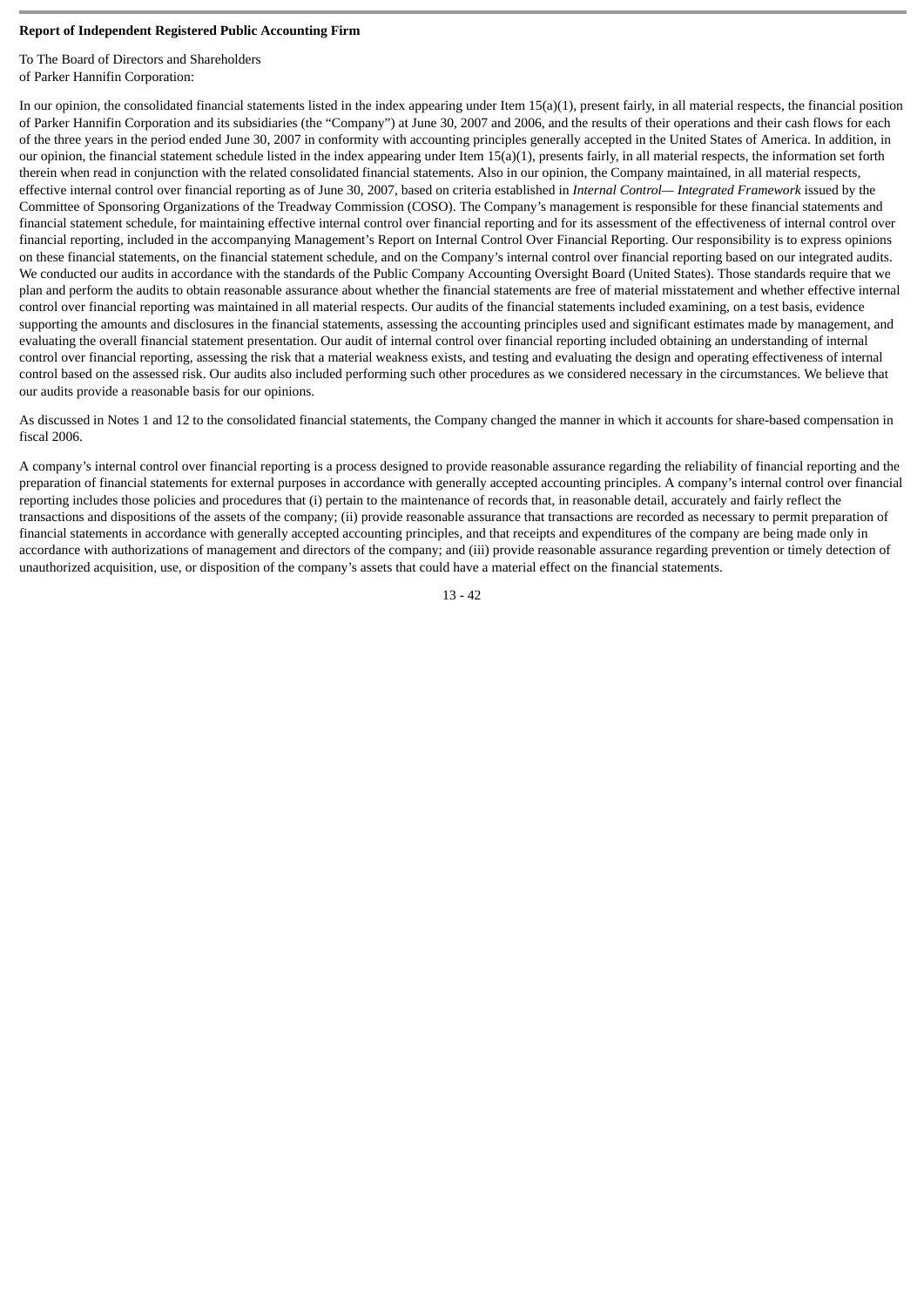**Report of Independent Registered Public Accounting Firm**

To The Board of Directors and Shareholders
of Parker Hannifin Corporation:

In our opinion, the consolidated financial statements listed in the index appearing under Item 15(a)(1), present fairly, in all material respects, the financial position of Parker Hannifin Corporation and its subsidiaries (the "Company") at June 30, 2007 and 2006, and the results of their operations and their cash flows for each of the three years in the period ended June 30, 2007 in conformity with accounting principles generally accepted in the United States of America. In addition, in our opinion, the financial statement schedule listed in the index appearing under Item 15(a)(1), presents fairly, in all material respects, the information set forth therein when read in conjunction with the related consolidated financial statements. Also in our opinion, the Company maintained, in all material respects, effective internal control over financial reporting as of June 30, 2007, based on criteria established in *Internal Control— Integrated Framework* issued by the Committee of Sponsoring Organizations of the Treadway Commission (COSO). The Company's management is responsible for these financial statements and financial statement schedule, for maintaining effective internal control over financial reporting and for its assessment of the effectiveness of internal control over financial reporting, included in the accompanying Management's Report on Internal Control Over Financial Reporting. Our responsibility is to express opinions on these financial statements, on the financial statement schedule, and on the Company's internal control over financial reporting based on our integrated audits. We conducted our audits in accordance with the standards of the Public Company Accounting Oversight Board (United States). Those standards require that we plan and perform the audits to obtain reasonable assurance about whether the financial statements are free of material misstatement and whether effective internal control over financial reporting was maintained in all material respects. Our audits of the financial statements included examining, on a test basis, evidence supporting the amounts and disclosures in the financial statements, assessing the accounting principles used and significant estimates made by management, and evaluating the overall financial statement presentation. Our audit of internal control over financial reporting included obtaining an understanding of internal control over financial reporting, assessing the risk that a material weakness exists, and testing and evaluating the design and operating effectiveness of internal control based on the assessed risk. Our audits also included performing such other procedures as we considered necessary in the circumstances. We believe that our audits provide a reasonable basis for our opinions.

As discussed in Notes 1 and 12 to the consolidated financial statements, the Company changed the manner in which it accounts for share-based compensation in fiscal 2006.

A company's internal control over financial reporting is a process designed to provide reasonable assurance regarding the reliability of financial reporting and the preparation of financial statements for external purposes in accordance with generally accepted accounting principles. A company's internal control over financial reporting includes those policies and procedures that (i) pertain to the maintenance of records that, in reasonable detail, accurately and fairly reflect the transactions and dispositions of the assets of the company; (ii) provide reasonable assurance that transactions are recorded as necessary to permit preparation of financial statements in accordance with generally accepted accounting principles, and that receipts and expenditures of the company are being made only in accordance with authorizations of management and directors of the company; and (iii) provide reasonable assurance regarding prevention or timely detection of unauthorized acquisition, use, or disposition of the company's assets that could have a material effect on the financial statements.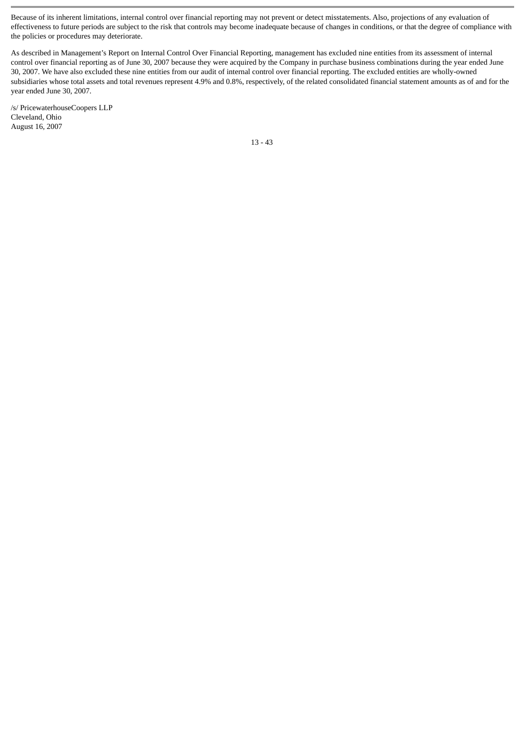Because of its inherent limitations, internal control over financial reporting may not prevent or detect misstatements. Also, projections of any evaluation of effectiveness to future periods are subject to the risk that controls may become inadequate because of changes in conditions, or that the degree of compliance with the policies or procedures may deteriorate.

As described in Management's Report on Internal Control Over Financial Reporting, management has excluded nine entities from its assessment of internal control over financial reporting as of June 30, 2007 because they were acquired by the Company in purchase business combinations during the year ended June 30, 2007. We have also excluded these nine entities from our audit of internal control over financial reporting. The excluded entities are wholly-owned subsidiaries whose total assets and total revenues represent 4.9% and 0.8%, respectively, of the related consolidated financial statement amounts as of and for the year ended June 30, 2007.

/s/ PricewaterhouseCoopers LLP  
Cleveland, Ohio  
August 16, 2007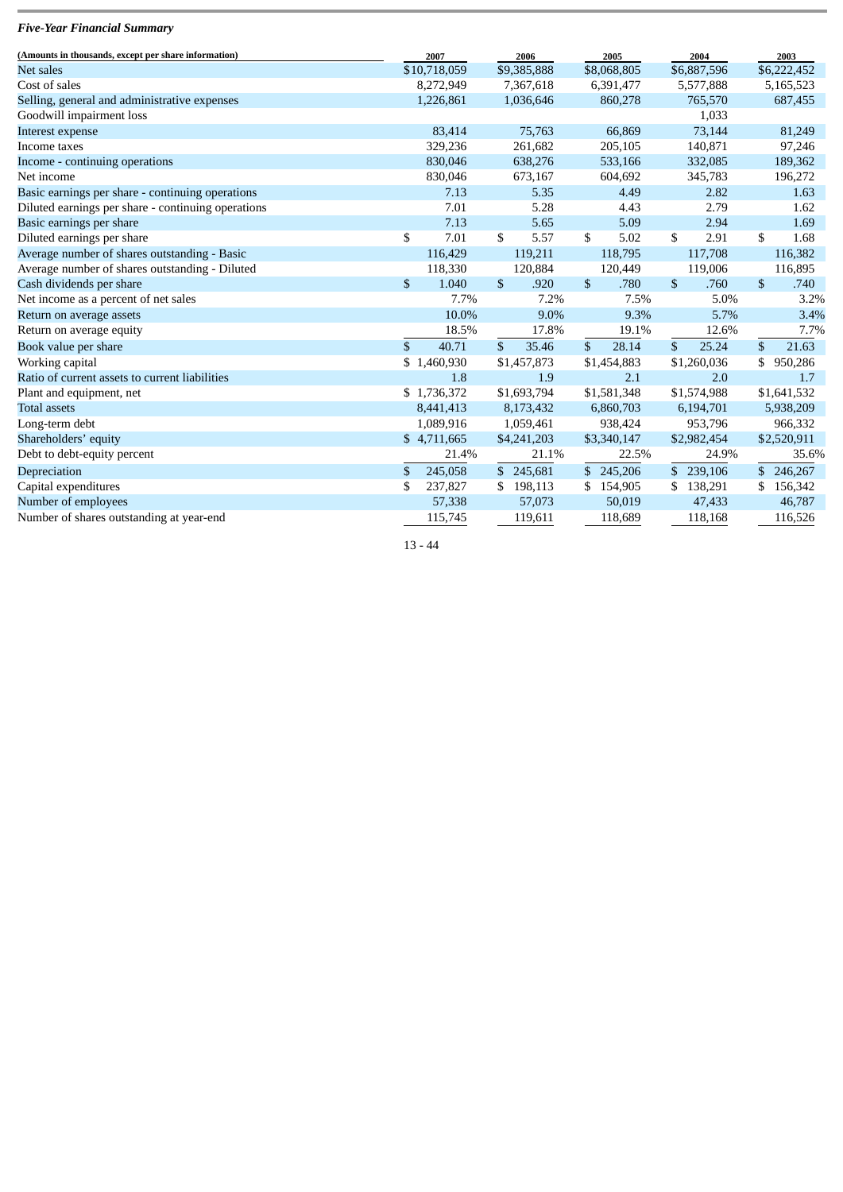*Five-Year Financial Summary*

| (Amounts in thousands, except per share information) | 2007 | 2006 | 2005 | 2004 | 2003 |
|---|---|---|---|---|---|
| Net sales | $10,718,059 | $9,385,888 | $8,068,805 | $6,887,596 | $6,222,452 |
| Cost of sales | 8,272,949 | 7,367,618 | 6,391,477 | 5,577,888 | 5,165,523 |
| Selling, general and administrative expenses | 1,226,861 | 1,036,646 | 860,278 | 765,570 | 687,455 |
| Goodwill impairment loss | | | | 1,033 | |
| Interest expense | 83,414 | 75,763 | 66,869 | 73,144 | 81,249 |
| Income taxes | 329,236 | 261,682 | 205,105 | 140,871 | 97,246 |
| Income - continuing operations | 830,046 | 638,276 | 533,166 | 332,085 | 189,362 |
| Net income | 830,046 | 673,167 | 604,692 | 345,783 | 196,272 |
| Basic earnings per share - continuing operations | 7.13 | 5.35 | 4.49 | 2.82 | 1.63 |
| Diluted earnings per share - continuing operations | 7.01 | 5.28 | 4.43 | 2.79 | 1.62 |
| Basic earnings per share | 7.13 | 5.65 | 5.09 | 2.94 | 1.69 |
| Diluted earnings per share | $ 7.01 | $ 5.57 | $ 5.02 | $ 2.91 | $ 1.68 |
| Average number of shares outstanding - Basic | 116,429 | 119,211 | 118,795 | 117,708 | 116,382 |
| Average number of shares outstanding - Diluted | 118,330 | 120,884 | 120,449 | 119,006 | 116,895 |
| Cash dividends per share | $ 1.040 | $ .920 | $ .780 | $ .760 | $ .740 |
| Net income as a percent of net sales | 7.7% | 7.2% | 7.5% | 5.0% | 3.2% |
| Return on average assets | 10.0% | 9.0% | 9.3% | 5.7% | 3.4% |
| Return on average equity | 18.5% | 17.8% | 19.1% | 12.6% | 7.7% |
| Book value per share | $ 40.71 | $ 35.46 | $ 28.14 | $ 25.24 | $ 21.63 |
| Working capital | $ 1,460,930 | $1,457,873 | $1,454,883 | $1,260,036 | $ 950,286 |
| Ratio of current assets to current liabilities | 1.8 | 1.9 | 2.1 | 2.0 | 1.7 |
| Plant and equipment, net | $ 1,736,372 | $1,693,794 | $1,581,348 | $1,574,988 | $1,641,532 |
| Total assets | 8,441,413 | 8,173,432 | 6,860,703 | 6,194,701 | 5,938,209 |
| Long-term debt | 1,089,916 | 1,059,461 | 938,424 | 953,796 | 966,332 |
| Shareholders' equity | $ 4,711,665 | $4,241,203 | $3,340,147 | $2,982,454 | $2,520,911 |
| Debt to debt-equity percent | 21.4% | 21.1% | 22.5% | 24.9% | 35.6% |
| Depreciation | $ 245,058 | $ 245,681 | $ 245,206 | $ 239,106 | $ 246,267 |
| Capital expenditures | $ 237,827 | $ 198,113 | $ 154,905 | $ 138,291 | $ 156,342 |
| Number of employees | 57,338 | 57,073 | 50,019 | 47,433 | 46,787 |
| Number of shares outstanding at year-end | 115,745 | 119,611 | 118,689 | 118,168 | 116,526 |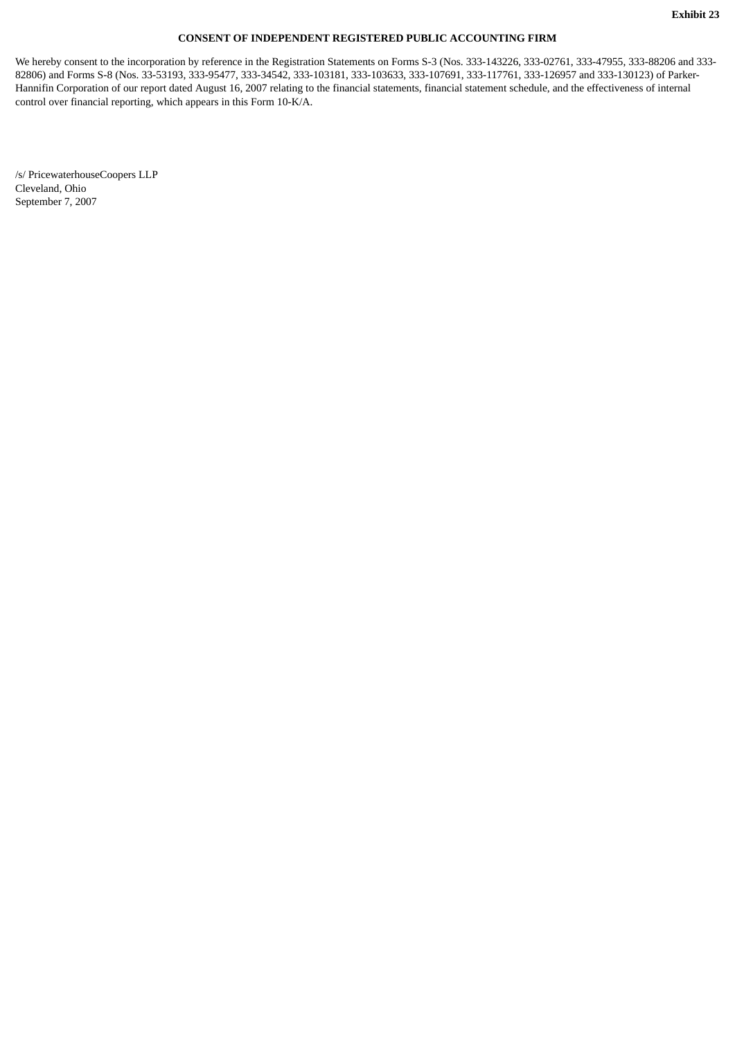**Exhibit 23**

**CONSENT OF INDEPENDENT REGISTERED PUBLIC ACCOUNTING FIRM**

We hereby consent to the incorporation by reference in the Registration Statements on Forms S-3 (Nos. 333-143226, 333-02761, 333-47955, 333-88206 and 333-82806) and Forms S-8 (Nos. 33-53193, 333-95477, 333-34542, 333-103181, 333-103633, 333-107691, 333-117761, 333-126957 and 333-130123) of Parker-Hannifin Corporation of our report dated August 16, 2007 relating to the financial statements, financial statement schedule, and the effectiveness of internal control over financial reporting, which appears in this Form 10-K/A.

/s/ PricewaterhouseCoopers LLP
Cleveland, Ohio
September 7, 2007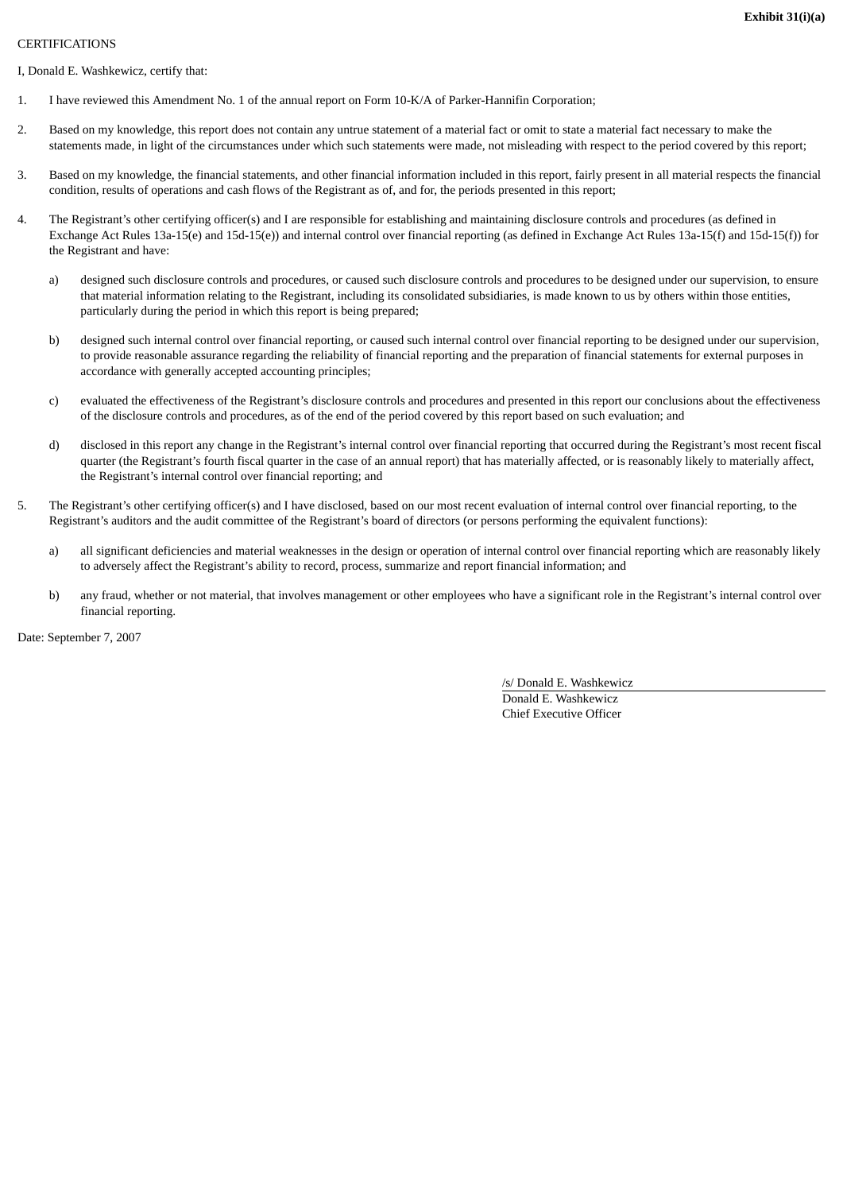**Exhibit 31(i)(a)**

CERTIFICATIONS

I, Donald E. Washkewicz, certify that:

1. I have reviewed this Amendment No. 1 of the annual report on Form 10-K/A of Parker-Hannifin Corporation;

2. Based on my knowledge, this report does not contain any untrue statement of a material fact or omit to state a material fact necessary to make the statements made, in light of the circumstances under which such statements were made, not misleading with respect to the period covered by this report;

3. Based on my knowledge, the financial statements, and other financial information included in this report, fairly present in all material respects the financial condition, results of operations and cash flows of the Registrant as of, and for, the periods presented in this report;

4. The Registrant's other certifying officer(s) and I are responsible for establishing and maintaining disclosure controls and procedures (as defined in Exchange Act Rules 13a-15(e) and 15d-15(e)) and internal control over financial reporting (as defined in Exchange Act Rules 13a-15(f) and 15d-15(f)) for the Registrant and have:

   a) designed such disclosure controls and procedures, or caused such disclosure controls and procedures to be designed under our supervision, to ensure that material information relating to the Registrant, including its consolidated subsidiaries, is made known to us by others within those entities, particularly during the period in which this report is being prepared;

   b) designed such internal control over financial reporting, or caused such internal control over financial reporting to be designed under our supervision, to provide reasonable assurance regarding the reliability of financial reporting and the preparation of financial statements for external purposes in accordance with generally accepted accounting principles;

   c) evaluated the effectiveness of the Registrant's disclosure controls and procedures and presented in this report our conclusions about the effectiveness of the disclosure controls and procedures, as of the end of the period covered by this report based on such evaluation; and

   d) disclosed in this report any change in the Registrant's internal control over financial reporting that occurred during the Registrant's most recent fiscal quarter (the Registrant's fourth fiscal quarter in the case of an annual report) that has materially affected, or is reasonably likely to materially affect, the Registrant's internal control over financial reporting; and

5. The Registrant's other certifying officer(s) and I have disclosed, based on our most recent evaluation of internal control over financial reporting, to the Registrant's auditors and the audit committee of the Registrant's board of directors (or persons performing the equivalent functions):

   a) all significant deficiencies and material weaknesses in the design or operation of internal control over financial reporting which are reasonably likely to adversely affect the Registrant's ability to record, process, summarize and report financial information; and

   b) any fraud, whether or not material, that involves management or other employees who have a significant role in the Registrant's internal control over financial reporting.

Date: September 7, 2007

/s/ Donald E. Washkewicz
Donald E. Washkewicz
Chief Executive Officer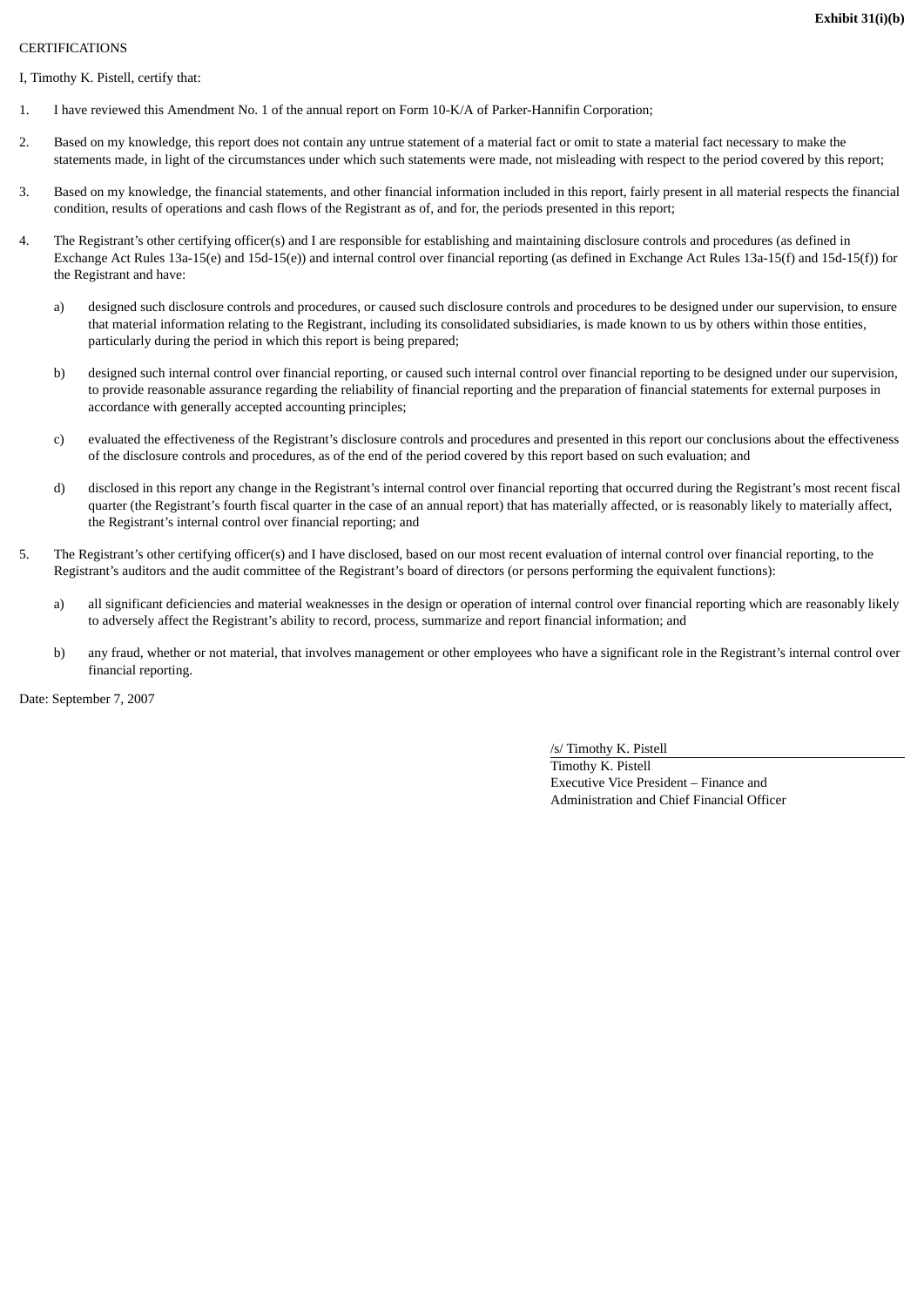**Exhibit 31(i)(b)**

CERTIFICATIONS

I, Timothy K. Pistell, certify that:

1. I have reviewed this Amendment No. 1 of the annual report on Form 10-K/A of Parker-Hannifin Corporation;

2. Based on my knowledge, this report does not contain any untrue statement of a material fact or omit to state a material fact necessary to make the statements made, in light of the circumstances under which such statements were made, not misleading with respect to the period covered by this report;

3. Based on my knowledge, the financial statements, and other financial information included in this report, fairly present in all material respects the financial condition, results of operations and cash flows of the Registrant as of, and for, the periods presented in this report;

4. The Registrant's other certifying officer(s) and I are responsible for establishing and maintaining disclosure controls and procedures (as defined in Exchange Act Rules 13a-15(e) and 15d-15(e)) and internal control over financial reporting (as defined in Exchange Act Rules 13a-15(f) and 15d-15(f)) for the Registrant and have:

   a) designed such disclosure controls and procedures, or caused such disclosure controls and procedures to be designed under our supervision, to ensure that material information relating to the Registrant, including its consolidated subsidiaries, is made known to us by others within those entities, particularly during the period in which this report is being prepared;

   b) designed such internal control over financial reporting, or caused such internal control over financial reporting to be designed under our supervision, to provide reasonable assurance regarding the reliability of financial reporting and the preparation of financial statements for external purposes in accordance with generally accepted accounting principles;

   c) evaluated the effectiveness of the Registrant's disclosure controls and procedures and presented in this report our conclusions about the effectiveness of the disclosure controls and procedures, as of the end of the period covered by this report based on such evaluation; and

   d) disclosed in this report any change in the Registrant's internal control over financial reporting that occurred during the Registrant's most recent fiscal quarter (the Registrant's fourth fiscal quarter in the case of an annual report) that has materially affected, or is reasonably likely to materially affect, the Registrant's internal control over financial reporting; and

5. The Registrant's other certifying officer(s) and I have disclosed, based on our most recent evaluation of internal control over financial reporting, to the Registrant's auditors and the audit committee of the Registrant's board of directors (or persons performing the equivalent functions):

   a) all significant deficiencies and material weaknesses in the design or operation of internal control over financial reporting which are reasonably likely to adversely affect the Registrant's ability to record, process, summarize and report financial information; and

   b) any fraud, whether or not material, that involves management or other employees who have a significant role in the Registrant's internal control over financial reporting.

Date: September 7, 2007

/s/ Timothy K. Pistell
Timothy K. Pistell
Executive Vice President – Finance and Administration and Chief Financial Officer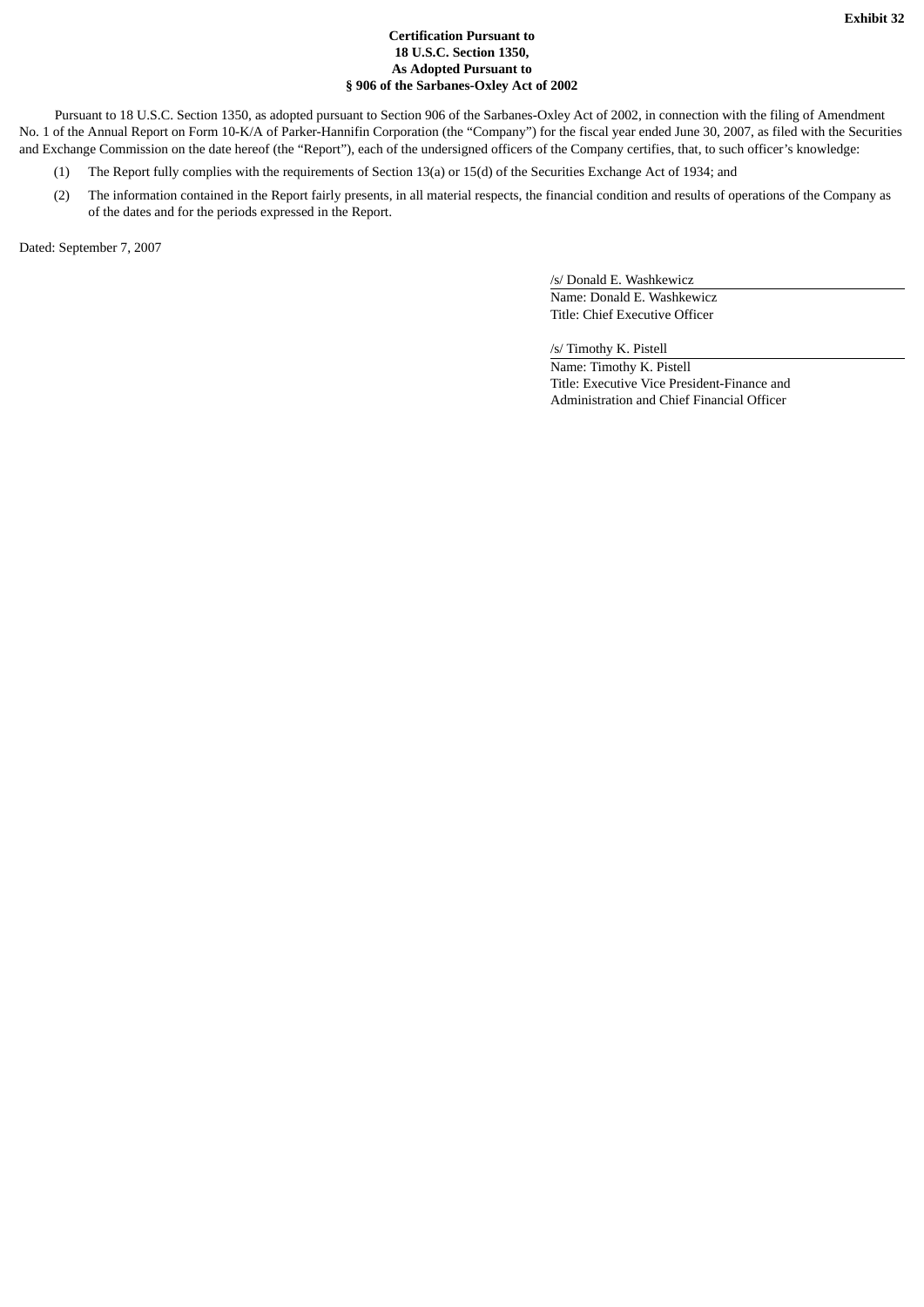**Exhibit 32**

**Certification Pursuant to**
**18 U.S.C. Section 1350,**
**As Adopted Pursuant to**
**§ 906 of the Sarbanes-Oxley Act of 2002**

Pursuant to 18 U.S.C. Section 1350, as adopted pursuant to Section 906 of the Sarbanes-Oxley Act of 2002, in connection with the filing of Amendment No. 1 of the Annual Report on Form 10-K/A of Parker-Hannifin Corporation (the "Company") for the fiscal year ended June 30, 2007, as filed with the Securities and Exchange Commission on the date hereof (the "Report"), each of the undersigned officers of the Company certifies, that, to such officer's knowledge:

(1) The Report fully complies with the requirements of Section 13(a) or 15(d) of the Securities Exchange Act of 1934; and

(2) The information contained in the Report fairly presents, in all material respects, the financial condition and results of operations of the Company as of the dates and for the periods expressed in the Report.

Dated: September 7, 2007

/s/ Donald E. Washkewicz
Name: Donald E. Washkewicz
Title: Chief Executive Officer

/s/ Timothy K. Pistell
Name: Timothy K. Pistell
Title: Executive Vice President-Finance and Administration and Chief Financial Officer